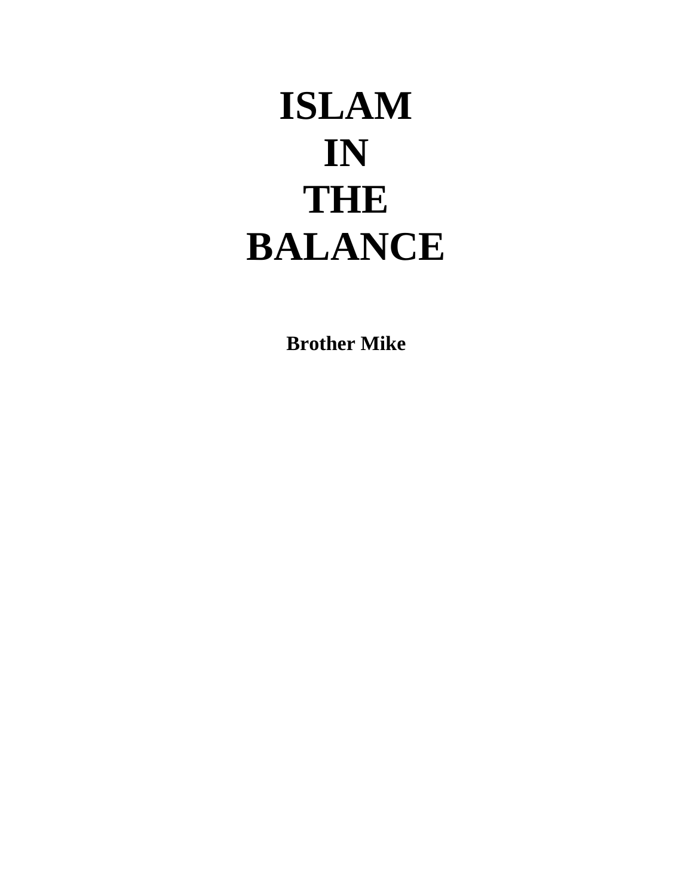# ISLAM IN THE BALANCE

**Brother Mike**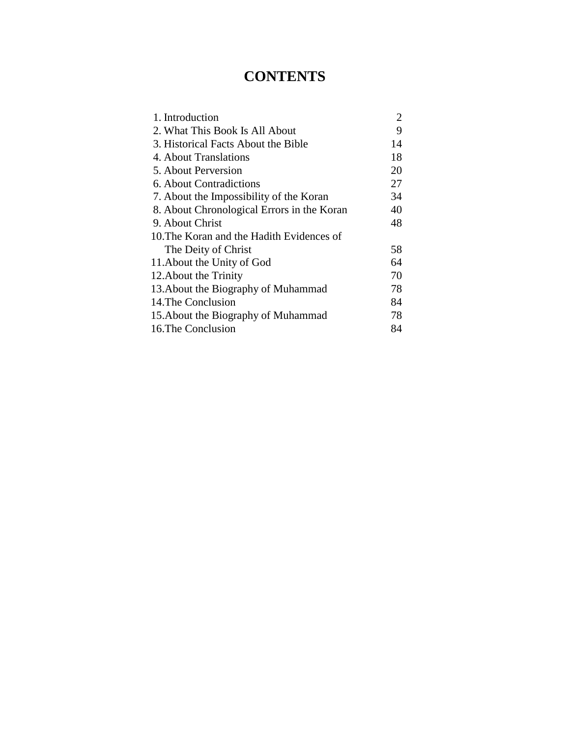# CONTENTS

| | |
|---|---|
| 1. Introduction | 2 |
| 2. What This Book Is All About | 9 |
| 3. Historical Facts About the Bible | 14 |
| 4. About Translations | 18 |
| 5. About Perversion | 20 |
| 6. About Contradictions | 27 |
| 7. About the Impossibility of the Koran | 34 |
| 8. About Chronological Errors in the Koran | 40 |
| 9. About Christ | 48 |
| 10.The Koran and the Hadith Evidences of The Deity of Christ | 58 |
| 11.About the Unity of God | 64 |
| 12.About the Trinity | 70 |
| 13.About the Biography of Muhammad | 78 |
| 14.The Conclusion | 84 |
| 15.About the Biography of Muhammad | 78 |
| 16.The Conclusion | 84 |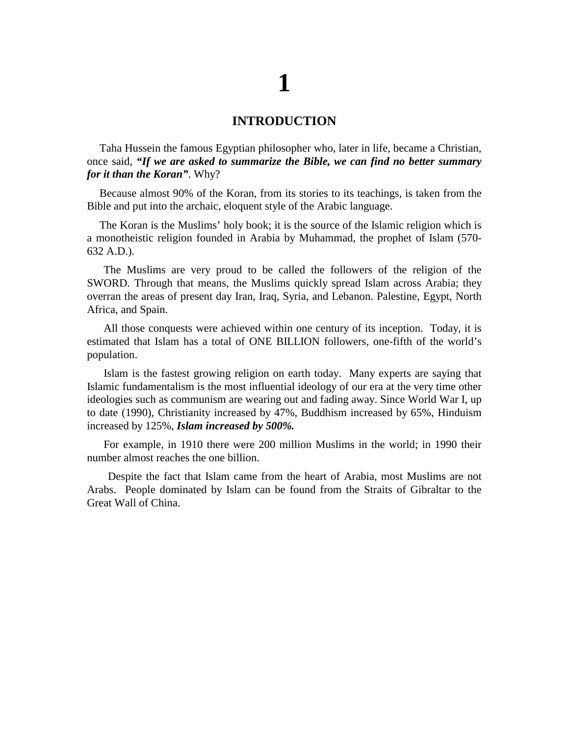# 1

## INTRODUCTION

Taha Hussein the famous Egyptian philosopher who, later in life, became a Christian, once said, ***"If we are asked to summarize the Bible, we can find no better summary for it than the Koran"***. Why?

Because almost 90% of the Koran, from its stories to its teachings, is taken from the Bible and put into the archaic, eloquent style of the Arabic language.

The Koran is the Muslims' holy book; it is the source of the Islamic religion which is a monotheistic religion founded in Arabia by Muhammad, the prophet of Islam (570-632 A.D.).

The Muslims are very proud to be called the followers of the religion of the SWORD. Through that means, the Muslims quickly spread Islam across Arabia; they overran the areas of present day Iran, Iraq, Syria, and Lebanon. Palestine, Egypt, North Africa, and Spain.

All those conquests were achieved within one century of its inception. Today, it is estimated that Islam has a total of ONE BILLION followers, one-fifth of the world's population.

Islam is the fastest growing religion on earth today. Many experts are saying that Islamic fundamentalism is the most influential ideology of our era at the very time other ideologies such as communism are wearing out and fading away. Since World War I, up to date (1990), Christianity increased by 47%, Buddhism increased by 65%, Hinduism increased by 125%, ***Islam increased by 500%.***

For example, in 1910 there were 200 million Muslims in the world; in 1990 their number almost reaches the one billion.

Despite the fact that Islam came from the heart of Arabia, most Muslims are not Arabs. People dominated by Islam can be found from the Straits of Gibraltar to the Great Wall of China.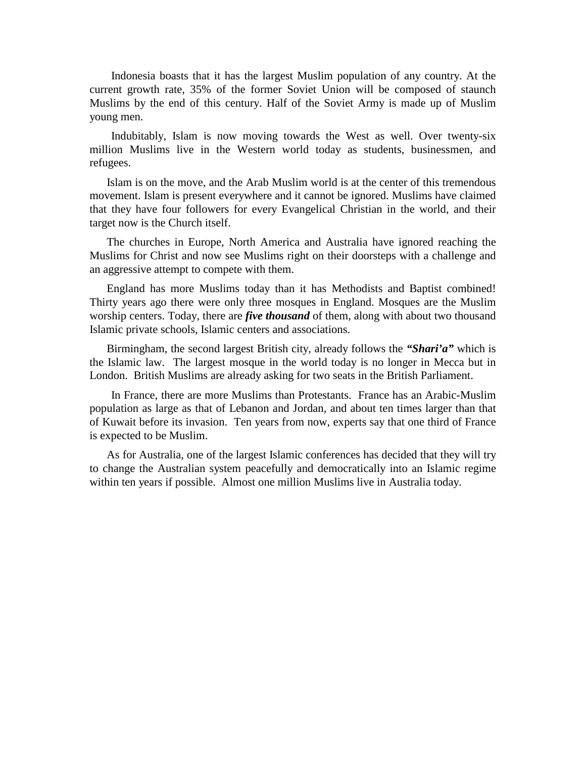Indonesia boasts that it has the largest Muslim population of any country. At the current growth rate, 35% of the former Soviet Union will be composed of staunch Muslims by the end of this century. Half of the Soviet Army is made up of Muslim young men.

Indubitably, Islam is now moving towards the West as well. Over twenty-six million Muslims live in the Western world today as students, businessmen, and refugees.

Islam is on the move, and the Arab Muslim world is at the center of this tremendous movement. Islam is present everywhere and it cannot be ignored. Muslims have claimed that they have four followers for every Evangelical Christian in the world, and their target now is the Church itself.

The churches in Europe, North America and Australia have ignored reaching the Muslims for Christ and now see Muslims right on their doorsteps with a challenge and an aggressive attempt to compete with them.

England has more Muslims today than it has Methodists and Baptist combined! Thirty years ago there were only three mosques in England. Mosques are the Muslim worship centers. Today, there are ***five thousand*** of them, along with about two thousand Islamic private schools, Islamic centers and associations.

Birmingham, the second largest British city, already follows the ***"Shari'a"*** which is the Islamic law. The largest mosque in the world today is no longer in Mecca but in London. British Muslims are already asking for two seats in the British Parliament.

In France, there are more Muslims than Protestants. France has an Arabic-Muslim population as large as that of Lebanon and Jordan, and about ten times larger than that of Kuwait before its invasion. Ten years from now, experts say that one third of France is expected to be Muslim.

As for Australia, one of the largest Islamic conferences has decided that they will try to change the Australian system peacefully and democratically into an Islamic regime within ten years if possible. Almost one million Muslims live in Australia today.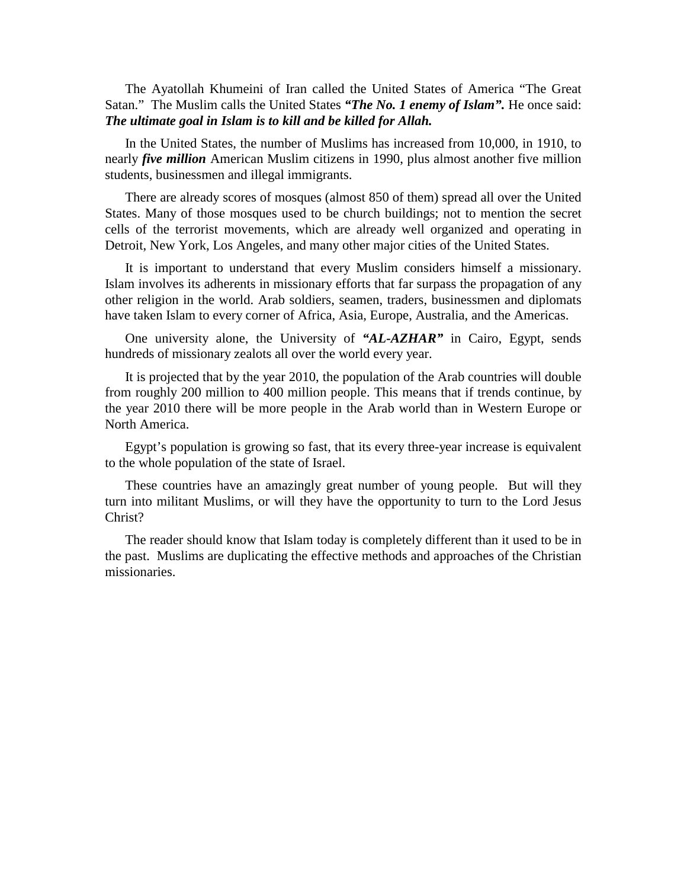The Ayatollah Khumeini of Iran called the United States of America “The Great Satan.” The Muslim calls the United States ***“The No. 1 enemy of Islam”.*** He once said: ***The ultimate goal in Islam is to kill and be killed for Allah.***

In the United States, the number of Muslims has increased from 10,000, in 1910, to nearly ***five million*** American Muslim citizens in 1990, plus almost another five million students, businessmen and illegal immigrants.

There are already scores of mosques (almost 850 of them) spread all over the United States. Many of those mosques used to be church buildings; not to mention the secret cells of the terrorist movements, which are already well organized and operating in Detroit, New York, Los Angeles, and many other major cities of the United States.

It is important to understand that every Muslim considers himself a missionary. Islam involves its adherents in missionary efforts that far surpass the propagation of any other religion in the world. Arab soldiers, seamen, traders, businessmen and diplomats have taken Islam to every corner of Africa, Asia, Europe, Australia, and the Americas.

One university alone, the University of ***“AL-AZHAR”*** in Cairo, Egypt, sends hundreds of missionary zealots all over the world every year.

It is projected that by the year 2010, the population of the Arab countries will double from roughly 200 million to 400 million people. This means that if trends continue, by the year 2010 there will be more people in the Arab world than in Western Europe or North America.

Egypt’s population is growing so fast, that its every three-year increase is equivalent to the whole population of the state of Israel.

These countries have an amazingly great number of young people. But will they turn into militant Muslims, or will they have the opportunity to turn to the Lord Jesus Christ?

The reader should know that Islam today is completely different than it used to be in the past. Muslims are duplicating the effective methods and approaches of the Christian missionaries.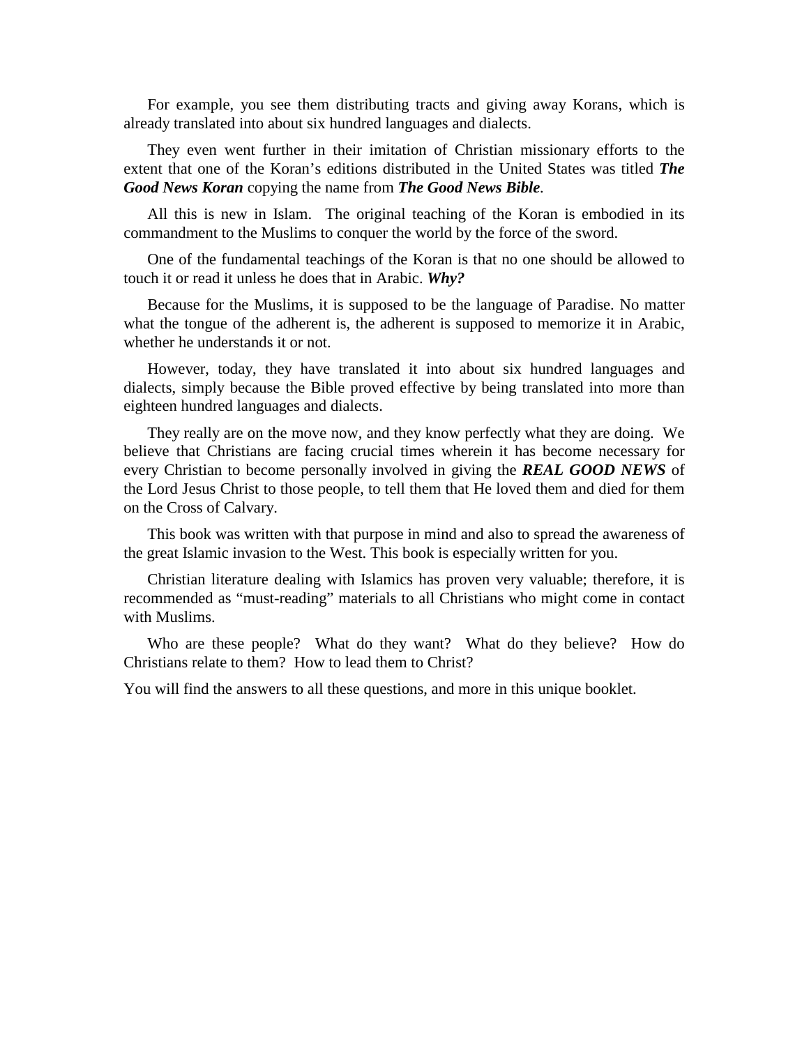For example, you see them distributing tracts and giving away Korans, which is already translated into about six hundred languages and dialects.

They even went further in their imitation of Christian missionary efforts to the extent that one of the Koran's editions distributed in the United States was titled ***The Good News Koran*** copying the name from ***The Good News Bible***.

All this is new in Islam. The original teaching of the Koran is embodied in its commandment to the Muslims to conquer the world by the force of the sword.

One of the fundamental teachings of the Koran is that no one should be allowed to touch it or read it unless he does that in Arabic. ***Why?***

Because for the Muslims, it is supposed to be the language of Paradise. No matter what the tongue of the adherent is, the adherent is supposed to memorize it in Arabic, whether he understands it or not.

However, today, they have translated it into about six hundred languages and dialects, simply because the Bible proved effective by being translated into more than eighteen hundred languages and dialects.

They really are on the move now, and they know perfectly what they are doing. We believe that Christians are facing crucial times wherein it has become necessary for every Christian to become personally involved in giving the ***REAL GOOD NEWS*** of the Lord Jesus Christ to those people, to tell them that He loved them and died for them on the Cross of Calvary.

This book was written with that purpose in mind and also to spread the awareness of the great Islamic invasion to the West. This book is especially written for you.

Christian literature dealing with Islamics has proven very valuable; therefore, it is recommended as "must-reading" materials to all Christians who might come in contact with Muslims.

Who are these people? What do they want? What do they believe? How do Christians relate to them? How to lead them to Christ?

You will find the answers to all these questions, and more in this unique booklet.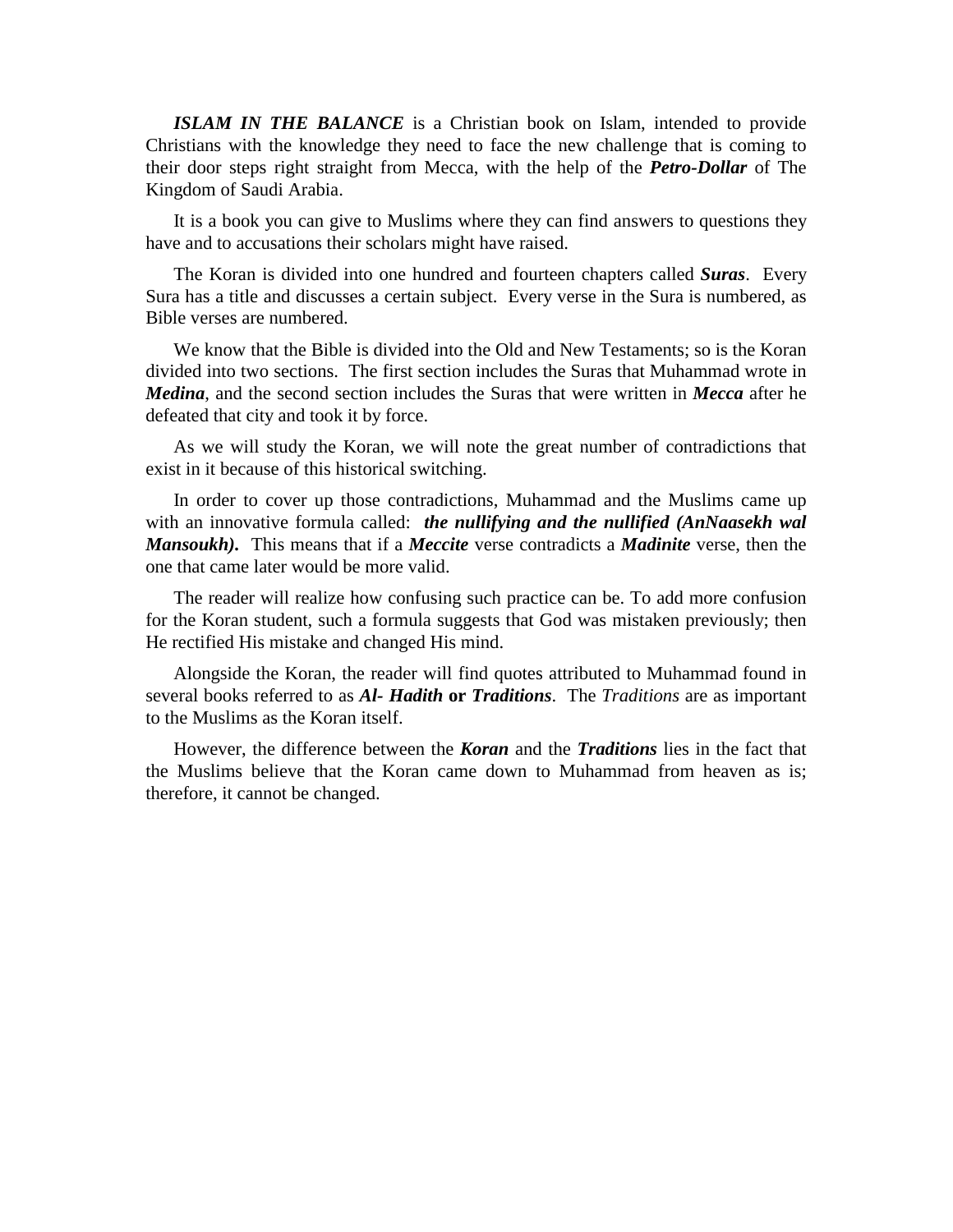***ISLAM IN THE BALANCE*** is a Christian book on Islam, intended to provide Christians with the knowledge they need to face the new challenge that is coming to their door steps right straight from Mecca, with the help of the ***Petro-Dollar*** of The Kingdom of Saudi Arabia.

It is a book you can give to Muslims where they can find answers to questions they have and to accusations their scholars might have raised.

The Koran is divided into one hundred and fourteen chapters called ***Suras***. Every Sura has a title and discusses a certain subject. Every verse in the Sura is numbered, as Bible verses are numbered.

We know that the Bible is divided into the Old and New Testaments; so is the Koran divided into two sections. The first section includes the Suras that Muhammad wrote in ***Medina***, and the second section includes the Suras that were written in ***Mecca*** after he defeated that city and took it by force.

As we will study the Koran, we will note the great number of contradictions that exist in it because of this historical switching.

In order to cover up those contradictions, Muhammad and the Muslims came up with an innovative formula called: ***the nullifying and the nullified (AnNaasekh wal Mansoukh).*** This means that if a ***Meccite*** verse contradicts a ***Madinite*** verse, then the one that came later would be more valid.

The reader will realize how confusing such practice can be. To add more confusion for the Koran student, such a formula suggests that God was mistaken previously; then He rectified His mistake and changed His mind.

Alongside the Koran, the reader will find quotes attributed to Muhammad found in several books referred to as ***Al- Hadith*** **or** ***Traditions***. The *Traditions* are as important to the Muslims as the Koran itself.

However, the difference between the ***Koran*** and the ***Traditions*** lies in the fact that the Muslims believe that the Koran came down to Muhammad from heaven as is; therefore, it cannot be changed.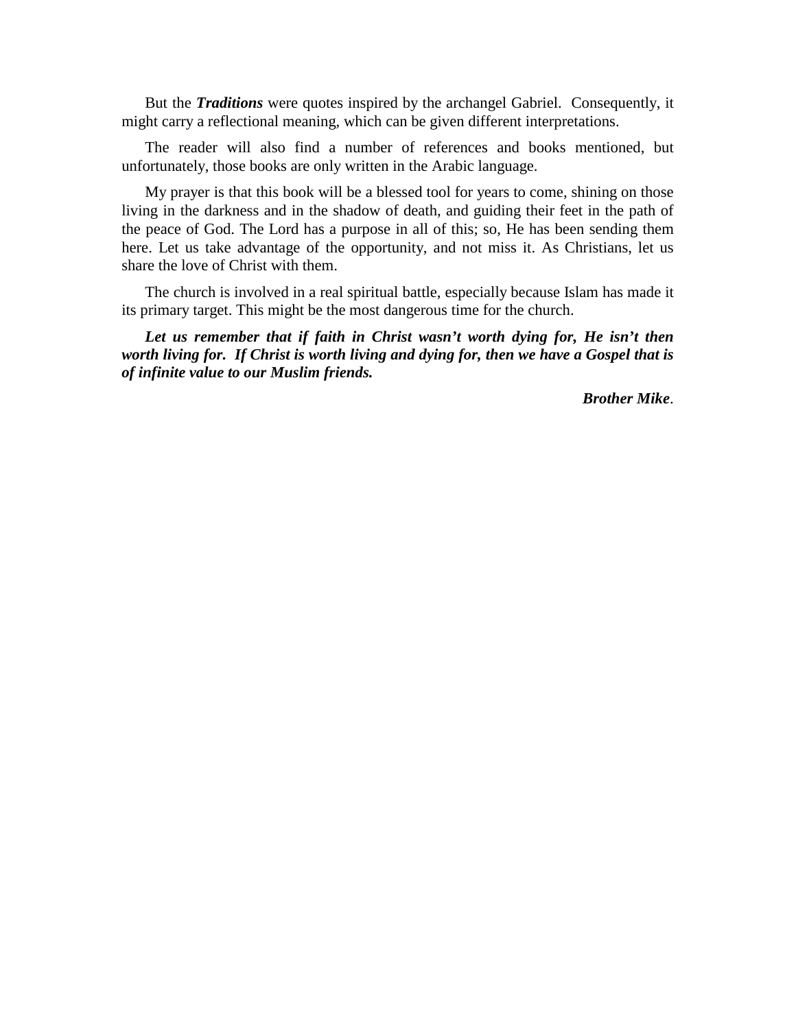But the ***Traditions*** were quotes inspired by the archangel Gabriel.  Consequently, it might carry a reflectional meaning, which can be given different interpretations.

The reader will also find a number of references and books mentioned, but unfortunately, those books are only written in the Arabic language.

My prayer is that this book will be a blessed tool for years to come, shining on those living in the darkness and in the shadow of death, and guiding their feet in the path of the peace of God. The Lord has a purpose in all of this; so, He has been sending them here. Let us take advantage of the opportunity, and not miss it. As Christians, let us share the love of Christ with them.

The church is involved in a real spiritual battle, especially because Islam has made it its primary target. This might be the most dangerous time for the church.

***Let us remember that if faith in Christ wasn't worth dying for, He isn't then worth living for.  If Christ is worth living and dying for, then we have a Gospel that is of infinite value to our Muslim friends.***

***Brother Mike***.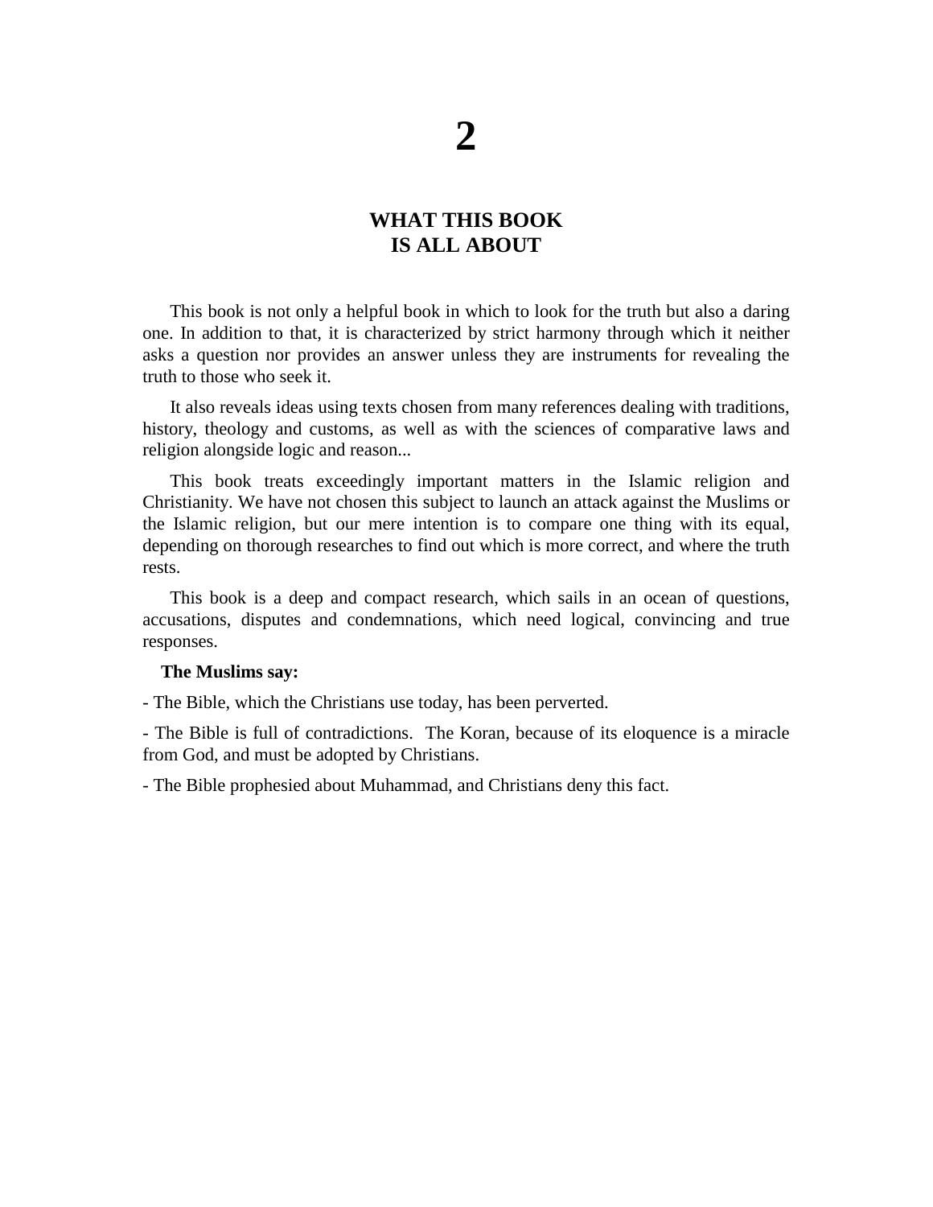# 2

## WHAT THIS BOOK IS ALL ABOUT

This book is not only a helpful book in which to look for the truth but also a daring one. In addition to that, it is characterized by strict harmony through which it neither asks a question nor provides an answer unless they are instruments for revealing the truth to those who seek it.

It also reveals ideas using texts chosen from many references dealing with traditions, history, theology and customs, as well as with the sciences of comparative laws and religion alongside logic and reason...

This book treats exceedingly important matters in the Islamic religion and Christianity. We have not chosen this subject to launch an attack against the Muslims or the Islamic religion, but our mere intention is to compare one thing with its equal, depending on thorough researches to find out which is more correct, and where the truth rests.

This book is a deep and compact research, which sails in an ocean of questions, accusations, disputes and condemnations, which need logical, convincing and true responses.

**The Muslims say:**

- The Bible, which the Christians use today, has been perverted.
- The Bible is full of contradictions. The Koran, because of its eloquence is a miracle from God, and must be adopted by Christians.
- The Bible prophesied about Muhammad, and Christians deny this fact.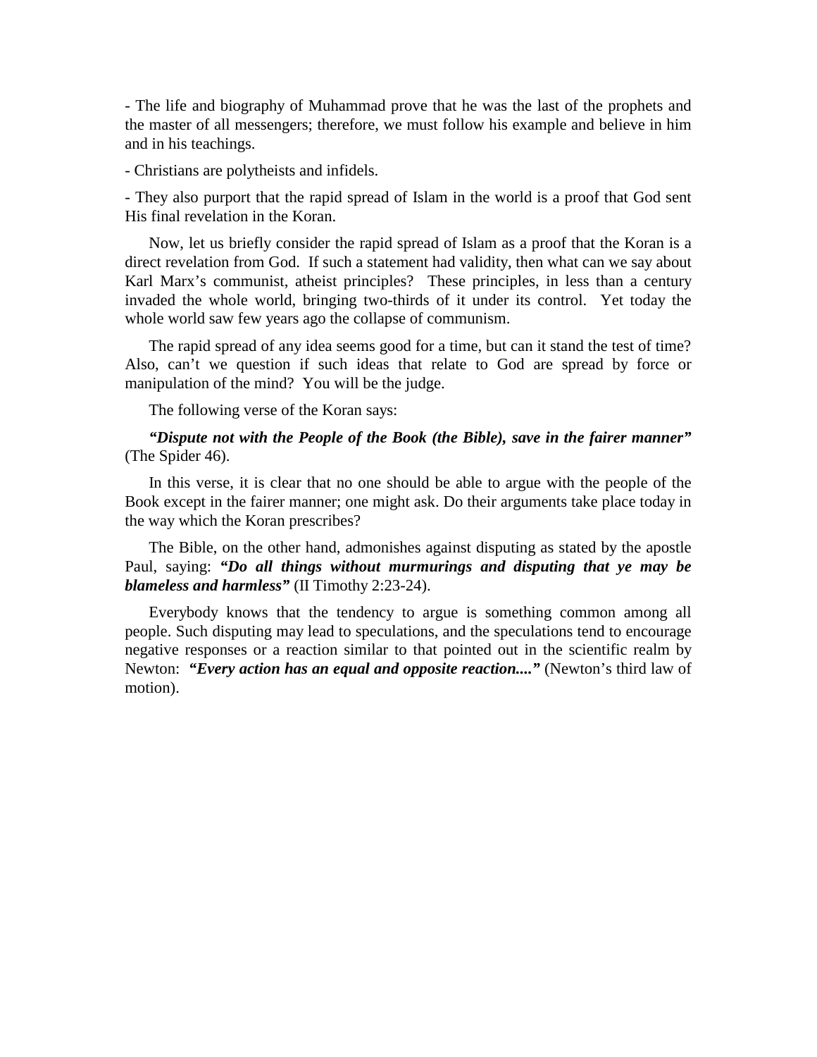- The life and biography of Muhammad prove that he was the last of the prophets and the master of all messengers; therefore, we must follow his example and believe in him and in his teachings.

- Christians are polytheists and infidels.

- They also purport that the rapid spread of Islam in the world is a proof that God sent His final revelation in the Koran.

Now, let us briefly consider the rapid spread of Islam as a proof that the Koran is a direct revelation from God. If such a statement had validity, then what can we say about Karl Marx's communist, atheist principles? These principles, in less than a century invaded the whole world, bringing two-thirds of it under its control. Yet today the whole world saw few years ago the collapse of communism.

The rapid spread of any idea seems good for a time, but can it stand the test of time? Also, can't we question if such ideas that relate to God are spread by force or manipulation of the mind? You will be the judge.

The following verse of the Koran says:

***"Dispute not with the People of the Book (the Bible), save in the fairer manner"*** (The Spider 46).

In this verse, it is clear that no one should be able to argue with the people of the Book except in the fairer manner; one might ask. Do their arguments take place today in the way which the Koran prescribes?

The Bible, on the other hand, admonishes against disputing as stated by the apostle Paul, saying: ***"Do all things without murmurings and disputing that ye may be blameless and harmless"*** (II Timothy 2:23-24).

Everybody knows that the tendency to argue is something common among all people. Such disputing may lead to speculations, and the speculations tend to encourage negative responses or a reaction similar to that pointed out in the scientific realm by Newton: ***"Every action has an equal and opposite reaction...."*** (Newton's third law of motion).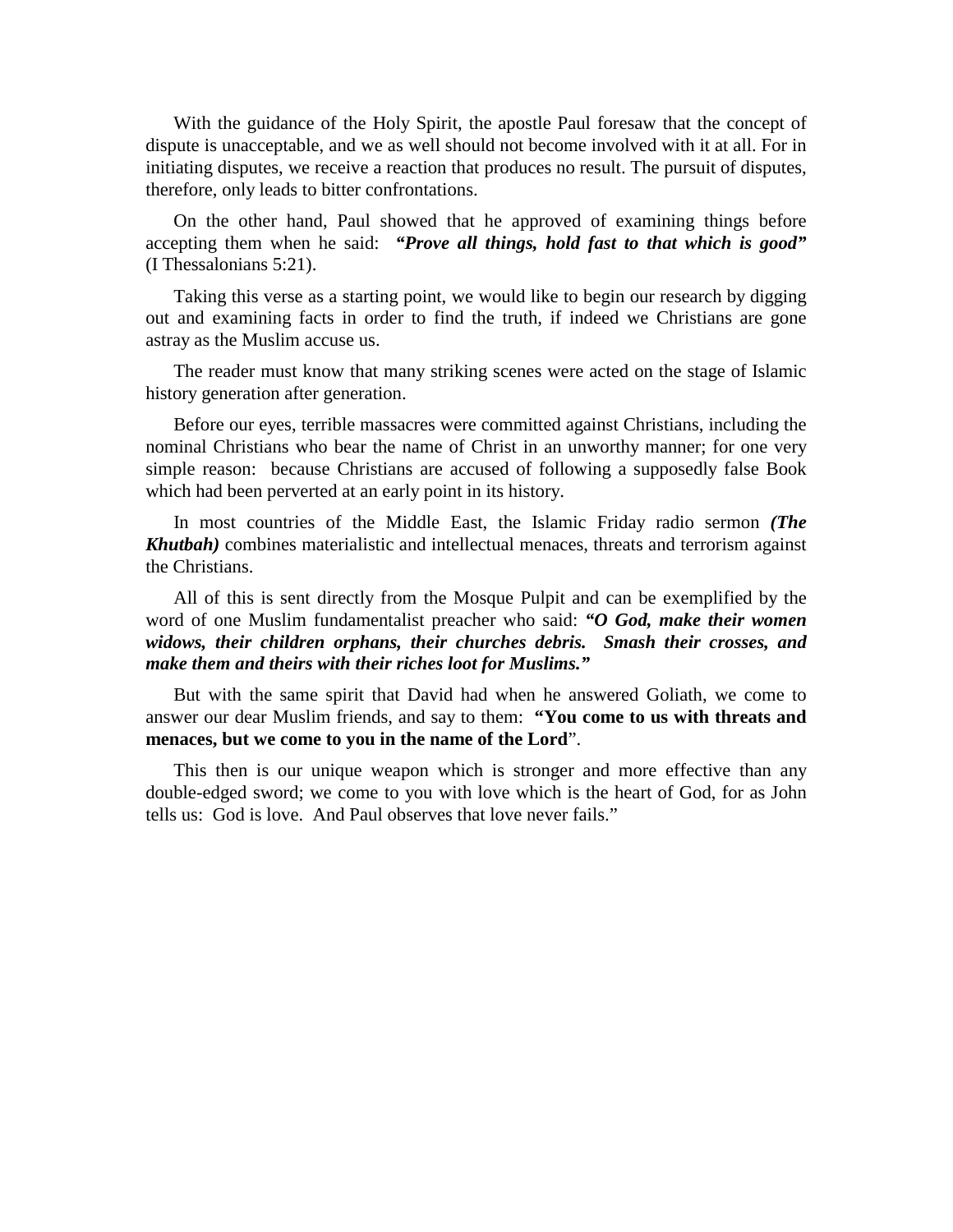With the guidance of the Holy Spirit, the apostle Paul foresaw that the concept of dispute is unacceptable, and we as well should not become involved with it at all. For in initiating disputes, we receive a reaction that produces no result. The pursuit of disputes, therefore, only leads to bitter confrontations.

On the other hand, Paul showed that he approved of examining things before accepting them when he said: ***"Prove all things, hold fast to that which is good"*** (I Thessalonians 5:21).

Taking this verse as a starting point, we would like to begin our research by digging out and examining facts in order to find the truth, if indeed we Christians are gone astray as the Muslim accuse us.

The reader must know that many striking scenes were acted on the stage of Islamic history generation after generation.

Before our eyes, terrible massacres were committed against Christians, including the nominal Christians who bear the name of Christ in an unworthy manner; for one very simple reason: because Christians are accused of following a supposedly false Book which had been perverted at an early point in its history.

In most countries of the Middle East, the Islamic Friday radio sermon ***(The Khutbah)*** combines materialistic and intellectual menaces, threats and terrorism against the Christians.

All of this is sent directly from the Mosque Pulpit and can be exemplified by the word of one Muslim fundamentalist preacher who said: ***"O God, make their women widows, their children orphans, their churches debris. Smash their crosses, and make them and theirs with their riches loot for Muslims."***

But with the same spirit that David had when he answered Goliath, we come to answer our dear Muslim friends, and say to them: **"You come to us with threats and menaces, but we come to you in the name of the Lord**".

This then is our unique weapon which is stronger and more effective than any double-edged sword; we come to you with love which is the heart of God, for as John tells us: God is love. And Paul observes that love never fails."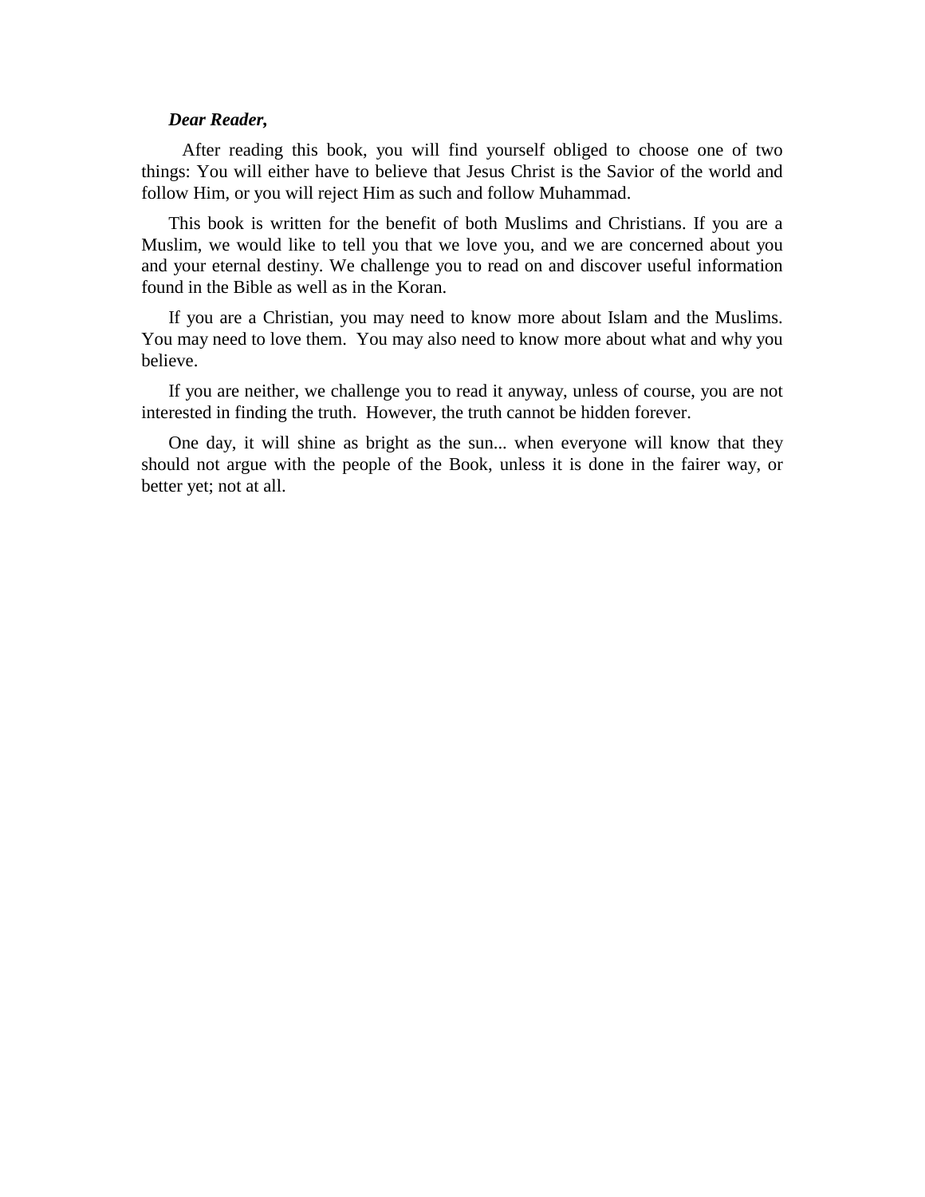***Dear Reader,***

After reading this book, you will find yourself obliged to choose one of two things: You will either have to believe that Jesus Christ is the Savior of the world and follow Him, or you will reject Him as such and follow Muhammad.

This book is written for the benefit of both Muslims and Christians. If you are a Muslim, we would like to tell you that we love you, and we are concerned about you and your eternal destiny. We challenge you to read on and discover useful information found in the Bible as well as in the Koran.

If you are a Christian, you may need to know more about Islam and the Muslims. You may need to love them. You may also need to know more about what and why you believe.

If you are neither, we challenge you to read it anyway, unless of course, you are not interested in finding the truth. However, the truth cannot be hidden forever.

One day, it will shine as bright as the sun... when everyone will know that they should not argue with the people of the Book, unless it is done in the fairer way, or better yet; not at all.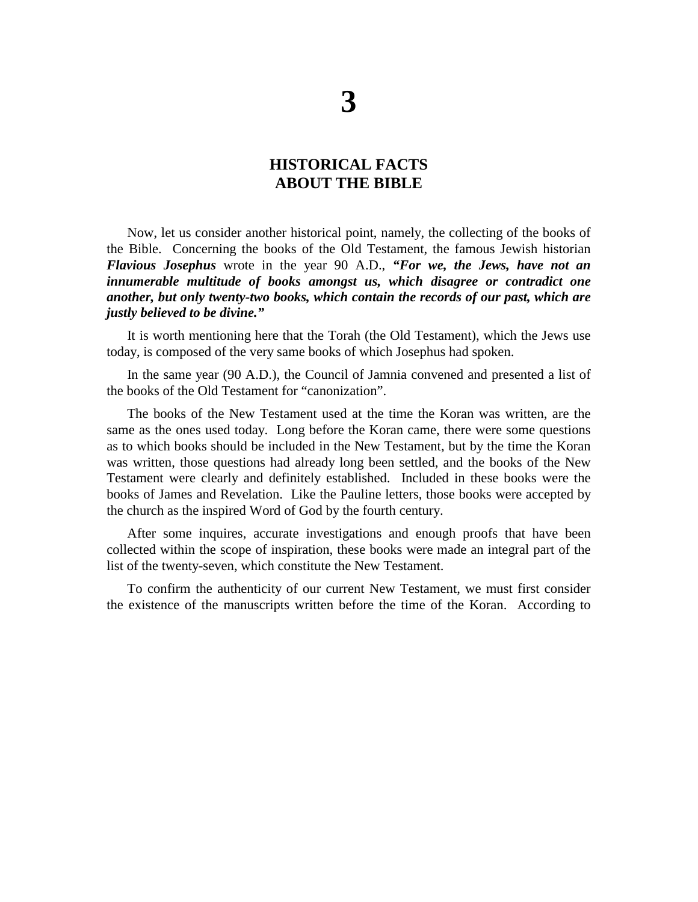# 3

## HISTORICAL FACTS ABOUT THE BIBLE

Now, let us consider another historical point, namely, the collecting of the books of the Bible. Concerning the books of the Old Testament, the famous Jewish historian ***Flavious Josephus*** wrote in the year 90 A.D., ***"For we, the Jews, have not an innumerable multitude of books amongst us, which disagree or contradict one another, but only twenty-two books, which contain the records of our past, which are justly believed to be divine."***

It is worth mentioning here that the Torah (the Old Testament), which the Jews use today, is composed of the very same books of which Josephus had spoken.

In the same year (90 A.D.), the Council of Jamnia convened and presented a list of the books of the Old Testament for "canonization".

The books of the New Testament used at the time the Koran was written, are the same as the ones used today. Long before the Koran came, there were some questions as to which books should be included in the New Testament, but by the time the Koran was written, those questions had already long been settled, and the books of the New Testament were clearly and definitely established. Included in these books were the books of James and Revelation. Like the Pauline letters, those books were accepted by the church as the inspired Word of God by the fourth century.

After some inquires, accurate investigations and enough proofs that have been collected within the scope of inspiration, these books were made an integral part of the list of the twenty-seven, which constitute the New Testament.

To confirm the authenticity of our current New Testament, we must first consider the existence of the manuscripts written before the time of the Koran. According to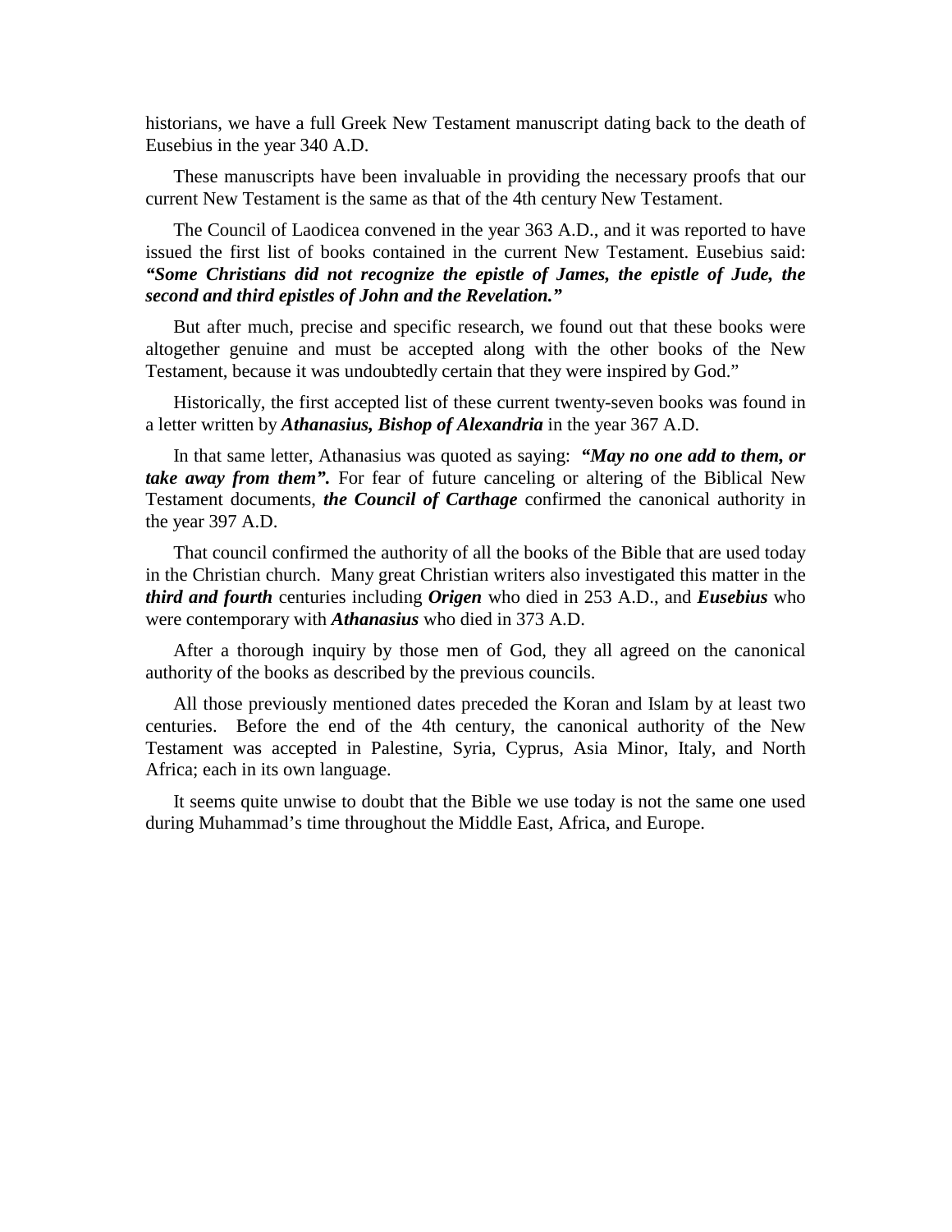historians, we have a full Greek New Testament manuscript dating back to the death of Eusebius in the year 340 A.D.

These manuscripts have been invaluable in providing the necessary proofs that our current New Testament is the same as that of the 4th century New Testament.

The Council of Laodicea convened in the year 363 A.D., and it was reported to have issued the first list of books contained in the current New Testament. Eusebius said: ***"Some Christians did not recognize the epistle of James, the epistle of Jude, the second and third epistles of John and the Revelation."***

But after much, precise and specific research, we found out that these books were altogether genuine and must be accepted along with the other books of the New Testament, because it was undoubtedly certain that they were inspired by God."

Historically, the first accepted list of these current twenty-seven books was found in a letter written by ***Athanasius, Bishop of Alexandria*** in the year 367 A.D.

In that same letter, Athanasius was quoted as saying: ***"May no one add to them, or take away from them".*** For fear of future canceling or altering of the Biblical New Testament documents, ***the Council of Carthage*** confirmed the canonical authority in the year 397 A.D.

That council confirmed the authority of all the books of the Bible that are used today in the Christian church. Many great Christian writers also investigated this matter in the ***third and fourth*** centuries including ***Origen*** who died in 253 A.D., and ***Eusebius*** who were contemporary with ***Athanasius*** who died in 373 A.D.

After a thorough inquiry by those men of God, they all agreed on the canonical authority of the books as described by the previous councils.

All those previously mentioned dates preceded the Koran and Islam by at least two centuries. Before the end of the 4th century, the canonical authority of the New Testament was accepted in Palestine, Syria, Cyprus, Asia Minor, Italy, and North Africa; each in its own language.

It seems quite unwise to doubt that the Bible we use today is not the same one used during Muhammad's time throughout the Middle East, Africa, and Europe.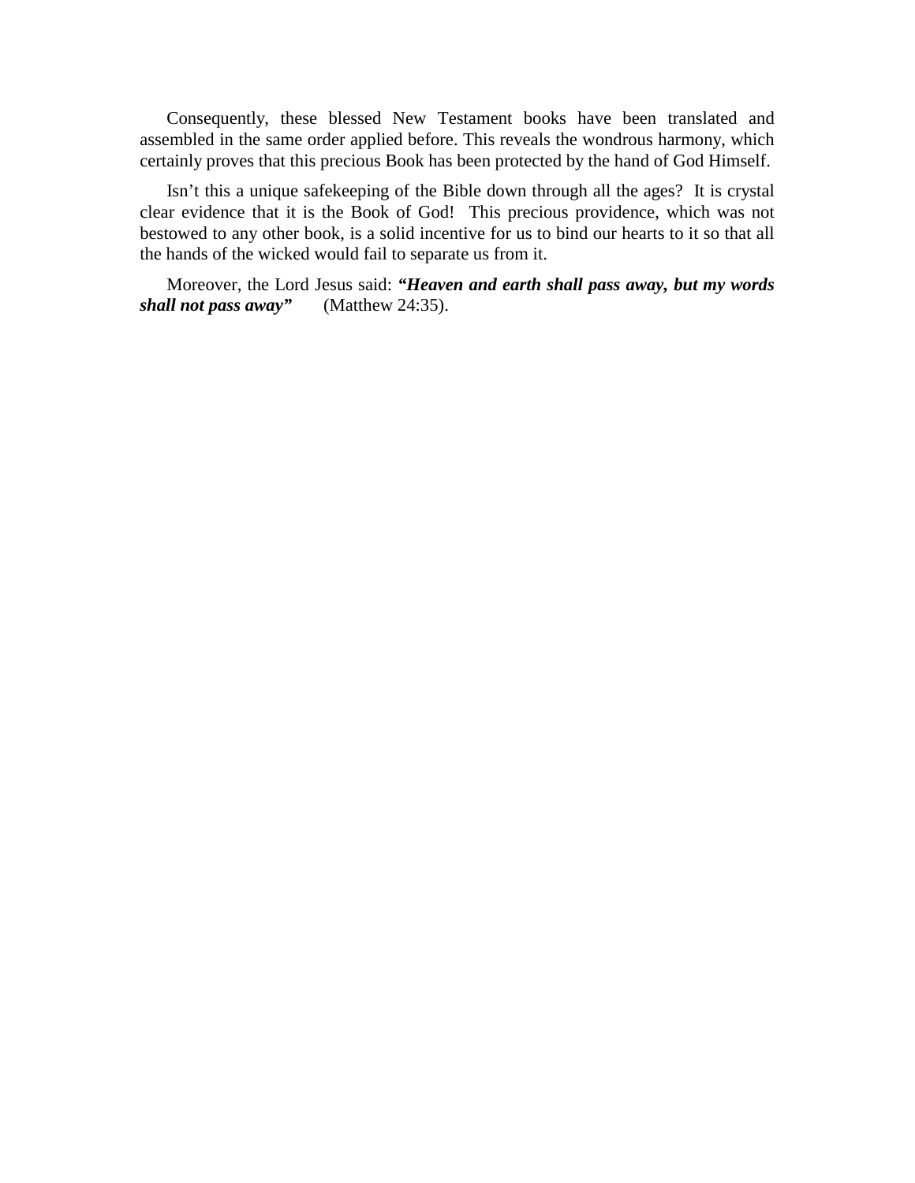Consequently, these blessed New Testament books have been translated and assembled in the same order applied before. This reveals the wondrous harmony, which certainly proves that this precious Book has been protected by the hand of God Himself.

Isn't this a unique safekeeping of the Bible down through all the ages? It is crystal clear evidence that it is the Book of God! This precious providence, which was not bestowed to any other book, is a solid incentive for us to bind our hearts to it so that all the hands of the wicked would fail to separate us from it.

Moreover, the Lord Jesus said: ***"Heaven and earth shall pass away, but my words shall not pass away"*** (Matthew 24:35).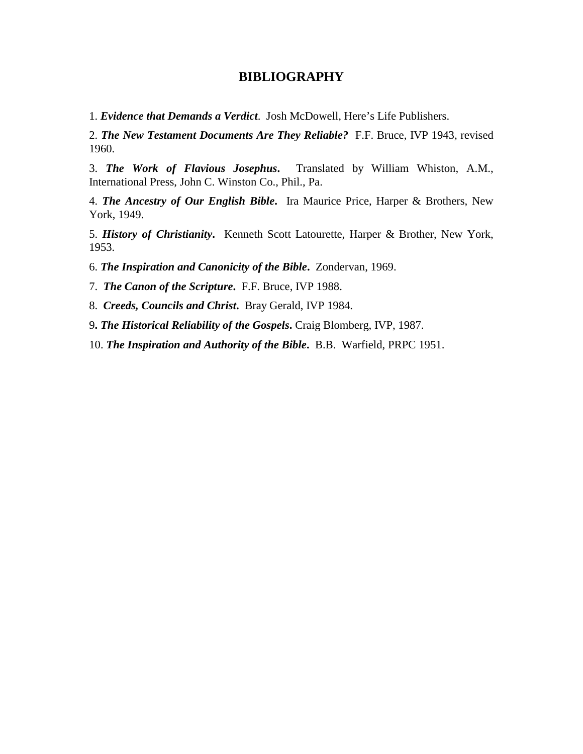# BIBLIOGRAPHY

1. ***Evidence that Demands a Verdict***. Josh McDowell, Here's Life Publishers.

2. ***The New Testament Documents Are They Reliable?*** F.F. Bruce, IVP 1943, revised 1960.

3. ***The Work of Flavious Josephus***. Translated by William Whiston, A.M., International Press, John C. Winston Co., Phil., Pa.

4. ***The Ancestry of Our English Bible***. Ira Maurice Price, Harper & Brothers, New York, 1949.

5. ***History of Christianity***. Kenneth Scott Latourette, Harper & Brother, New York, 1953.

6. ***The Inspiration and Canonicity of the Bible***. Zondervan, 1969.

7. ***The Canon of the Scripture***. F.F. Bruce, IVP 1988.

8. ***Creeds, Councils and Christ***. Bray Gerald, IVP 1984.

9. ***The Historical Reliability of the Gospels***. Craig Blomberg, IVP, 1987.

10. ***The Inspiration and Authority of the Bible***. B.B. Warfield, PRPC 1951.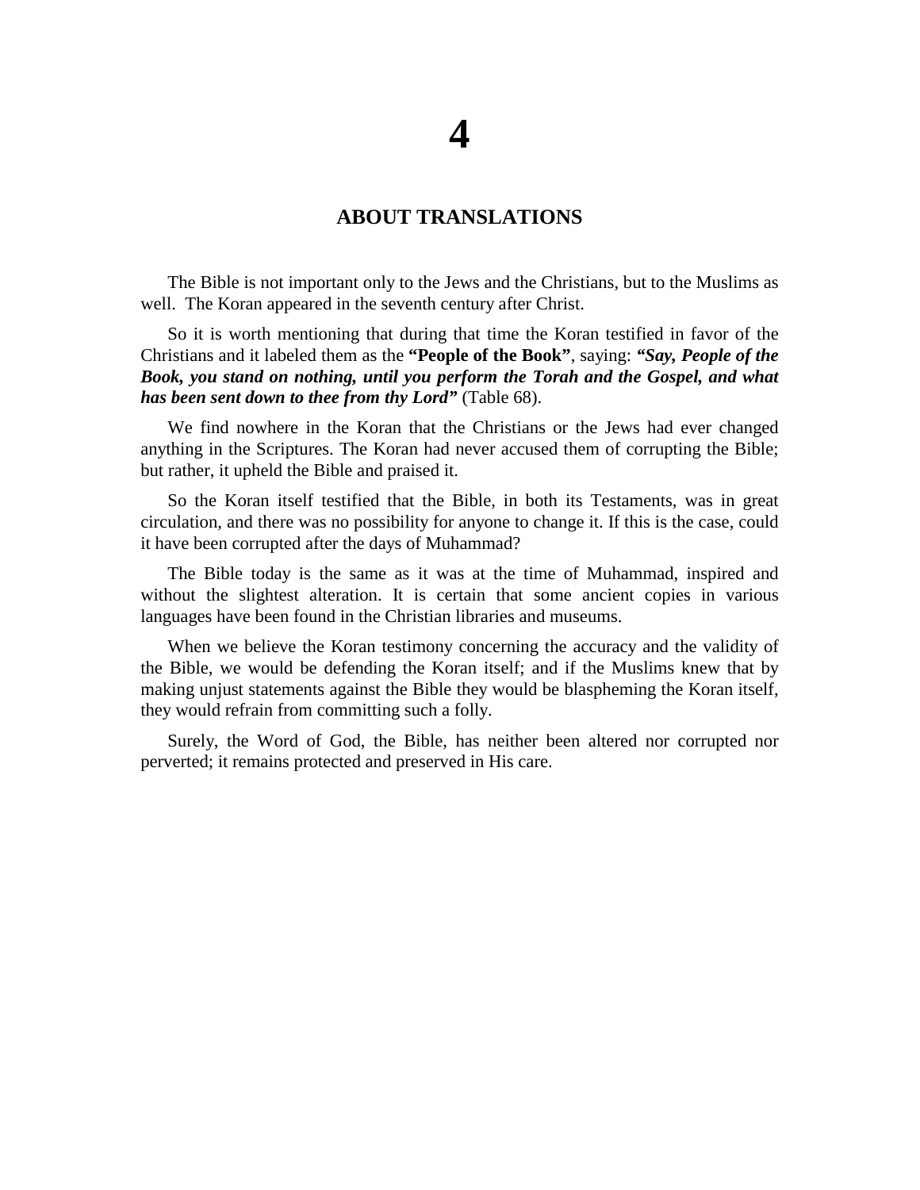# 4

## ABOUT TRANSLATIONS

The Bible is not important only to the Jews and the Christians, but to the Muslims as well. The Koran appeared in the seventh century after Christ.

So it is worth mentioning that during that time the Koran testified in favor of the Christians and it labeled them as the **"People of the Book"**, saying: ***"Say, People of the Book, you stand on nothing, until you perform the Torah and the Gospel, and what has been sent down to thee from thy Lord"*** (Table 68).

We find nowhere in the Koran that the Christians or the Jews had ever changed anything in the Scriptures. The Koran had never accused them of corrupting the Bible; but rather, it upheld the Bible and praised it.

So the Koran itself testified that the Bible, in both its Testaments, was in great circulation, and there was no possibility for anyone to change it. If this is the case, could it have been corrupted after the days of Muhammad?

The Bible today is the same as it was at the time of Muhammad, inspired and without the slightest alteration. It is certain that some ancient copies in various languages have been found in the Christian libraries and museums.

When we believe the Koran testimony concerning the accuracy and the validity of the Bible, we would be defending the Koran itself; and if the Muslims knew that by making unjust statements against the Bible they would be blaspheming the Koran itself, they would refrain from committing such a folly.

Surely, the Word of God, the Bible, has neither been altered nor corrupted nor perverted; it remains protected and preserved in His care.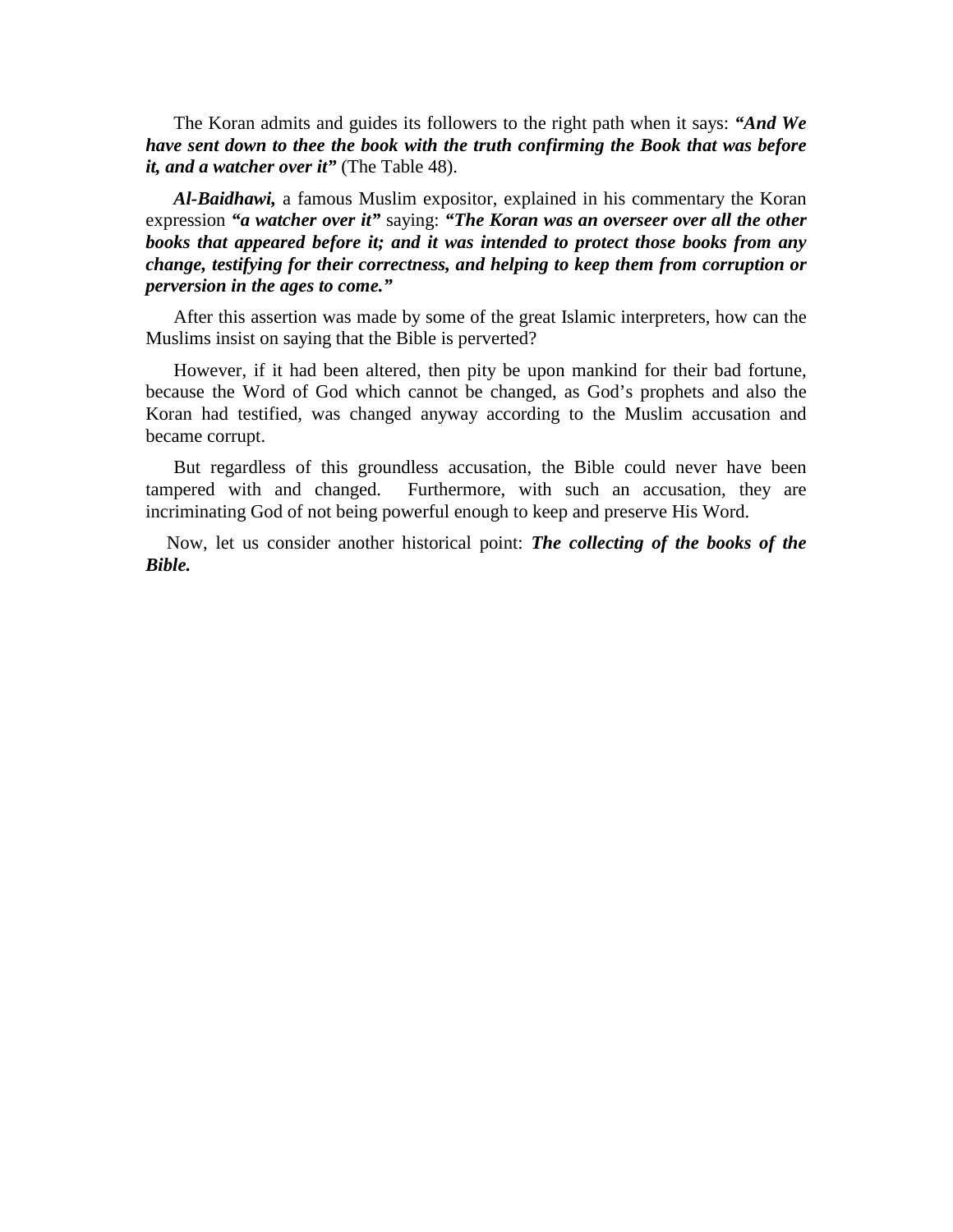The Koran admits and guides its followers to the right path when it says: ***"And We have sent down to thee the book with the truth confirming the Book that was before it, and a watcher over it"*** (The Table 48).

***Al-Baidhawi,*** a famous Muslim expositor, explained in his commentary the Koran expression ***"a watcher over it"*** saying: ***"The Koran was an overseer over all the other books that appeared before it; and it was intended to protect those books from any change, testifying for their correctness, and helping to keep them from corruption or perversion in the ages to come."***

After this assertion was made by some of the great Islamic interpreters, how can the Muslims insist on saying that the Bible is perverted?

However, if it had been altered, then pity be upon mankind for their bad fortune, because the Word of God which cannot be changed, as God's prophets and also the Koran had testified, was changed anyway according to the Muslim accusation and became corrupt.

But regardless of this groundless accusation, the Bible could never have been tampered with and changed. Furthermore, with such an accusation, they are incriminating God of not being powerful enough to keep and preserve His Word.

Now, let us consider another historical point: ***The collecting of the books of the Bible.***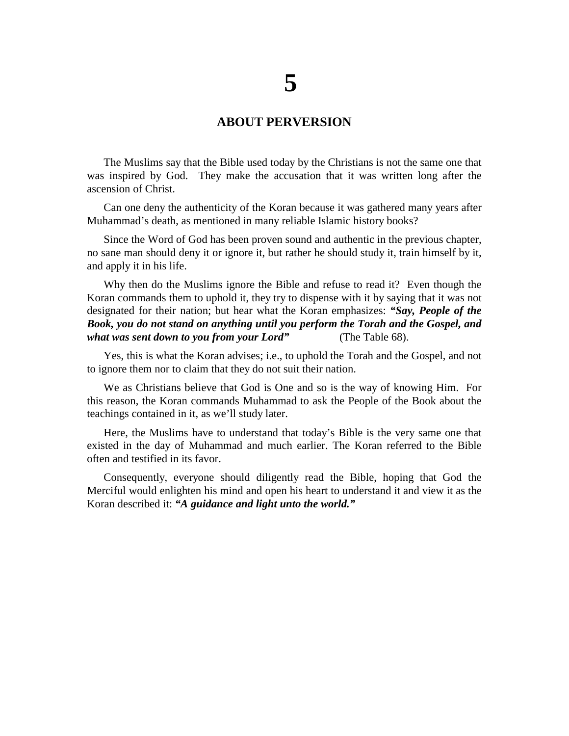# 5

## ABOUT PERVERSION

The Muslims say that the Bible used today by the Christians is not the same one that was inspired by God. They make the accusation that it was written long after the ascension of Christ.

Can one deny the authenticity of the Koran because it was gathered many years after Muhammad's death, as mentioned in many reliable Islamic history books?

Since the Word of God has been proven sound and authentic in the previous chapter, no sane man should deny it or ignore it, but rather he should study it, train himself by it, and apply it in his life.

Why then do the Muslims ignore the Bible and refuse to read it? Even though the Koran commands them to uphold it, they try to dispense with it by saying that it was not designated for their nation; but hear what the Koran emphasizes: ***"Say, People of the Book, you do not stand on anything until you perform the Torah and the Gospel, and what was sent down to you from your Lord"*** (The Table 68).

Yes, this is what the Koran advises; i.e., to uphold the Torah and the Gospel, and not to ignore them nor to claim that they do not suit their nation.

We as Christians believe that God is One and so is the way of knowing Him. For this reason, the Koran commands Muhammad to ask the People of the Book about the teachings contained in it, as we'll study later.

Here, the Muslims have to understand that today's Bible is the very same one that existed in the day of Muhammad and much earlier. The Koran referred to the Bible often and testified in its favor.

Consequently, everyone should diligently read the Bible, hoping that God the Merciful would enlighten his mind and open his heart to understand it and view it as the Koran described it: ***"A guidance and light unto the world."***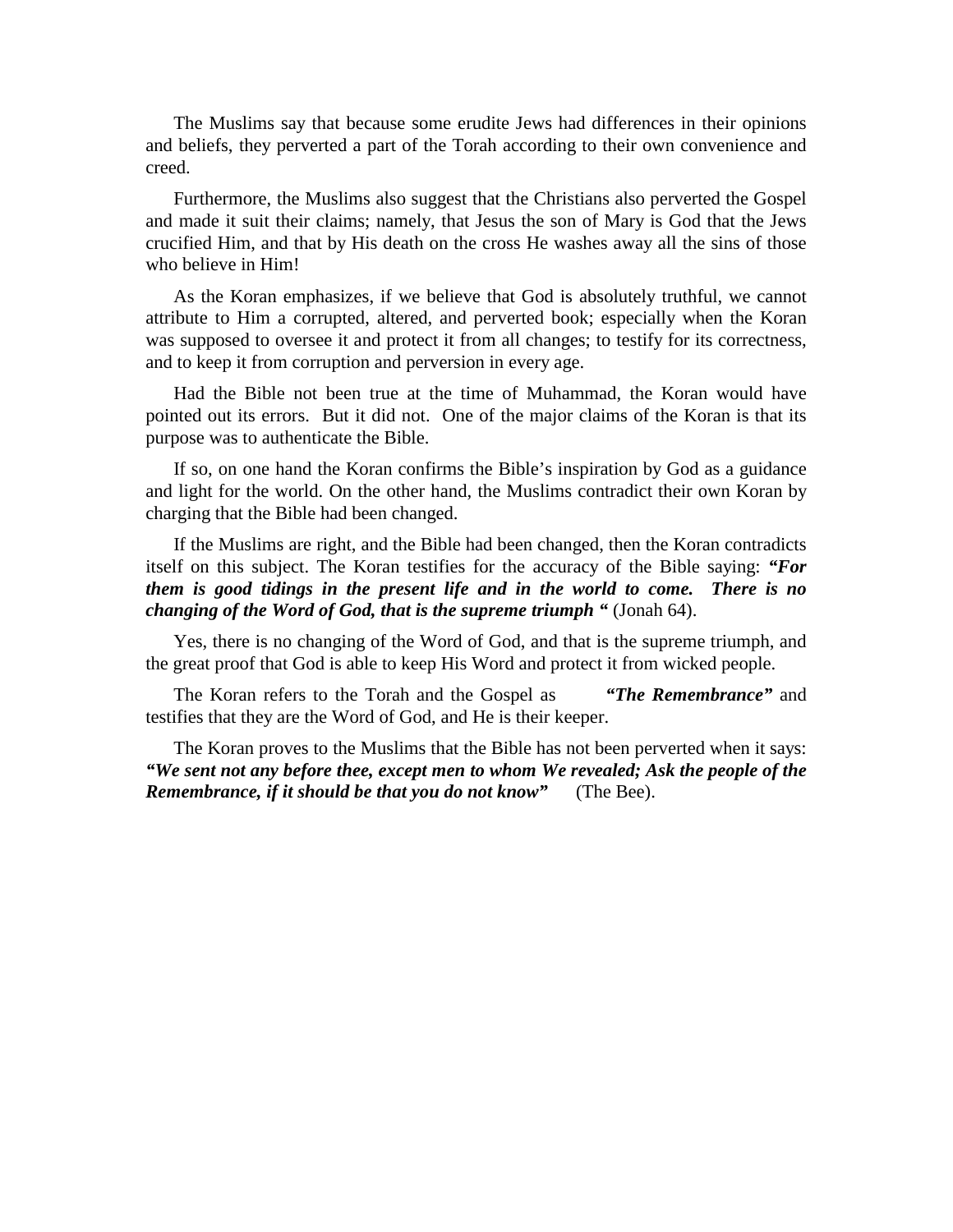The Muslims say that because some erudite Jews had differences in their opinions and beliefs, they perverted a part of the Torah according to their own convenience and creed.

Furthermore, the Muslims also suggest that the Christians also perverted the Gospel and made it suit their claims; namely, that Jesus the son of Mary is God that the Jews crucified Him, and that by His death on the cross He washes away all the sins of those who believe in Him!

As the Koran emphasizes, if we believe that God is absolutely truthful, we cannot attribute to Him a corrupted, altered, and perverted book; especially when the Koran was supposed to oversee it and protect it from all changes; to testify for its correctness, and to keep it from corruption and perversion in every age.

Had the Bible not been true at the time of Muhammad, the Koran would have pointed out its errors. But it did not. One of the major claims of the Koran is that its purpose was to authenticate the Bible.

If so, on one hand the Koran confirms the Bible's inspiration by God as a guidance and light for the world. On the other hand, the Muslims contradict their own Koran by charging that the Bible had been changed.

If the Muslims are right, and the Bible had been changed, then the Koran contradicts itself on this subject. The Koran testifies for the accuracy of the Bible saying: ***"For them is good tidings in the present life and in the world to come. There is no changing of the Word of God, that is the supreme triumph "*** (Jonah 64).

Yes, there is no changing of the Word of God, and that is the supreme triumph, and the great proof that God is able to keep His Word and protect it from wicked people.

The Koran refers to the Torah and the Gospel as ***"The Remembrance"*** and testifies that they are the Word of God, and He is their keeper.

The Koran proves to the Muslims that the Bible has not been perverted when it says: ***"We sent not any before thee, except men to whom We revealed; Ask the people of the Remembrance, if it should be that you do not know"*** (The Bee).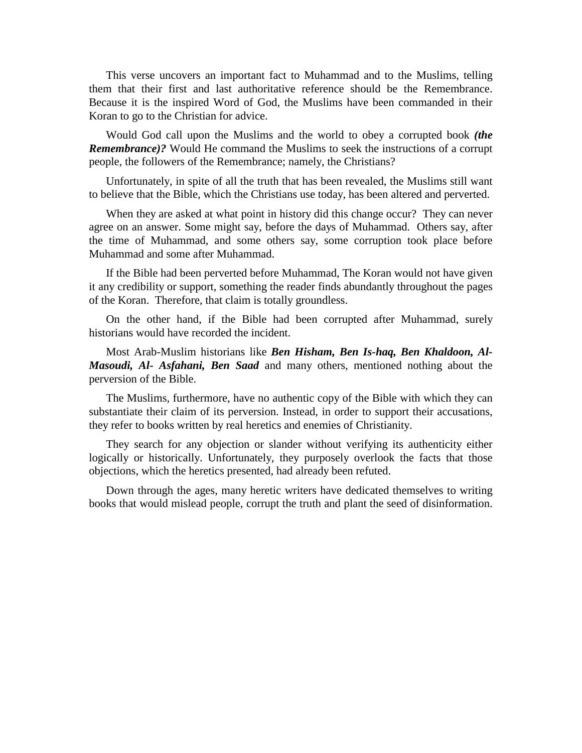This verse uncovers an important fact to Muhammad and to the Muslims, telling them that their first and last authoritative reference should be the Remembrance. Because it is the inspired Word of God, the Muslims have been commanded in their Koran to go to the Christian for advice.

Would God call upon the Muslims and the world to obey a corrupted book ***(the Remembrance)?*** Would He command the Muslims to seek the instructions of a corrupt people, the followers of the Remembrance; namely, the Christians?

Unfortunately, in spite of all the truth that has been revealed, the Muslims still want to believe that the Bible, which the Christians use today, has been altered and perverted.

When they are asked at what point in history did this change occur? They can never agree on an answer. Some might say, before the days of Muhammad. Others say, after the time of Muhammad, and some others say, some corruption took place before Muhammad and some after Muhammad.

If the Bible had been perverted before Muhammad, The Koran would not have given it any credibility or support, something the reader finds abundantly throughout the pages of the Koran. Therefore, that claim is totally groundless.

On the other hand, if the Bible had been corrupted after Muhammad, surely historians would have recorded the incident.

Most Arab-Muslim historians like ***Ben Hisham, Ben Is-haq, Ben Khaldoon, Al-Masoudi, Al- Asfahani, Ben Saad*** and many others, mentioned nothing about the perversion of the Bible.

The Muslims, furthermore, have no authentic copy of the Bible with which they can substantiate their claim of its perversion. Instead, in order to support their accusations, they refer to books written by real heretics and enemies of Christianity.

They search for any objection or slander without verifying its authenticity either logically or historically. Unfortunately, they purposely overlook the facts that those objections, which the heretics presented, had already been refuted.

Down through the ages, many heretic writers have dedicated themselves to writing books that would mislead people, corrupt the truth and plant the seed of disinformation.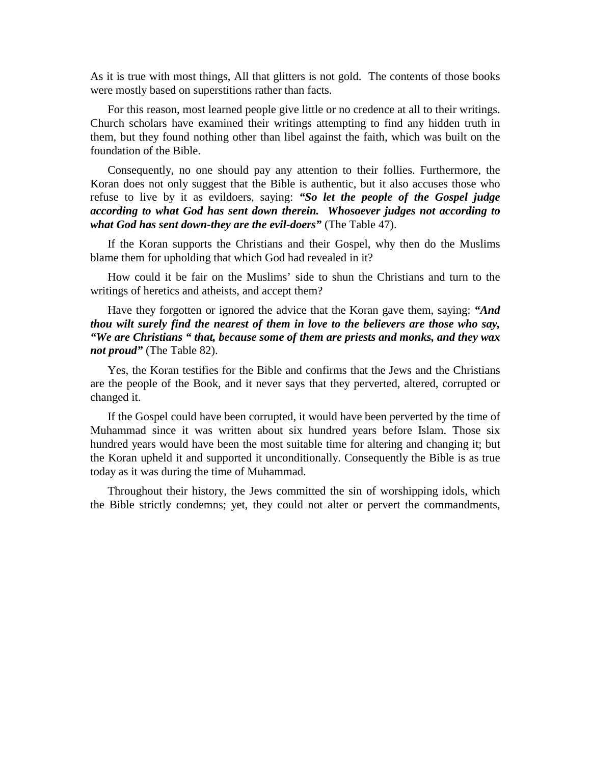As it is true with most things, All that glitters is not gold. The contents of those books were mostly based on superstitions rather than facts.

For this reason, most learned people give little or no credence at all to their writings. Church scholars have examined their writings attempting to find any hidden truth in them, but they found nothing other than libel against the faith, which was built on the foundation of the Bible.

Consequently, no one should pay any attention to their follies. Furthermore, the Koran does not only suggest that the Bible is authentic, but it also accuses those who refuse to live by it as evildoers, saying: ***"So let the people of the Gospel judge according to what God has sent down therein. Whosoever judges not according to what God has sent down-they are the evil-doers"*** (The Table 47).

If the Koran supports the Christians and their Gospel, why then do the Muslims blame them for upholding that which God had revealed in it?

How could it be fair on the Muslims' side to shun the Christians and turn to the writings of heretics and atheists, and accept them?

Have they forgotten or ignored the advice that the Koran gave them, saying: ***"And thou wilt surely find the nearest of them in love to the believers are those who say, "We are Christians " that, because some of them are priests and monks, and they wax not proud"*** (The Table 82).

Yes, the Koran testifies for the Bible and confirms that the Jews and the Christians are the people of the Book, and it never says that they perverted, altered, corrupted or changed it.

If the Gospel could have been corrupted, it would have been perverted by the time of Muhammad since it was written about six hundred years before Islam. Those six hundred years would have been the most suitable time for altering and changing it; but the Koran upheld it and supported it unconditionally. Consequently the Bible is as true today as it was during the time of Muhammad.

Throughout their history, the Jews committed the sin of worshipping idols, which the Bible strictly condemns; yet, they could not alter or pervert the commandments,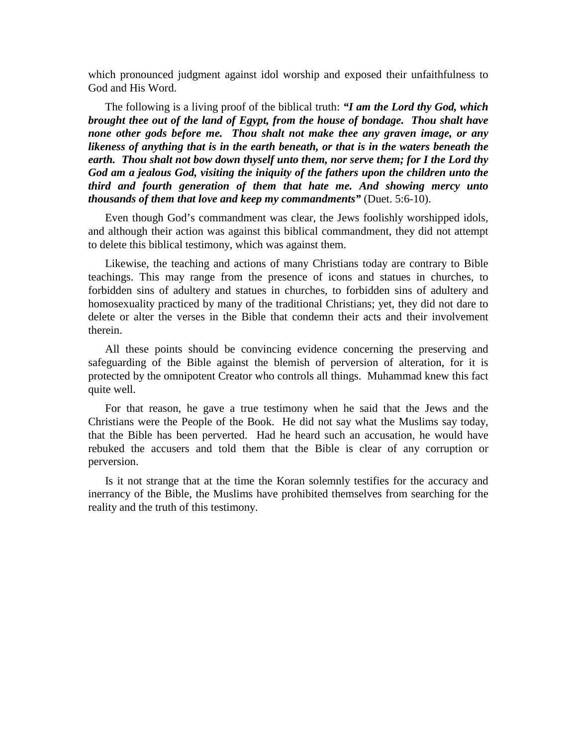which pronounced judgment against idol worship and exposed their unfaithfulness to God and His Word.

The following is a living proof of the biblical truth: ***"I am the Lord thy God, which brought thee out of the land of Egypt, from the house of bondage. Thou shalt have none other gods before me. Thou shalt not make thee any graven image, or any likeness of anything that is in the earth beneath, or that is in the waters beneath the earth. Thou shalt not bow down thyself unto them, nor serve them; for I the Lord thy God am a jealous God, visiting the iniquity of the fathers upon the children unto the third and fourth generation of them that hate me. And showing mercy unto thousands of them that love and keep my commandments"*** (Duet. 5:6-10).

Even though God's commandment was clear, the Jews foolishly worshipped idols, and although their action was against this biblical commandment, they did not attempt to delete this biblical testimony, which was against them.

Likewise, the teaching and actions of many Christians today are contrary to Bible teachings. This may range from the presence of icons and statues in churches, to forbidden sins of adultery and statues in churches, to forbidden sins of adultery and homosexuality practiced by many of the traditional Christians; yet, they did not dare to delete or alter the verses in the Bible that condemn their acts and their involvement therein.

All these points should be convincing evidence concerning the preserving and safeguarding of the Bible against the blemish of perversion of alteration, for it is protected by the omnipotent Creator who controls all things. Muhammad knew this fact quite well.

For that reason, he gave a true testimony when he said that the Jews and the Christians were the People of the Book. He did not say what the Muslims say today, that the Bible has been perverted. Had he heard such an accusation, he would have rebuked the accusers and told them that the Bible is clear of any corruption or perversion.

Is it not strange that at the time the Koran solemnly testifies for the accuracy and inerrancy of the Bible, the Muslims have prohibited themselves from searching for the reality and the truth of this testimony.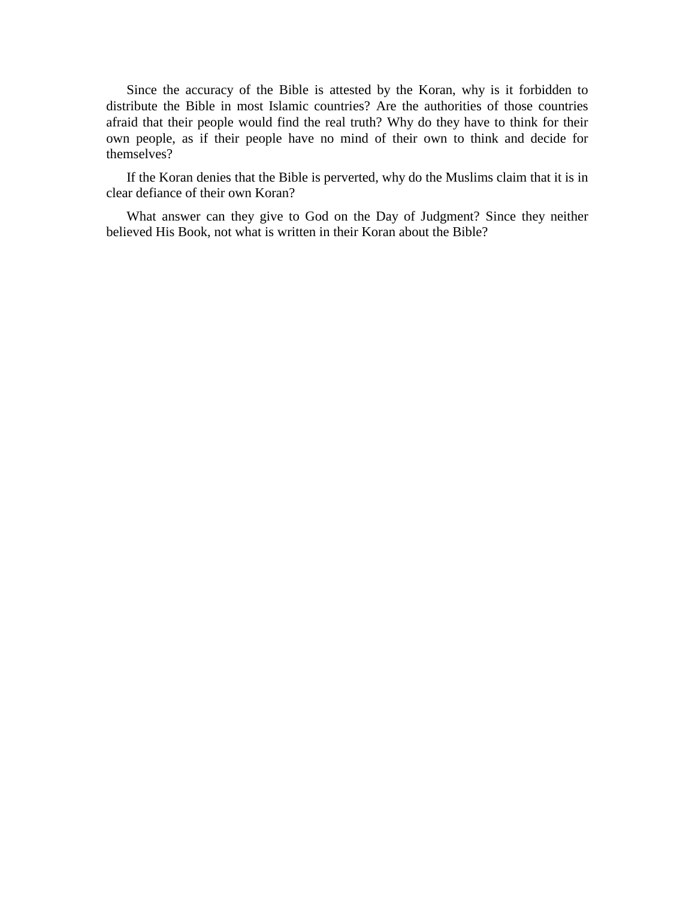Since the accuracy of the Bible is attested by the Koran, why is it forbidden to distribute the Bible in most Islamic countries? Are the authorities of those countries afraid that their people would find the real truth? Why do they have to think for their own people, as if their people have no mind of their own to think and decide for themselves?

If the Koran denies that the Bible is perverted, why do the Muslims claim that it is in clear defiance of their own Koran?

What answer can they give to God on the Day of Judgment? Since they neither believed His Book, not what is written in their Koran about the Bible?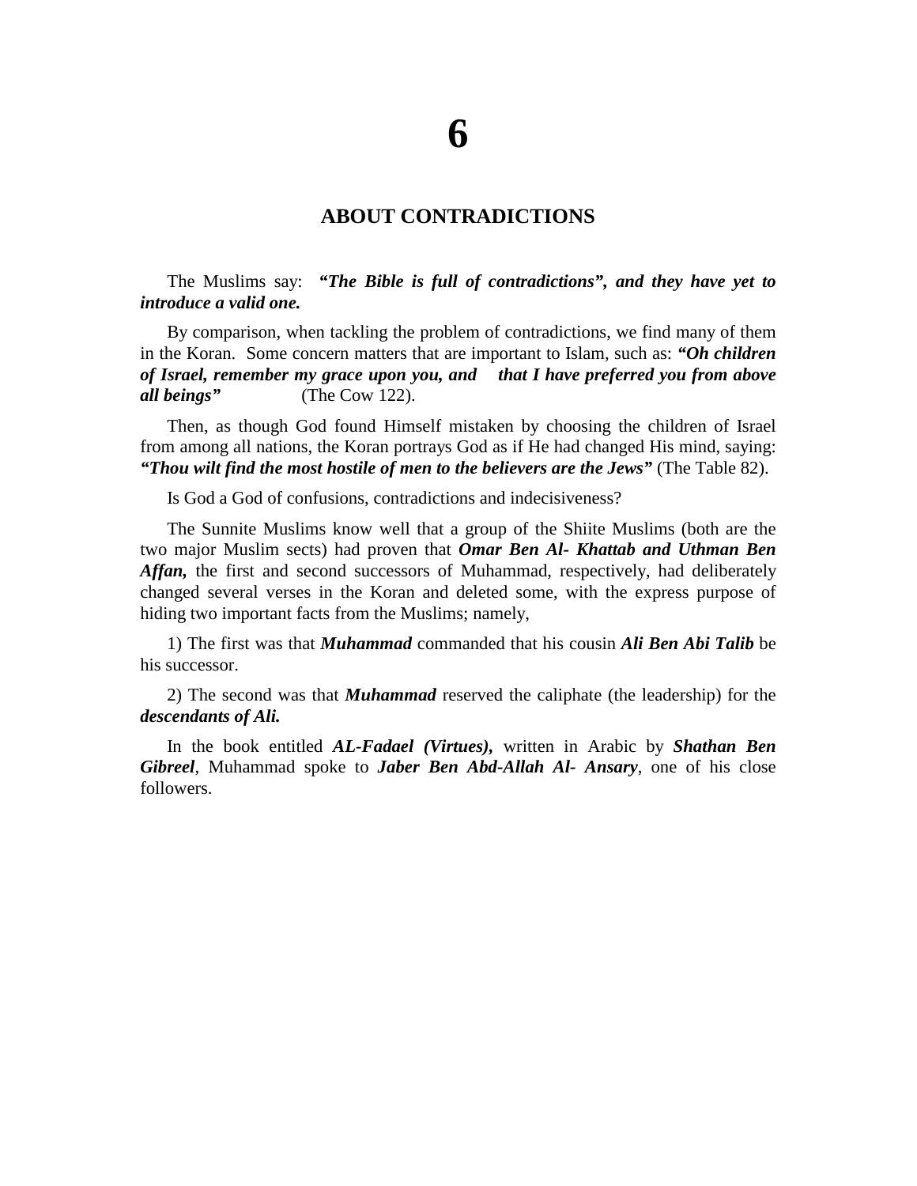# 6

## ABOUT CONTRADICTIONS

The Muslims say: ***"The Bible is full of contradictions", and they have yet to introduce a valid one.***

By comparison, when tackling the problem of contradictions, we find many of them in the Koran. Some concern matters that are important to Islam, such as: ***"Oh children of Israel, remember my grace upon you, and that I have preferred you from above all beings"*** (The Cow 122).

Then, as though God found Himself mistaken by choosing the children of Israel from among all nations, the Koran portrays God as if He had changed His mind, saying: ***"Thou wilt find the most hostile of men to the believers are the Jews"*** (The Table 82).

Is God a God of confusions, contradictions and indecisiveness?

The Sunnite Muslims know well that a group of the Shiite Muslims (both are the two major Muslim sects) had proven that ***Omar Ben Al- Khattab and Uthman Ben Affan,*** the first and second successors of Muhammad, respectively, had deliberately changed several verses in the Koran and deleted some, with the express purpose of hiding two important facts from the Muslims; namely,

1) The first was that ***Muhammad*** commanded that his cousin ***Ali Ben Abi Talib*** be his successor.

2) The second was that ***Muhammad*** reserved the caliphate (the leadership) for the ***descendants of Ali.***

In the book entitled ***AL-Fadael (Virtues),*** written in Arabic by ***Shathan Ben Gibreel***, Muhammad spoke to ***Jaber Ben Abd-Allah Al- Ansary***, one of his close followers.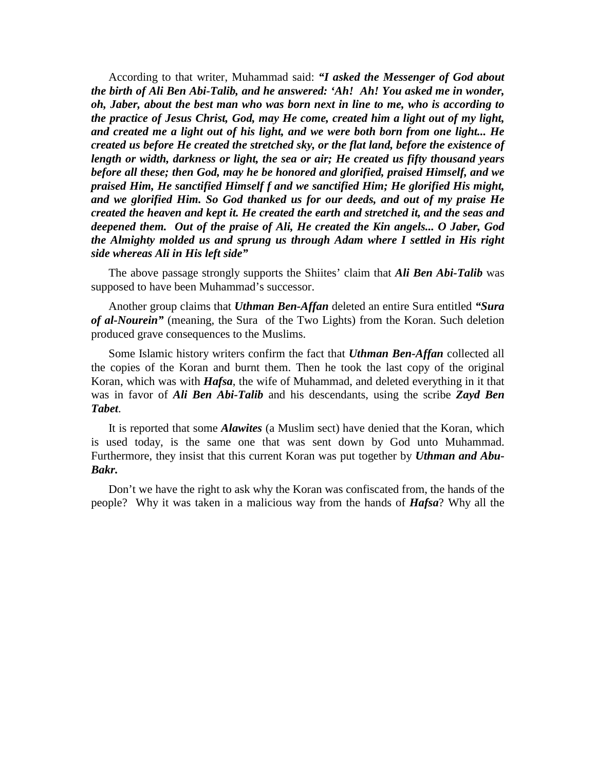According to that writer, Muhammad said: ***"I asked the Messenger of God about the birth of Ali Ben Abi-Talib, and he answered: 'Ah! Ah! You asked me in wonder, oh, Jaber, about the best man who was born next in line to me, who is according to the practice of Jesus Christ, God, may He come, created him a light out of my light, and created me a light out of his light, and we were both born from one light... He created us before He created the stretched sky, or the flat land, before the existence of length or width, darkness or light, the sea or air; He created us fifty thousand years before all these; then God, may he be honored and glorified, praised Himself, and we praised Him, He sanctified Himself f and we sanctified Him; He glorified His might, and we glorified Him. So God thanked us for our deeds, and out of my praise He created the heaven and kept it. He created the earth and stretched it, and the seas and deepened them. Out of the praise of Ali, He created the Kin angels... O Jaber, God the Almighty molded us and sprung us through Adam where I settled in His right side whereas Ali in His left side"***

The above passage strongly supports the Shiites' claim that ***Ali Ben Abi-Talib*** was supposed to have been Muhammad's successor.

Another group claims that ***Uthman Ben-Affan*** deleted an entire Sura entitled ***"Sura of al-Nourein"*** (meaning, the Sura of the Two Lights) from the Koran. Such deletion produced grave consequences to the Muslims.

Some Islamic history writers confirm the fact that ***Uthman Ben-Affan*** collected all the copies of the Koran and burnt them. Then he took the last copy of the original Koran, which was with ***Hafsa***, the wife of Muhammad, and deleted everything in it that was in favor of ***Ali Ben Abi-Talib*** and his descendants, using the scribe ***Zayd Ben Tabet***.

It is reported that some ***Alawites*** (a Muslim sect) have denied that the Koran, which is used today, is the same one that was sent down by God unto Muhammad. Furthermore, they insist that this current Koran was put together by ***Uthman and Abu-Bakr.***

Don't we have the right to ask why the Koran was confiscated from, the hands of the people? Why it was taken in a malicious way from the hands of ***Hafsa***? Why all the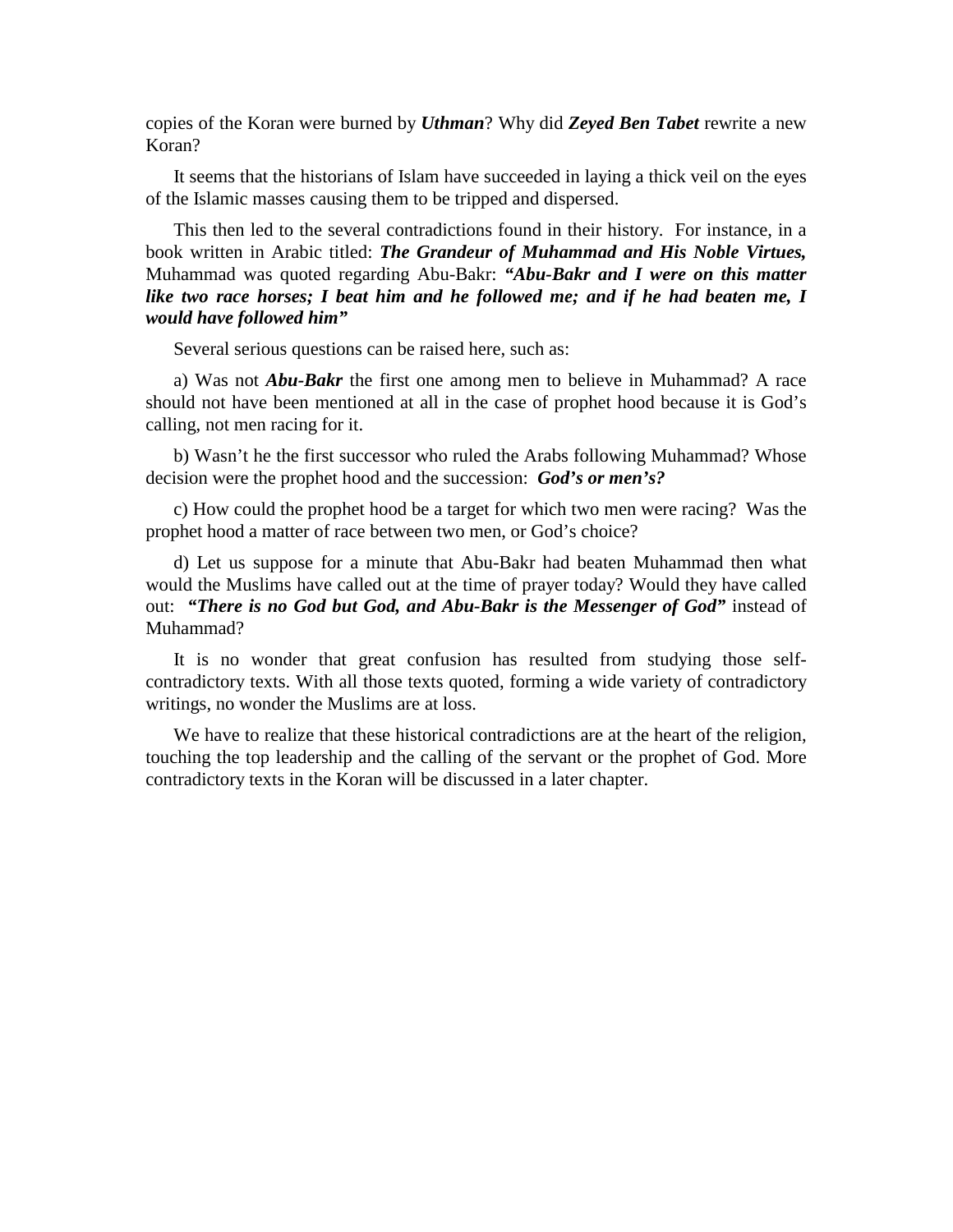copies of the Koran were burned by ***Uthman***? Why did ***Zeyed Ben Tabet*** rewrite a new Koran?

It seems that the historians of Islam have succeeded in laying a thick veil on the eyes of the Islamic masses causing them to be tripped and dispersed.

This then led to the several contradictions found in their history. For instance, in a book written in Arabic titled: ***The Grandeur of Muhammad and His Noble Virtues,*** Muhammad was quoted regarding Abu-Bakr: ***"Abu-Bakr and I were on this matter like two race horses; I beat him and he followed me; and if he had beaten me, I would have followed him"***

Several serious questions can be raised here, such as:

a) Was not ***Abu-Bakr*** the first one among men to believe in Muhammad? A race should not have been mentioned at all in the case of prophet hood because it is God's calling, not men racing for it.

b) Wasn't he the first successor who ruled the Arabs following Muhammad? Whose decision were the prophet hood and the succession: ***God's or men's?***

c) How could the prophet hood be a target for which two men were racing? Was the prophet hood a matter of race between two men, or God's choice?

d) Let us suppose for a minute that Abu-Bakr had beaten Muhammad then what would the Muslims have called out at the time of prayer today? Would they have called out: ***"There is no God but God, and Abu-Bakr is the Messenger of God"*** instead of Muhammad?

It is no wonder that great confusion has resulted from studying those self-contradictory texts. With all those texts quoted, forming a wide variety of contradictory writings, no wonder the Muslims are at loss.

We have to realize that these historical contradictions are at the heart of the religion, touching the top leadership and the calling of the servant or the prophet of God. More contradictory texts in the Koran will be discussed in a later chapter.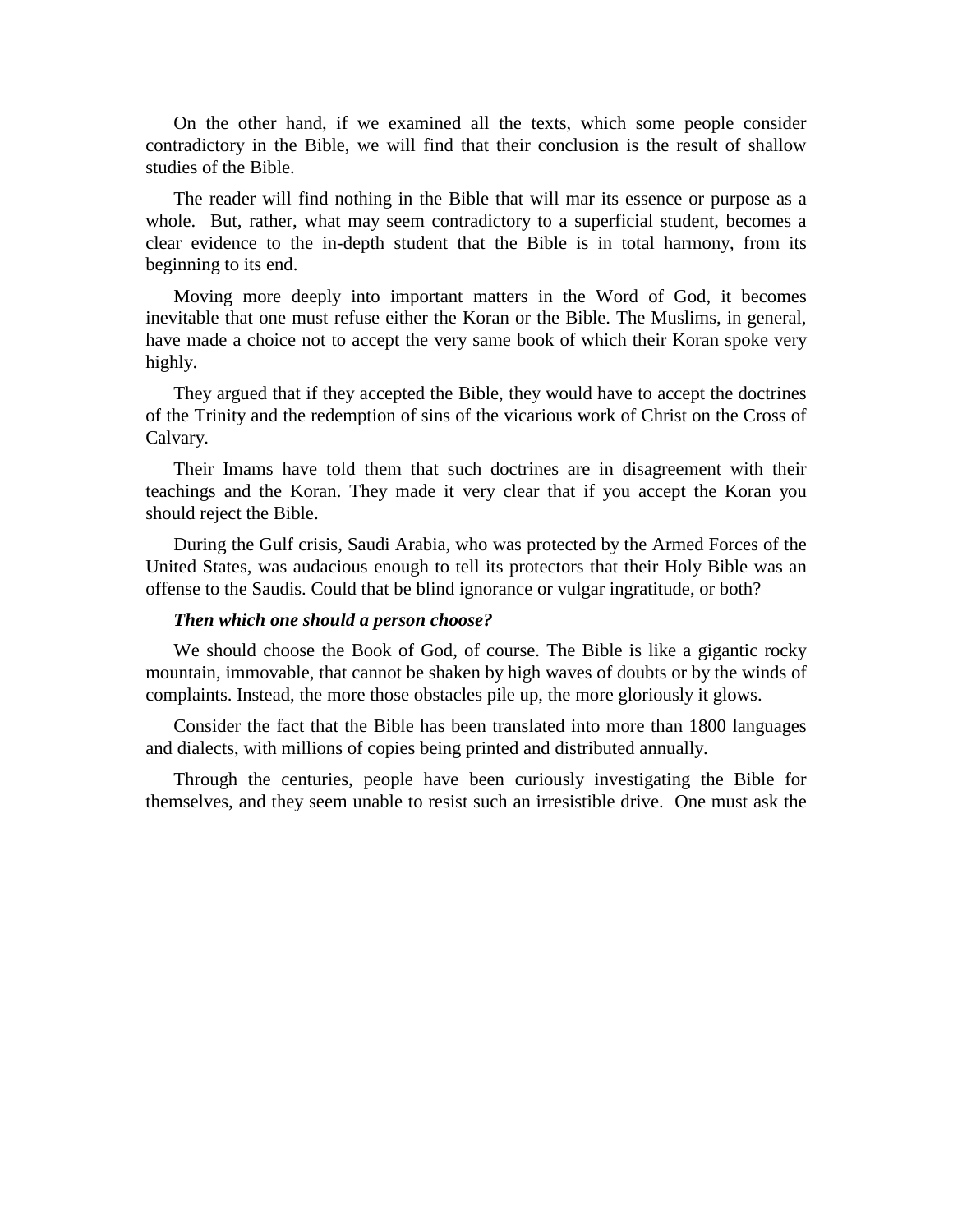On the other hand, if we examined all the texts, which some people consider contradictory in the Bible, we will find that their conclusion is the result of shallow studies of the Bible.

The reader will find nothing in the Bible that will mar its essence or purpose as a whole. But, rather, what may seem contradictory to a superficial student, becomes a clear evidence to the in-depth student that the Bible is in total harmony, from its beginning to its end.

Moving more deeply into important matters in the Word of God, it becomes inevitable that one must refuse either the Koran or the Bible. The Muslims, in general, have made a choice not to accept the very same book of which their Koran spoke very highly.

They argued that if they accepted the Bible, they would have to accept the doctrines of the Trinity and the redemption of sins of the vicarious work of Christ on the Cross of Calvary.

Their Imams have told them that such doctrines are in disagreement with their teachings and the Koran. They made it very clear that if you accept the Koran you should reject the Bible.

During the Gulf crisis, Saudi Arabia, who was protected by the Armed Forces of the United States, was audacious enough to tell its protectors that their Holy Bible was an offense to the Saudis. Could that be blind ignorance or vulgar ingratitude, or both?

***Then which one should a person choose?***

We should choose the Book of God, of course. The Bible is like a gigantic rocky mountain, immovable, that cannot be shaken by high waves of doubts or by the winds of complaints. Instead, the more those obstacles pile up, the more gloriously it glows.

Consider the fact that the Bible has been translated into more than 1800 languages and dialects, with millions of copies being printed and distributed annually.

Through the centuries, people have been curiously investigating the Bible for themselves, and they seem unable to resist such an irresistible drive. One must ask the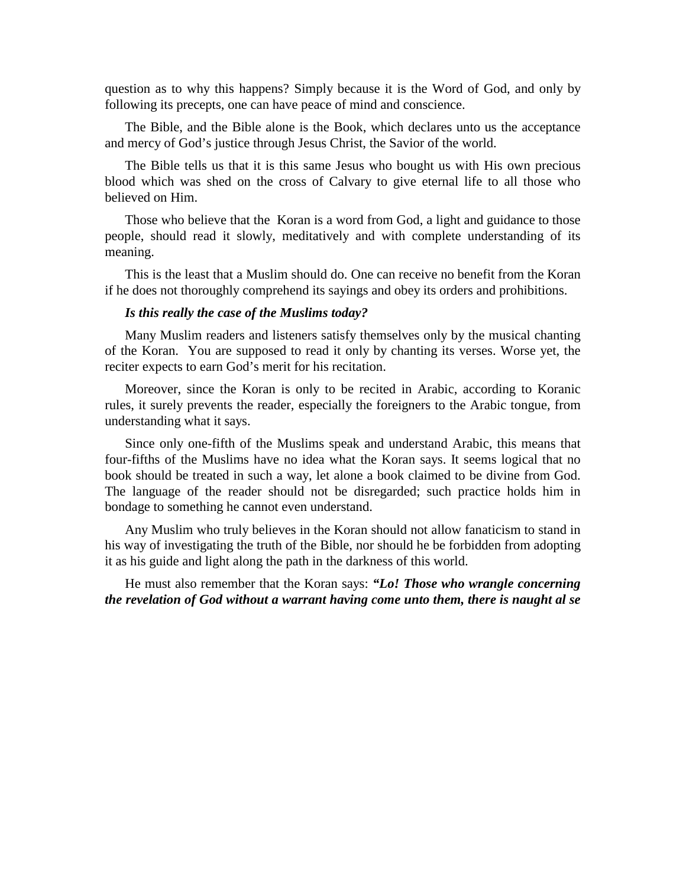question as to why this happens? Simply because it is the Word of God, and only by following its precepts, one can have peace of mind and conscience.

The Bible, and the Bible alone is the Book, which declares unto us the acceptance and mercy of God's justice through Jesus Christ, the Savior of the world.

The Bible tells us that it is this same Jesus who bought us with His own precious blood which was shed on the cross of Calvary to give eternal life to all those who believed on Him.

Those who believe that the Koran is a word from God, a light and guidance to those people, should read it slowly, meditatively and with complete understanding of its meaning.

This is the least that a Muslim should do. One can receive no benefit from the Koran if he does not thoroughly comprehend its sayings and obey its orders and prohibitions.

***Is this really the case of the Muslims today?***

Many Muslim readers and listeners satisfy themselves only by the musical chanting of the Koran. You are supposed to read it only by chanting its verses. Worse yet, the reciter expects to earn God's merit for his recitation.

Moreover, since the Koran is only to be recited in Arabic, according to Koranic rules, it surely prevents the reader, especially the foreigners to the Arabic tongue, from understanding what it says.

Since only one-fifth of the Muslims speak and understand Arabic, this means that four-fifths of the Muslims have no idea what the Koran says. It seems logical that no book should be treated in such a way, let alone a book claimed to be divine from God. The language of the reader should not be disregarded; such practice holds him in bondage to something he cannot even understand.

Any Muslim who truly believes in the Koran should not allow fanaticism to stand in his way of investigating the truth of the Bible, nor should he be forbidden from adopting it as his guide and light along the path in the darkness of this world.

He must also remember that the Koran says: ***"Lo! Those who wrangle concerning the revelation of God without a warrant having come unto them, there is naught al se***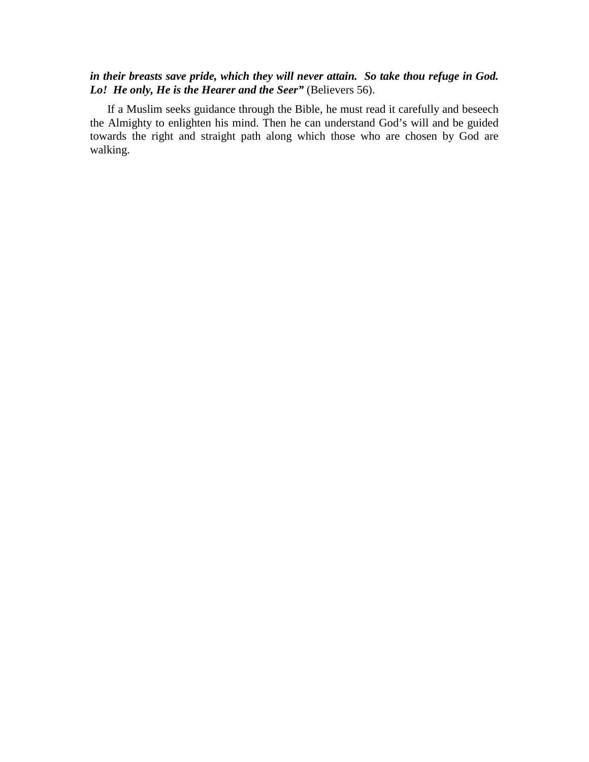***in their breasts save pride, which they will never attain. So take thou refuge in God. Lo! He only, He is the Hearer and the Seer"*** (Believers 56).

If a Muslim seeks guidance through the Bible, he must read it carefully and beseech the Almighty to enlighten his mind. Then he can understand God's will and be guided towards the right and straight path along which those who are chosen by God are walking.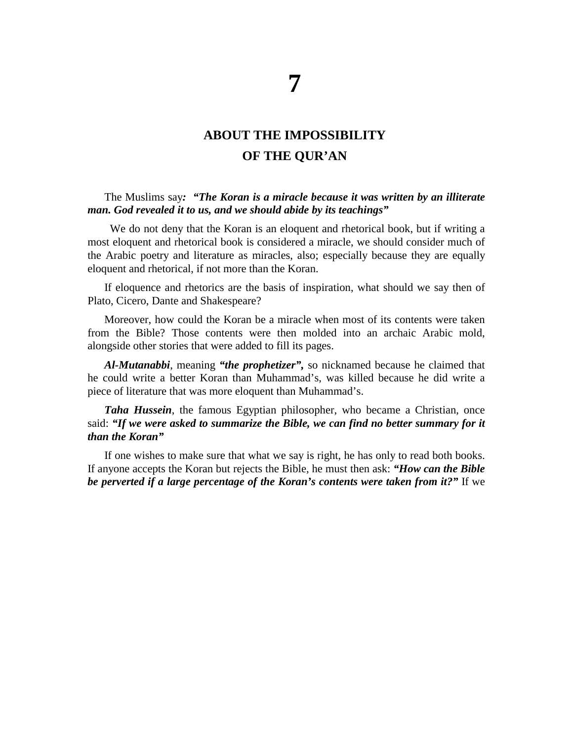# 7

## ABOUT THE IMPOSSIBILITY OF THE QUR'AN

The Muslims say***:*** ***"The Koran is a miracle because it was written by an illiterate man. God revealed it to us, and we should abide by its teachings"***

We do not deny that the Koran is an eloquent and rhetorical book, but if writing a most eloquent and rhetorical book is considered a miracle, we should consider much of the Arabic poetry and literature as miracles, also; especially because they are equally eloquent and rhetorical, if not more than the Koran.

If eloquence and rhetorics are the basis of inspiration, what should we say then of Plato, Cicero, Dante and Shakespeare?

Moreover, how could the Koran be a miracle when most of its contents were taken from the Bible? Those contents were then molded into an archaic Arabic mold, alongside other stories that were added to fill its pages.

***Al-Mutanabbi***, meaning ***"the prophetizer",*** so nicknamed because he claimed that he could write a better Koran than Muhammad's, was killed because he did write a piece of literature that was more eloquent than Muhammad's.

***Taha Hussein***, the famous Egyptian philosopher, who became a Christian, once said: ***"If we were asked to summarize the Bible, we can find no better summary for it than the Koran"***

If one wishes to make sure that what we say is right, he has only to read both books. If anyone accepts the Koran but rejects the Bible, he must then ask: ***"How can the Bible be perverted if a large percentage of the Koran's contents were taken from it?"*** If we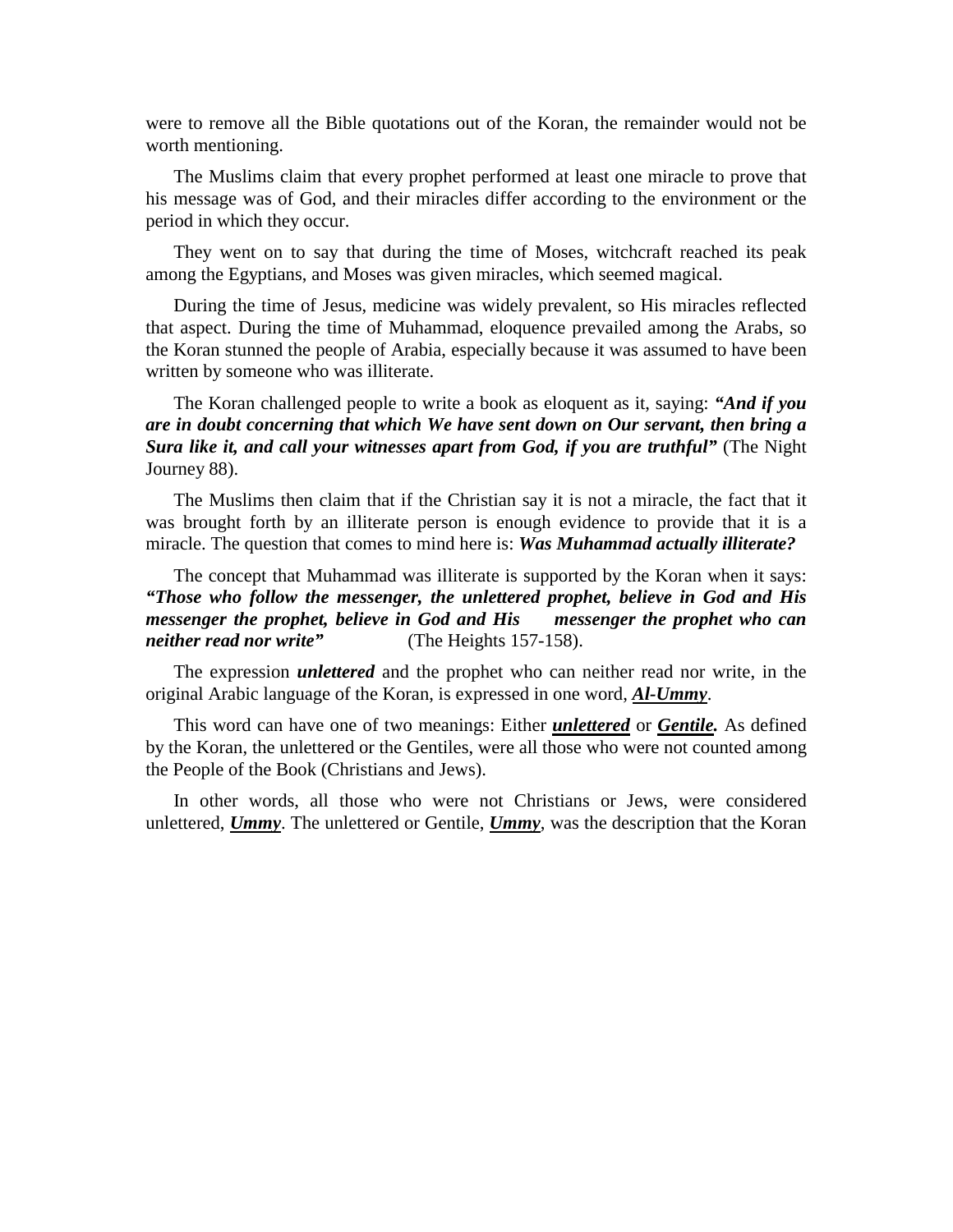were to remove all the Bible quotations out of the Koran, the remainder would not be worth mentioning.

The Muslims claim that every prophet performed at least one miracle to prove that his message was of God, and their miracles differ according to the environment or the period in which they occur.

They went on to say that during the time of Moses, witchcraft reached its peak among the Egyptians, and Moses was given miracles, which seemed magical.

During the time of Jesus, medicine was widely prevalent, so His miracles reflected that aspect. During the time of Muhammad, eloquence prevailed among the Arabs, so the Koran stunned the people of Arabia, especially because it was assumed to have been written by someone who was illiterate.

The Koran challenged people to write a book as eloquent as it, saying: ***"And if you are in doubt concerning that which We have sent down on Our servant, then bring a Sura like it, and call your witnesses apart from God, if you are truthful"*** (The Night Journey 88).

The Muslims then claim that if the Christian say it is not a miracle, the fact that it was brought forth by an illiterate person is enough evidence to provide that it is a miracle. The question that comes to mind here is: ***Was Muhammad actually illiterate?***

The concept that Muhammad was illiterate is supported by the Koran when it says: ***"Those who follow the messenger, the unlettered prophet, believe in God and His messenger the prophet, believe in God and His messenger the prophet who can neither read nor write"*** (The Heights 157-158).

The expression ***unlettered*** and the prophet who can neither read nor write, in the original Arabic language of the Koran, is expressed in one word, ***<u>Al-Ummy</u>***.

This word can have one of two meanings: Either ***<u>unlettered</u>*** or ***<u>Gentile.</u>*** As defined by the Koran, the unlettered or the Gentiles, were all those who were not counted among the People of the Book (Christians and Jews).

In other words, all those who were not Christians or Jews, were considered unlettered, ***<u>Ummy</u>***. The unlettered or Gentile, ***<u>Ummy</u>***, was the description that the Koran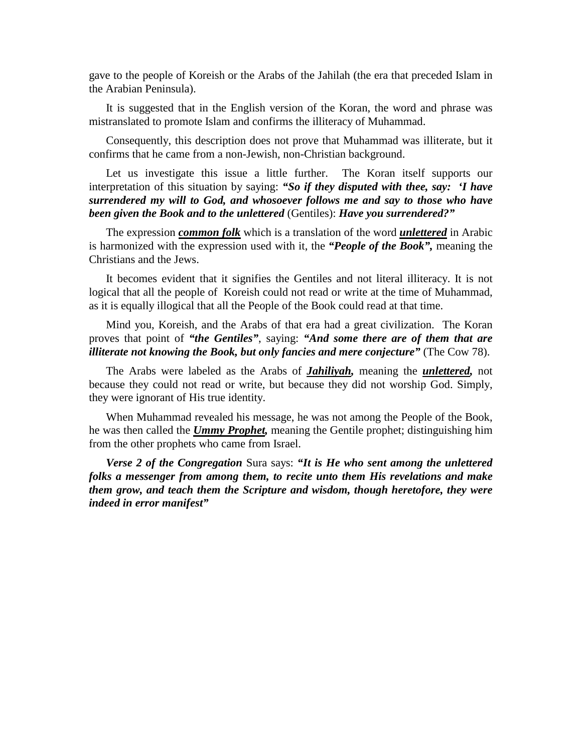gave to the people of Koreish or the Arabs of the Jahilah (the era that preceded Islam in the Arabian Peninsula).

It is suggested that in the English version of the Koran, the word and phrase was mistranslated to promote Islam and confirms the illiteracy of Muhammad.

Consequently, this description does not prove that Muhammad was illiterate, but it confirms that he came from a non-Jewish, non-Christian background.

Let us investigate this issue a little further. The Koran itself supports our interpretation of this situation by saying: ***"So if they disputed with thee, say: 'I have surrendered my will to God, and whosoever follows me and say to those who have been given the Book and to the unlettered*** (Gentiles): ***Have you surrendered?"***

The expression ***<u>common folk</u>*** which is a translation of the word ***<u>unlettered</u>*** in Arabic is harmonized with the expression used with it, the ***"People of the Book",*** meaning the Christians and the Jews.

It becomes evident that it signifies the Gentiles and not literal illiteracy. It is not logical that all the people of Koreish could not read or write at the time of Muhammad, as it is equally illogical that all the People of the Book could read at that time.

Mind you, Koreish, and the Arabs of that era had a great civilization. The Koran proves that point of ***"the Gentiles"***, saying: ***"And some there are of them that are illiterate not knowing the Book, but only fancies and mere conjecture"*** (The Cow 78).

The Arabs were labeled as the Arabs of ***<u>Jahiliyah</u>,*** meaning the ***<u>unlettered</u>,*** not because they could not read or write, but because they did not worship God. Simply, they were ignorant of His true identity.

When Muhammad revealed his message, he was not among the People of the Book, he was then called the ***<u>Ummy Prophet</u>,*** meaning the Gentile prophet; distinguishing him from the other prophets who came from Israel.

***Verse 2 of the Congregation*** Sura says: ***"It is He who sent among the unlettered folks a messenger from among them, to recite unto them His revelations and make them grow, and teach them the Scripture and wisdom, though heretofore, they were indeed in error manifest"***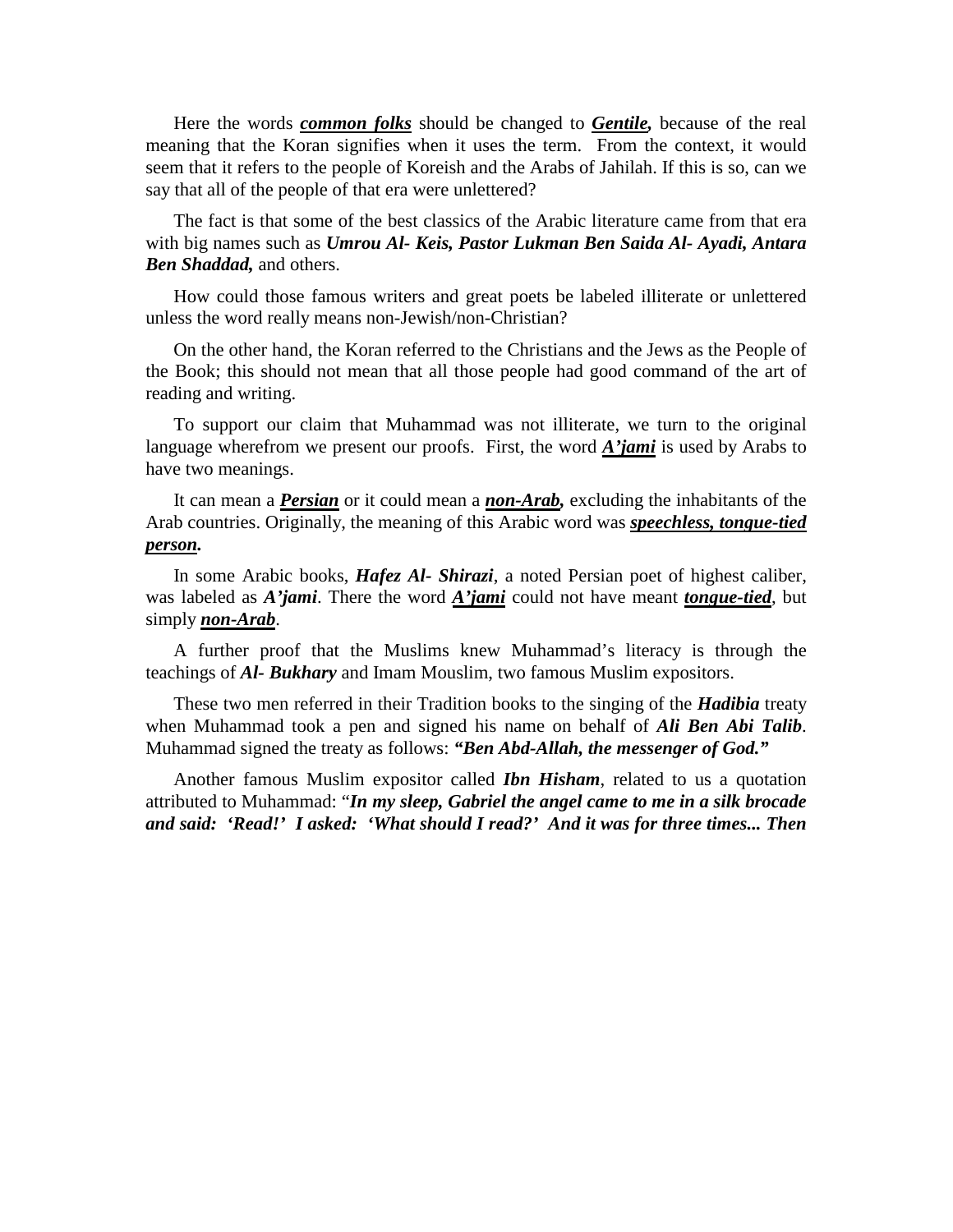Here the words ***common folks*** should be changed to ***Gentile,*** because of the real meaning that the Koran signifies when it uses the term. From the context, it would seem that it refers to the people of Koreish and the Arabs of Jahilah. If this is so, can we say that all of the people of that era were unlettered?

The fact is that some of the best classics of the Arabic literature came from that era with big names such as ***Umrou Al- Keis, Pastor Lukman Ben Saida Al- Ayadi, Antara Ben Shaddad,*** and others.

How could those famous writers and great poets be labeled illiterate or unlettered unless the word really means non-Jewish/non-Christian?

On the other hand, the Koran referred to the Christians and the Jews as the People of the Book; this should not mean that all those people had good command of the art of reading and writing.

To support our claim that Muhammad was not illiterate, we turn to the original language wherefrom we present our proofs. First, the word ***A'jami*** is used by Arabs to have two meanings.

It can mean a ***Persian*** or it could mean a ***non-Arab,*** excluding the inhabitants of the Arab countries. Originally, the meaning of this Arabic word was ***speechless, tongue-tied person.***

In some Arabic books, ***Hafez Al- Shirazi***, a noted Persian poet of highest caliber, was labeled as ***A'jami***. There the word ***A'jami*** could not have meant ***tongue-tied***, but simply ***non-Arab***.

A further proof that the Muslims knew Muhammad's literacy is through the teachings of ***Al- Bukhary*** and Imam Mouslim, two famous Muslim expositors.

These two men referred in their Tradition books to the singing of the ***Hadibia*** treaty when Muhammad took a pen and signed his name on behalf of ***Ali Ben Abi Talib***. Muhammad signed the treaty as follows: ***"Ben Abd-Allah, the messenger of God."***

Another famous Muslim expositor called ***Ibn Hisham***, related to us a quotation attributed to Muhammad: "***In my sleep, Gabriel the angel came to me in a silk brocade and said: 'Read!' I asked: 'What should I read?' And it was for three times... Then***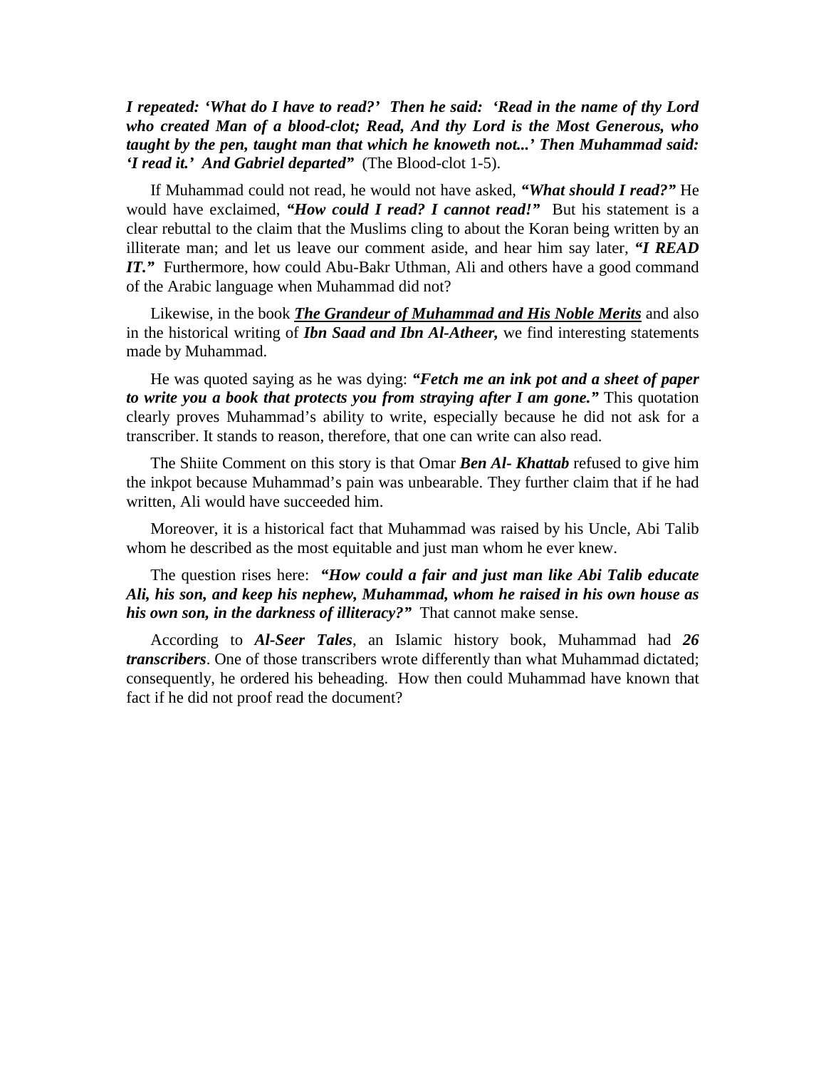***I repeated: 'What do I have to read?' Then he said: 'Read in the name of thy Lord who created Man of a blood-clot; Read, And thy Lord is the Most Generous, who taught by the pen, taught man that which he knoweth not...' Then Muhammad said: 'I read it.' And Gabriel departed"*** (The Blood-clot 1-5).

If Muhammad could not read, he would not have asked, ***"What should I read?"*** He would have exclaimed, ***"How could I read? I cannot read!"*** But his statement is a clear rebuttal to the claim that the Muslims cling to about the Koran being written by an illiterate man; and let us leave our comment aside, and hear him say later, ***"I READ IT."*** Furthermore, how could Abu-Bakr Uthman, Ali and others have a good command of the Arabic language when Muhammad did not?

Likewise, in the book ***<u>The Grandeur of Muhammad and His Noble Merits</u>*** and also in the historical writing of ***Ibn Saad and Ibn Al-Atheer,*** we find interesting statements made by Muhammad.

He was quoted saying as he was dying: ***"Fetch me an ink pot and a sheet of paper to write you a book that protects you from straying after I am gone."*** This quotation clearly proves Muhammad's ability to write, especially because he did not ask for a transcriber. It stands to reason, therefore, that one can write can also read.

The Shiite Comment on this story is that Omar ***Ben Al- Khattab*** refused to give him the inkpot because Muhammad's pain was unbearable. They further claim that if he had written, Ali would have succeeded him.

Moreover, it is a historical fact that Muhammad was raised by his Uncle, Abi Talib whom he described as the most equitable and just man whom he ever knew.

The question rises here: ***"How could a fair and just man like Abi Talib educate Ali, his son, and keep his nephew, Muhammad, whom he raised in his own house as his own son, in the darkness of illiteracy?"*** That cannot make sense.

According to ***Al-Seer Tales***, an Islamic history book, Muhammad had ***26 transcribers***. One of those transcribers wrote differently than what Muhammad dictated; consequently, he ordered his beheading. How then could Muhammad have known that fact if he did not proof read the document?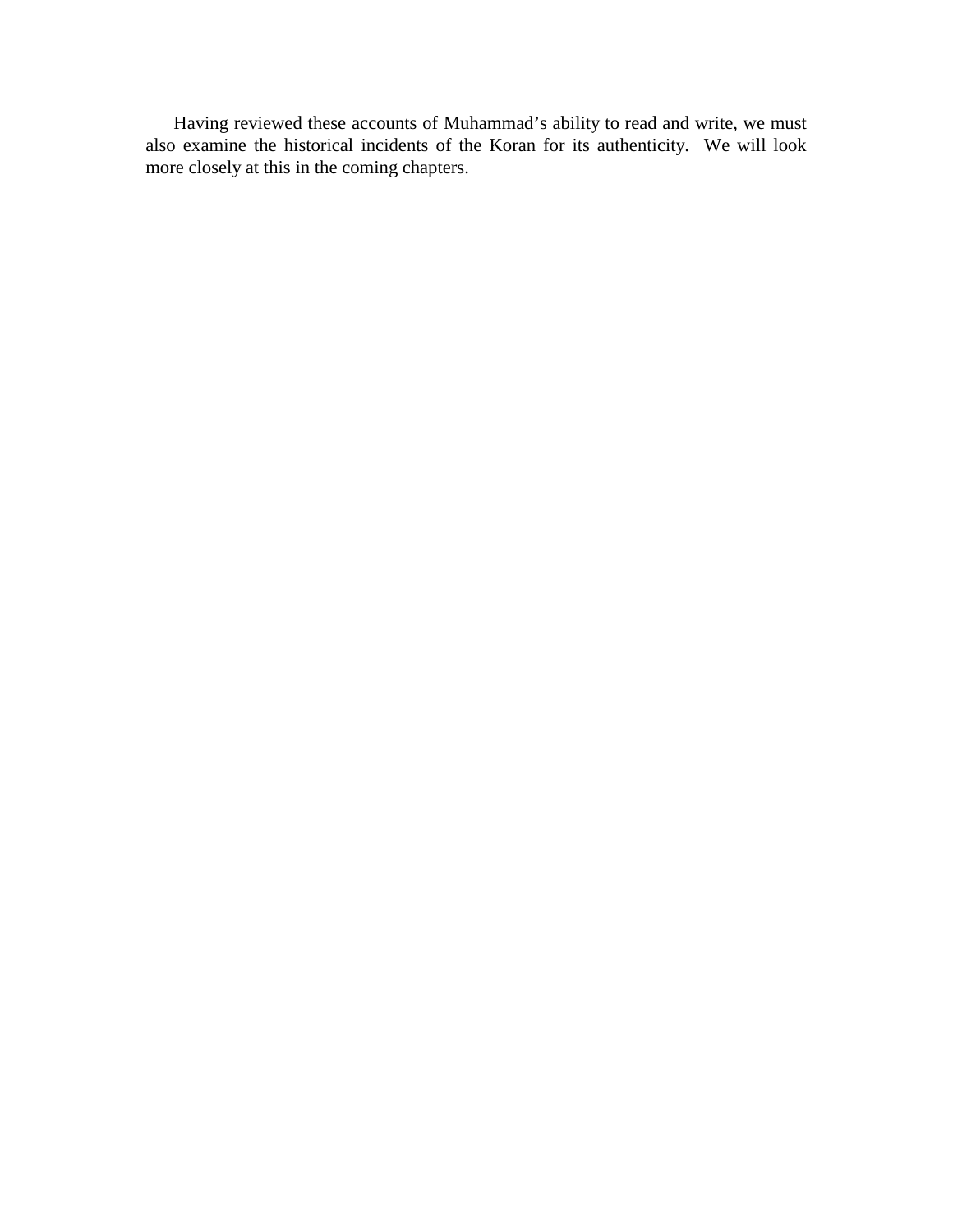Having reviewed these accounts of Muhammad's ability to read and write, we must also examine the historical incidents of the Koran for its authenticity. We will look more closely at this in the coming chapters.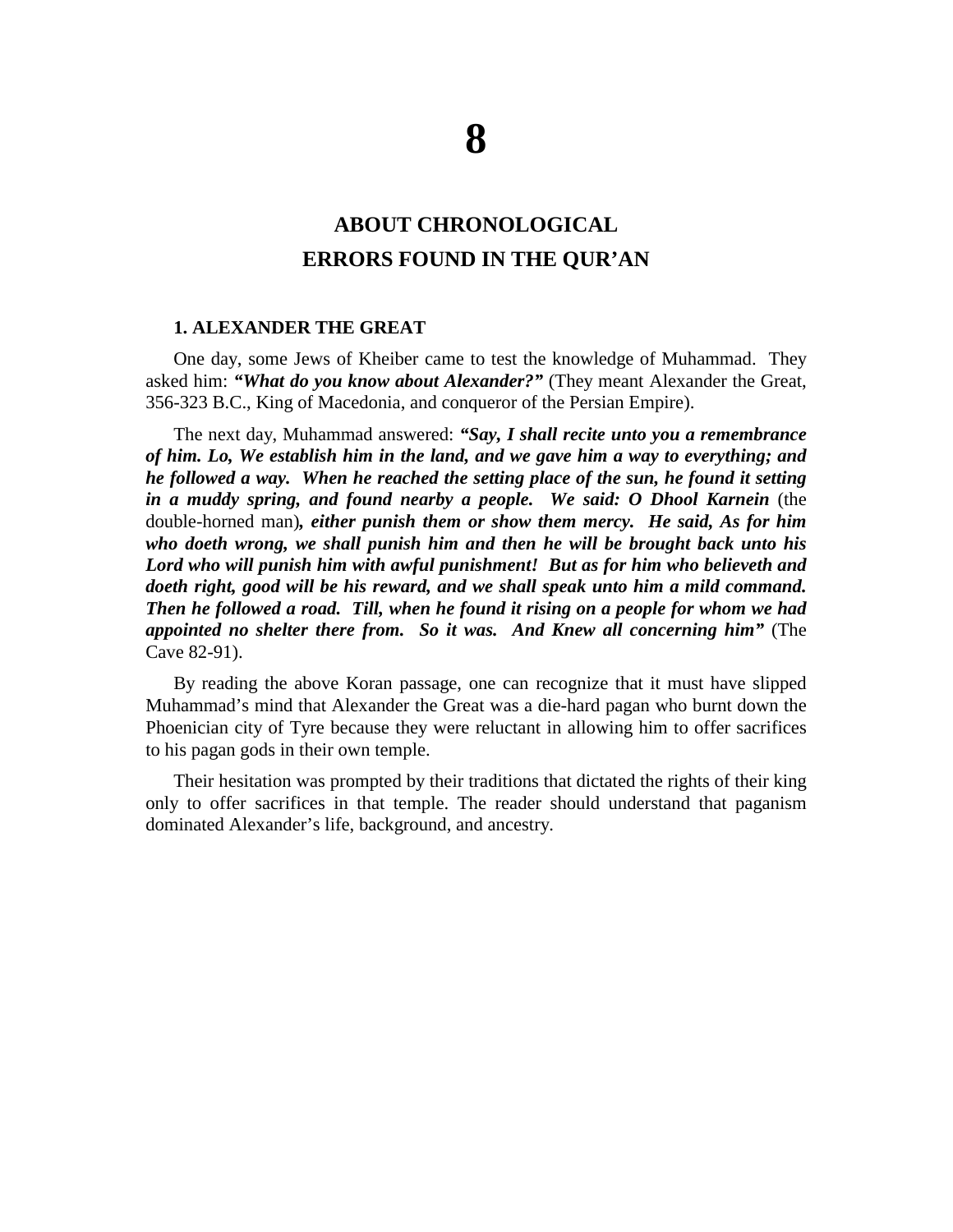# 8

## ABOUT CHRONOLOGICAL ERRORS FOUND IN THE QUR'AN

### 1. ALEXANDER THE GREAT

One day, some Jews of Kheiber came to test the knowledge of Muhammad. They asked him: ***"What do you know about Alexander?"*** (They meant Alexander the Great, 356-323 B.C., King of Macedonia, and conqueror of the Persian Empire).

The next day, Muhammad answered: ***"Say, I shall recite unto you a remembrance of him. Lo, We establish him in the land, and we gave him a way to everything; and he followed a way. When he reached the setting place of the sun, he found it setting in a muddy spring, and found nearby a people. We said: O Dhool Karnein*** (the double-horned man)***, either punish them or show them mercy. He said, As for him who doeth wrong, we shall punish him and then he will be brought back unto his Lord who will punish him with awful punishment! But as for him who believeth and doeth right, good will be his reward, and we shall speak unto him a mild command. Then he followed a road. Till, when he found it rising on a people for whom we had appointed no shelter there from. So it was. And Knew all concerning him"*** (The Cave 82-91).

By reading the above Koran passage, one can recognize that it must have slipped Muhammad's mind that Alexander the Great was a die-hard pagan who burnt down the Phoenician city of Tyre because they were reluctant in allowing him to offer sacrifices to his pagan gods in their own temple.

Their hesitation was prompted by their traditions that dictated the rights of their king only to offer sacrifices in that temple. The reader should understand that paganism dominated Alexander's life, background, and ancestry.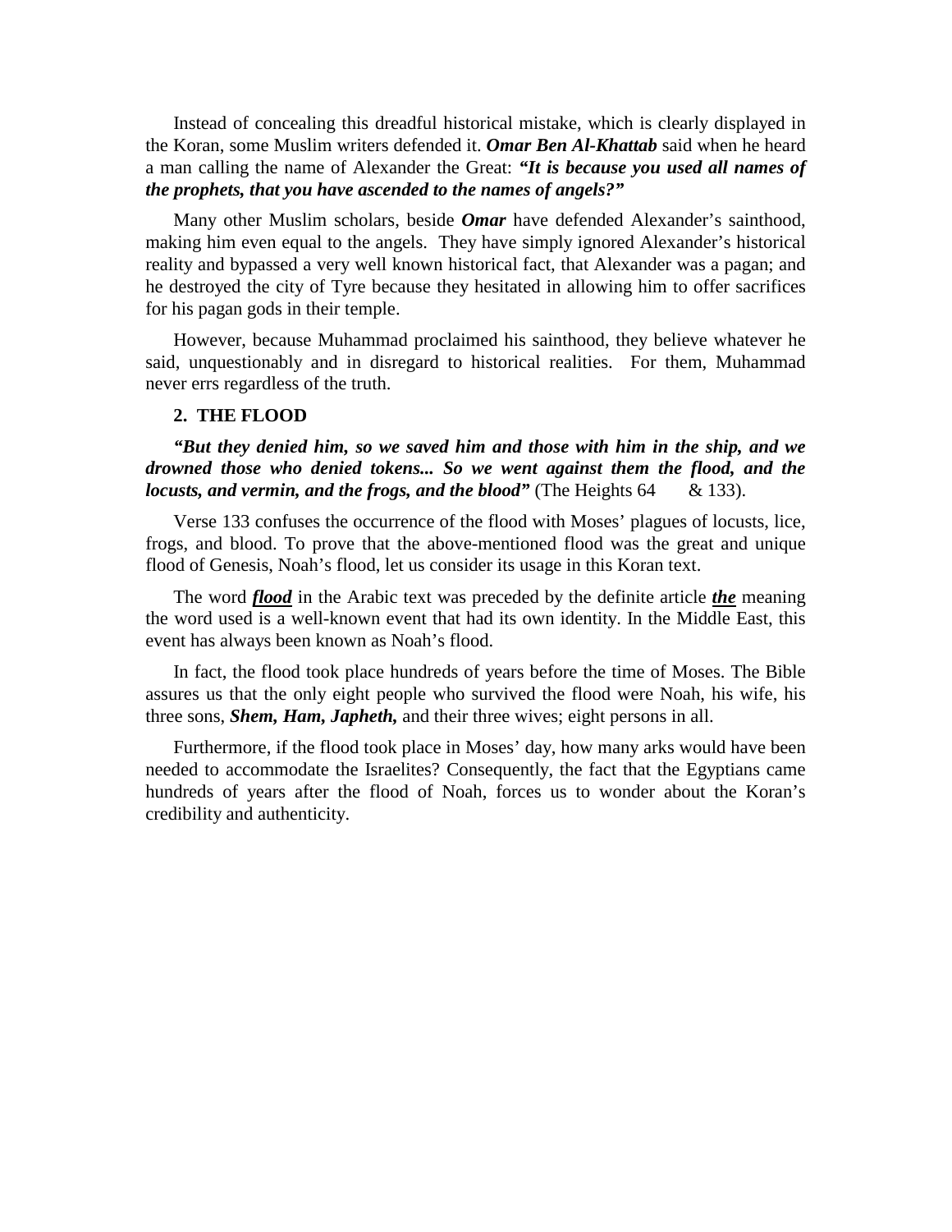Instead of concealing this dreadful historical mistake, which is clearly displayed in the Koran, some Muslim writers defended it. ***Omar Ben Al-Khattab*** said when he heard a man calling the name of Alexander the Great: ***"It is because you used all names of the prophets, that you have ascended to the names of angels?"***

Many other Muslim scholars, beside ***Omar*** have defended Alexander's sainthood, making him even equal to the angels. They have simply ignored Alexander's historical reality and bypassed a very well known historical fact, that Alexander was a pagan; and he destroyed the city of Tyre because they hesitated in allowing him to offer sacrifices for his pagan gods in their temple.

However, because Muhammad proclaimed his sainthood, they believe whatever he said, unquestionably and in disregard to historical realities. For them, Muhammad never errs regardless of the truth.

**2. THE FLOOD**

***"But they denied him, so we saved him and those with him in the ship, and we drowned those who denied tokens... So we went against them the flood, and the locusts, and vermin, and the frogs, and the blood"*** (The Heights 64 & 133).

Verse 133 confuses the occurrence of the flood with Moses' plagues of locusts, lice, frogs, and blood. To prove that the above-mentioned flood was the great and unique flood of Genesis, Noah's flood, let us consider its usage in this Koran text.

The word ***flood*** in the Arabic text was preceded by the definite article ***the*** meaning the word used is a well-known event that had its own identity. In the Middle East, this event has always been known as Noah's flood.

In fact, the flood took place hundreds of years before the time of Moses. The Bible assures us that the only eight people who survived the flood were Noah, his wife, his three sons, ***Shem, Ham, Japheth,*** and their three wives; eight persons in all.

Furthermore, if the flood took place in Moses' day, how many arks would have been needed to accommodate the Israelites? Consequently, the fact that the Egyptians came hundreds of years after the flood of Noah, forces us to wonder about the Koran's credibility and authenticity.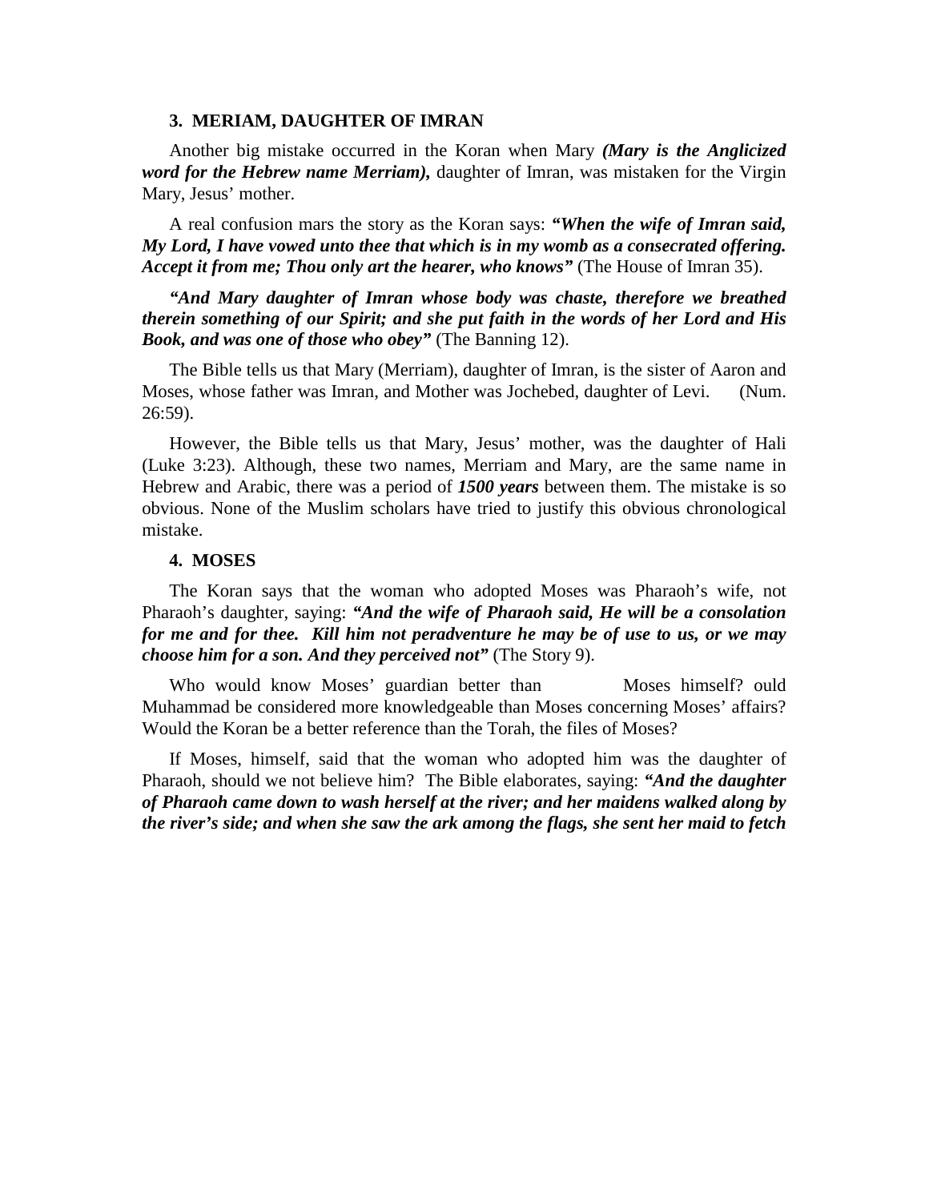### 3. MERIAM, DAUGHTER OF IMRAN

Another big mistake occurred in the Koran when Mary ***(Mary is the Anglicized word for the Hebrew name Merriam),*** daughter of Imran, was mistaken for the Virgin Mary, Jesus' mother.

A real confusion mars the story as the Koran says: ***"When the wife of Imran said, My Lord, I have vowed unto thee that which is in my womb as a consecrated offering. Accept it from me; Thou only art the hearer, who knows"*** (The House of Imran 35).

***"And Mary daughter of Imran whose body was chaste, therefore we breathed therein something of our Spirit; and she put faith in the words of her Lord and His Book, and was one of those who obey"*** (The Banning 12).

The Bible tells us that Mary (Merriam), daughter of Imran, is the sister of Aaron and Moses, whose father was Imran, and Mother was Jochebed, daughter of Levi. (Num. 26:59).

However, the Bible tells us that Mary, Jesus' mother, was the daughter of Hali (Luke 3:23). Although, these two names, Merriam and Mary, are the same name in Hebrew and Arabic, there was a period of ***1500 years*** between them. The mistake is so obvious. None of the Muslim scholars have tried to justify this obvious chronological mistake.

### 4. MOSES

The Koran says that the woman who adopted Moses was Pharaoh's wife, not Pharaoh's daughter, saying: ***"And the wife of Pharaoh said, He will be a consolation for me and for thee. Kill him not peradventure he may be of use to us, or we may choose him for a son. And they perceived not"*** (The Story 9).

Who would know Moses' guardian better than Moses himself? ould Muhammad be considered more knowledgeable than Moses concerning Moses' affairs? Would the Koran be a better reference than the Torah, the files of Moses?

If Moses, himself, said that the woman who adopted him was the daughter of Pharaoh, should we not believe him? The Bible elaborates, saying: ***"And the daughter of Pharaoh came down to wash herself at the river; and her maidens walked along by the river's side; and when she saw the ark among the flags, she sent her maid to fetch***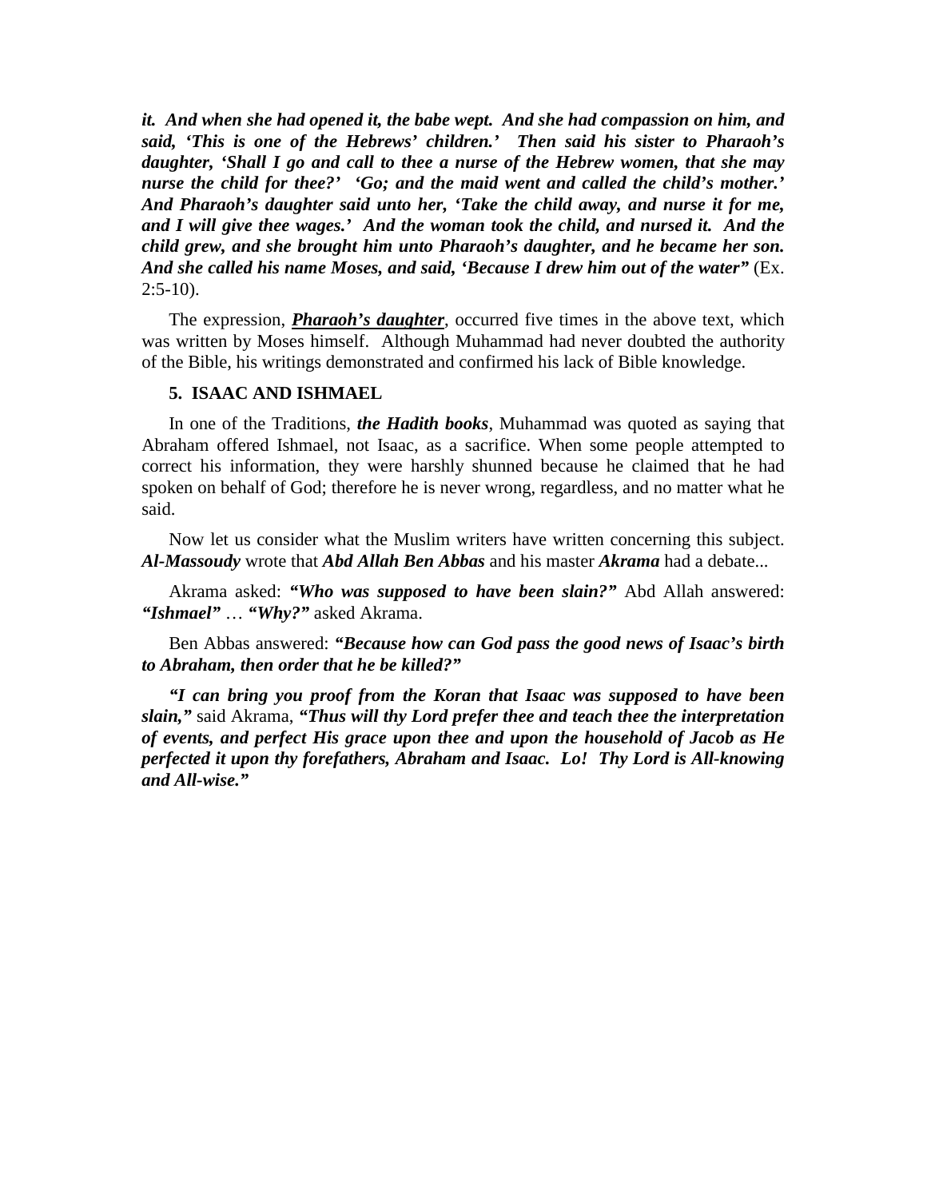***it. And when she had opened it, the babe wept. And she had compassion on him, and said, 'This is one of the Hebrews' children.' Then said his sister to Pharaoh's daughter, 'Shall I go and call to thee a nurse of the Hebrew women, that she may nurse the child for thee?' 'Go; and the maid went and called the child's mother.' And Pharaoh's daughter said unto her, 'Take the child away, and nurse it for me, and I will give thee wages.' And the woman took the child, and nursed it. And the child grew, and she brought him unto Pharaoh's daughter, and he became her son. And she called his name Moses, and said, 'Because I drew him out of the water"*** (Ex. 2:5-10).

The expression, ***<u>Pharaoh's daughter</u>***, occurred five times in the above text, which was written by Moses himself. Although Muhammad had never doubted the authority of the Bible, his writings demonstrated and confirmed his lack of Bible knowledge.

**5. ISAAC AND ISHMAEL**

In one of the Traditions, ***the Hadith books***, Muhammad was quoted as saying that Abraham offered Ishmael, not Isaac, as a sacrifice. When some people attempted to correct his information, they were harshly shunned because he claimed that he had spoken on behalf of God; therefore he is never wrong, regardless, and no matter what he said.

Now let us consider what the Muslim writers have written concerning this subject. ***Al-Massoudy*** wrote that ***Abd Allah Ben Abbas*** and his master ***Akrama*** had a debate...

Akrama asked: ***"Who was supposed to have been slain?"*** Abd Allah answered: ***"Ishmael"*** … ***"Why?"*** asked Akrama.

Ben Abbas answered: ***"Because how can God pass the good news of Isaac's birth to Abraham, then order that he be killed?"***

***"I can bring you proof from the Koran that Isaac was supposed to have been slain,"*** said Akrama, ***"Thus will thy Lord prefer thee and teach thee the interpretation of events, and perfect His grace upon thee and upon the household of Jacob as He perfected it upon thy forefathers, Abraham and Isaac. Lo! Thy Lord is All-knowing and All-wise."***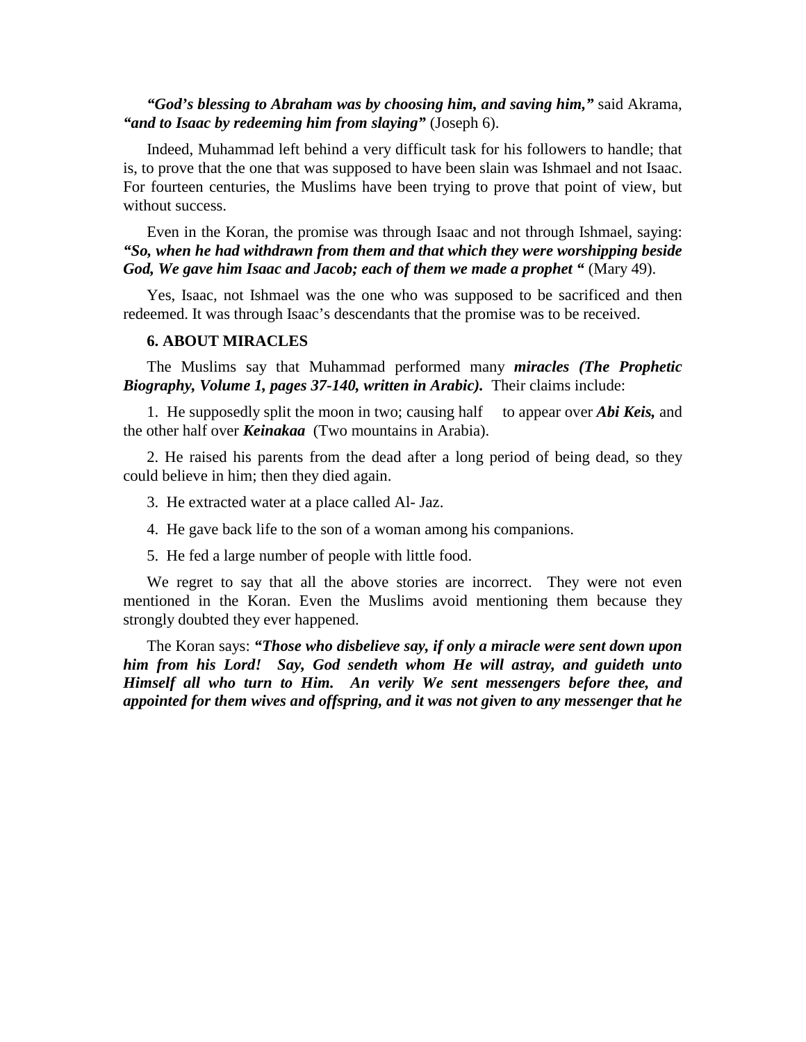***"God's blessing to Abraham was by choosing him, and saving him,"*** said Akrama, ***"and to Isaac by redeeming him from slaying"*** (Joseph 6).

Indeed, Muhammad left behind a very difficult task for his followers to handle; that is, to prove that the one that was supposed to have been slain was Ishmael and not Isaac. For fourteen centuries, the Muslims have been trying to prove that point of view, but without success.

Even in the Koran, the promise was through Isaac and not through Ishmael, saying: ***"So, when he had withdrawn from them and that which they were worshipping beside God, We gave him Isaac and Jacob; each of them we made a prophet "*** (Mary 49).

Yes, Isaac, not Ishmael was the one who was supposed to be sacrificed and then redeemed. It was through Isaac's descendants that the promise was to be received.

**6. ABOUT MIRACLES**

The Muslims say that Muhammad performed many ***miracles (The Prophetic Biography, Volume 1, pages 37-140, written in Arabic).*** Their claims include:

1. He supposedly split the moon in two; causing half to appear over ***Abi Keis,*** and the other half over ***Keinakaa*** (Two mountains in Arabia).

2. He raised his parents from the dead after a long period of being dead, so they could believe in him; then they died again.

3. He extracted water at a place called Al- Jaz.

4. He gave back life to the son of a woman among his companions.

5. He fed a large number of people with little food.

We regret to say that all the above stories are incorrect. They were not even mentioned in the Koran. Even the Muslims avoid mentioning them because they strongly doubted they ever happened.

The Koran says: ***"Those who disbelieve say, if only a miracle were sent down upon him from his Lord! Say, God sendeth whom He will astray, and guideth unto Himself all who turn to Him. An verily We sent messengers before thee, and appointed for them wives and offspring, and it was not given to any messenger that he***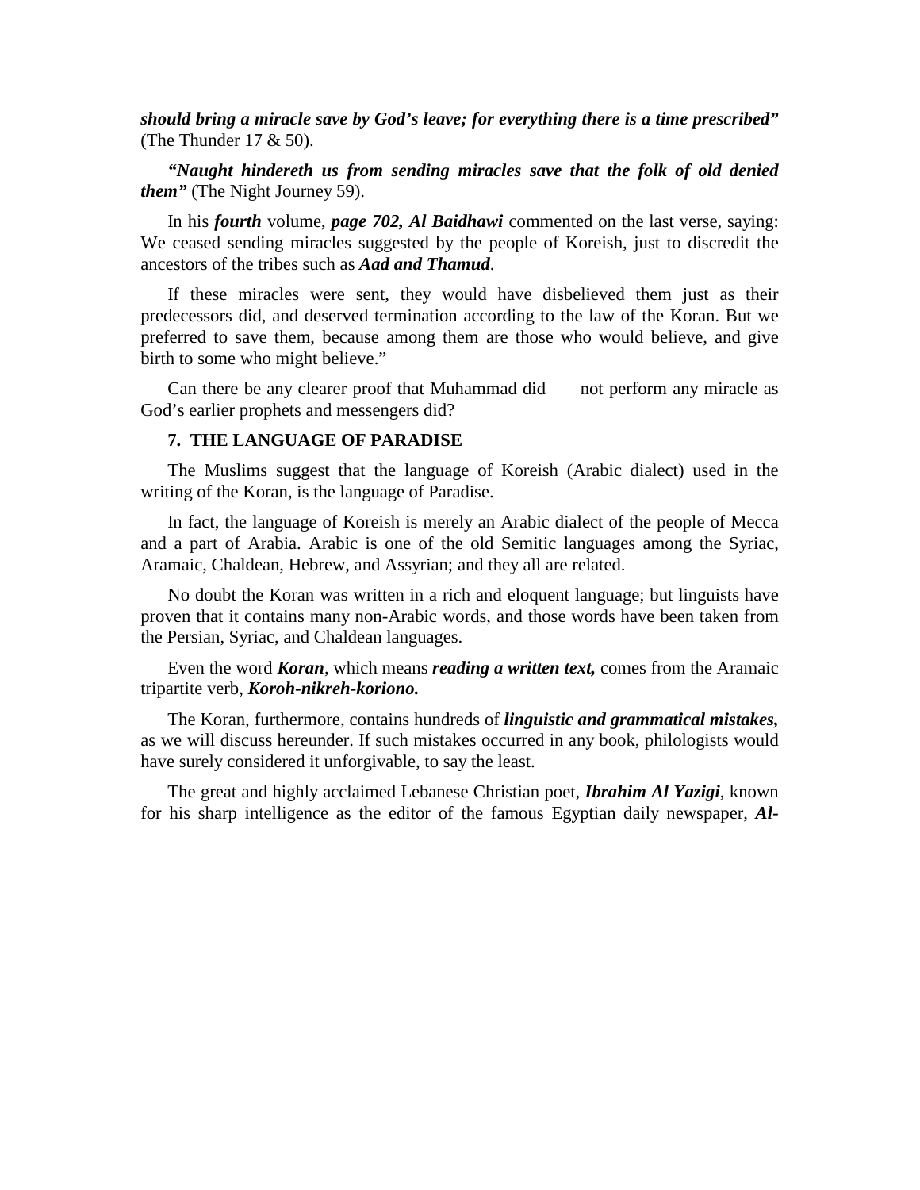***should bring a miracle save by God's leave; for everything there is a time prescribed"*** (The Thunder 17 & 50).

***"Naught hindereth us from sending miracles save that the folk of old denied them"*** (The Night Journey 59).

In his ***fourth*** volume, ***page 702, Al Baidhawi*** commented on the last verse, saying: We ceased sending miracles suggested by the people of Koreish, just to discredit the ancestors of the tribes such as ***Aad and Thamud***.

If these miracles were sent, they would have disbelieved them just as their predecessors did, and deserved termination according to the law of the Koran. But we preferred to save them, because among them are those who would believe, and give birth to some who might believe."

Can there be any clearer proof that Muhammad did not perform any miracle as God's earlier prophets and messengers did?

**7. THE LANGUAGE OF PARADISE**

The Muslims suggest that the language of Koreish (Arabic dialect) used in the writing of the Koran, is the language of Paradise.

In fact, the language of Koreish is merely an Arabic dialect of the people of Mecca and a part of Arabia. Arabic is one of the old Semitic languages among the Syriac, Aramaic, Chaldean, Hebrew, and Assyrian; and they all are related.

No doubt the Koran was written in a rich and eloquent language; but linguists have proven that it contains many non-Arabic words, and those words have been taken from the Persian, Syriac, and Chaldean languages.

Even the word ***Koran***, which means ***reading a written text,*** comes from the Aramaic tripartite verb, ***Koroh-nikreh-koriono.***

The Koran, furthermore, contains hundreds of ***linguistic and grammatical mistakes,*** as we will discuss hereunder. If such mistakes occurred in any book, philologists would have surely considered it unforgivable, to say the least.

The great and highly acclaimed Lebanese Christian poet, ***Ibrahim Al Yazigi***, known for his sharp intelligence as the editor of the famous Egyptian daily newspaper, ***Al-***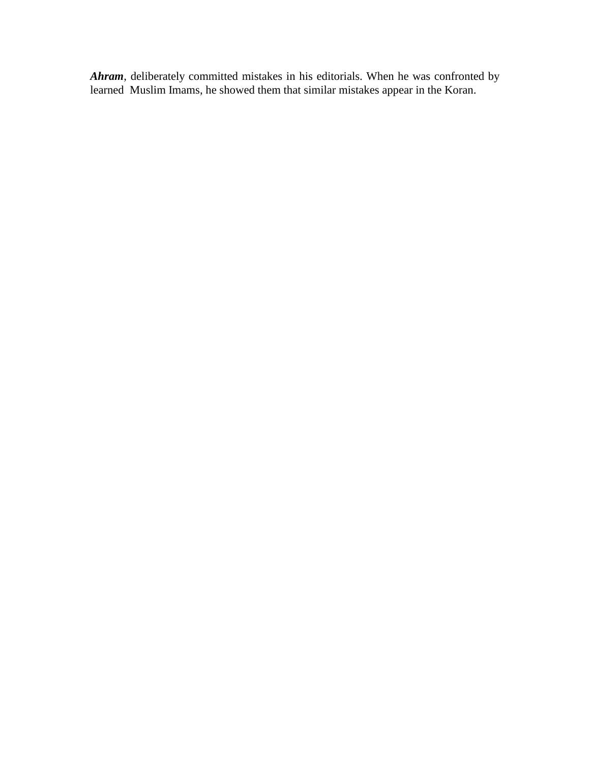***Ahram***, deliberately committed mistakes in his editorials. When he was confronted by learned Muslim Imams, he showed them that similar mistakes appear in the Koran.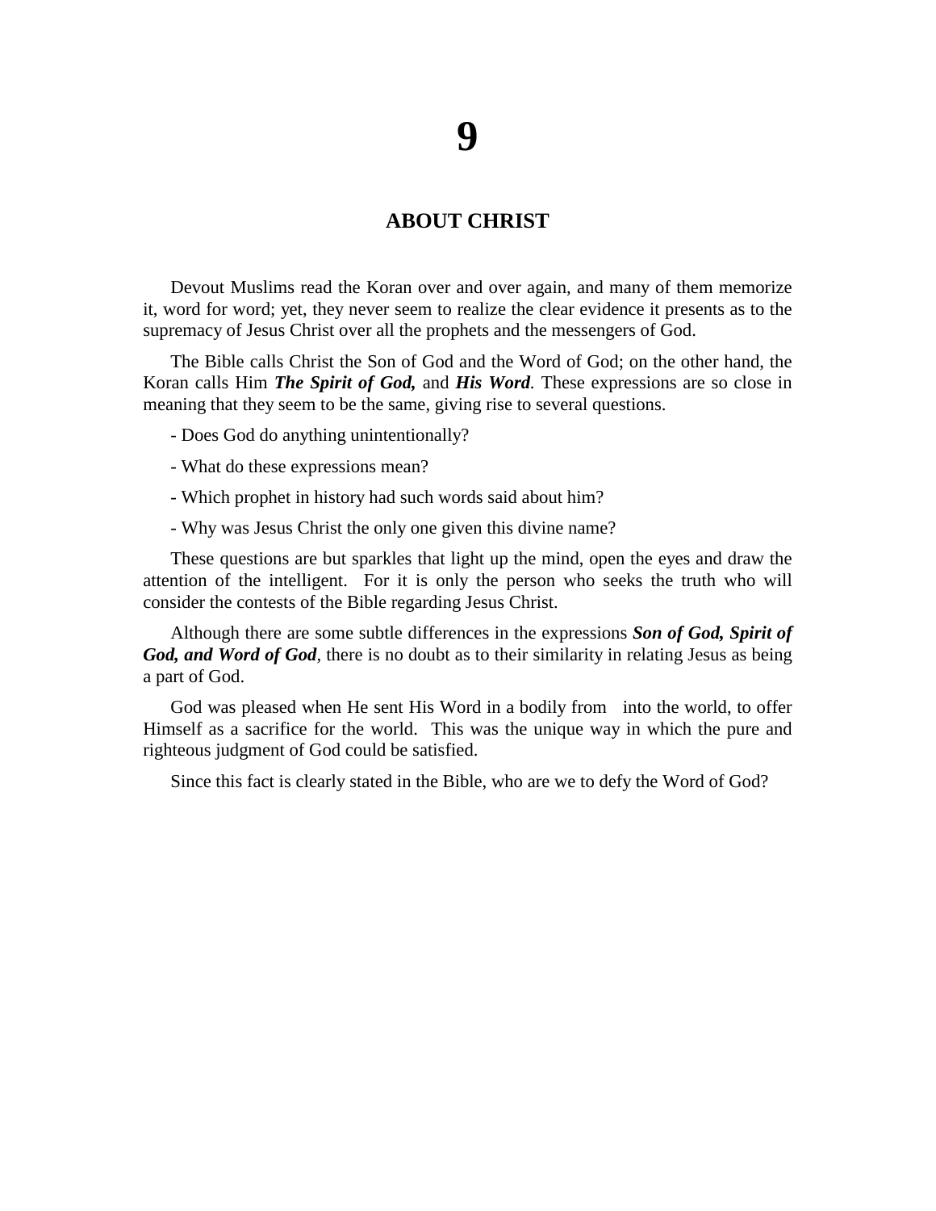# 9

## ABOUT CHRIST

Devout Muslims read the Koran over and over again, and many of them memorize it, word for word; yet, they never seem to realize the clear evidence it presents as to the supremacy of Jesus Christ over all the prophets and the messengers of God.

The Bible calls Christ the Son of God and the Word of God; on the other hand, the Koran calls Him ***The Spirit of God,*** and ***His Word***. These expressions are so close in meaning that they seem to be the same, giving rise to several questions.

- Does God do anything unintentionally?

- What do these expressions mean?

- Which prophet in history had such words said about him?

- Why was Jesus Christ the only one given this divine name?

These questions are but sparkles that light up the mind, open the eyes and draw the attention of the intelligent. For it is only the person who seeks the truth who will consider the contests of the Bible regarding Jesus Christ.

Although there are some subtle differences in the expressions ***Son of God, Spirit of God, and Word of God***, there is no doubt as to their similarity in relating Jesus as being a part of God.

God was pleased when He sent His Word in a bodily from into the world, to offer Himself as a sacrifice for the world. This was the unique way in which the pure and righteous judgment of God could be satisfied.

Since this fact is clearly stated in the Bible, who are we to defy the Word of God?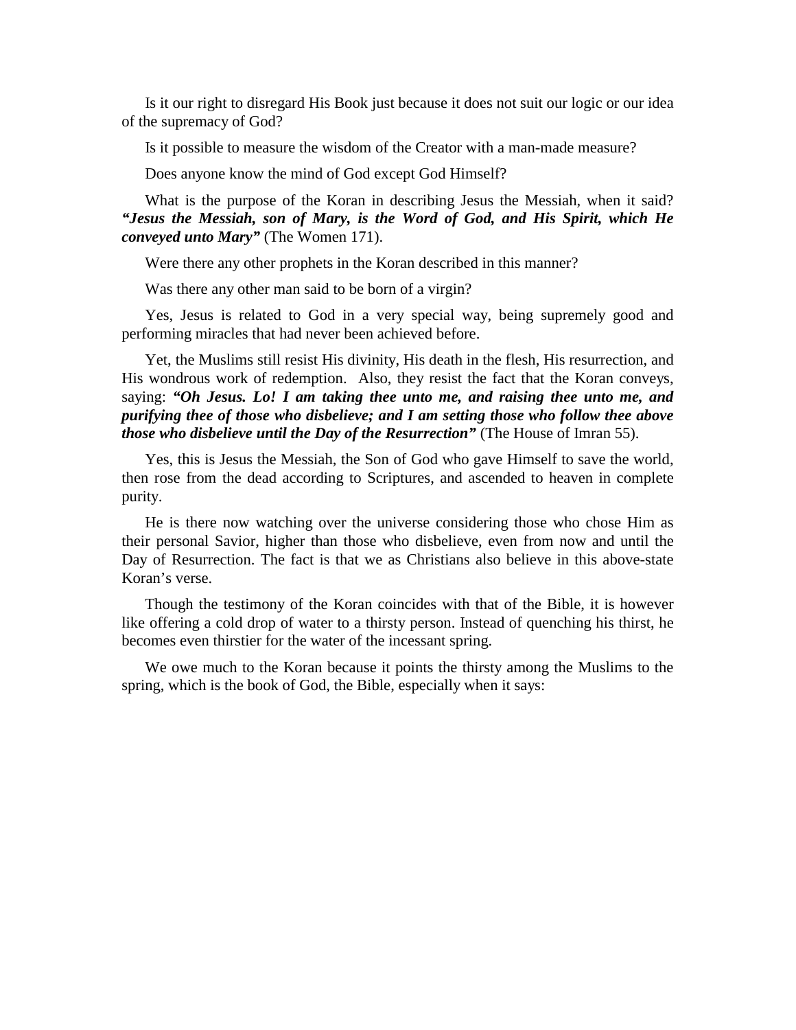Is it our right to disregard His Book just because it does not suit our logic or our idea of the supremacy of God?

Is it possible to measure the wisdom of the Creator with a man-made measure?

Does anyone know the mind of God except God Himself?

What is the purpose of the Koran in describing Jesus the Messiah, when it said? ***"Jesus the Messiah, son of Mary, is the Word of God, and His Spirit, which He conveyed unto Mary"*** (The Women 171).

Were there any other prophets in the Koran described in this manner?

Was there any other man said to be born of a virgin?

Yes, Jesus is related to God in a very special way, being supremely good and performing miracles that had never been achieved before.

Yet, the Muslims still resist His divinity, His death in the flesh, His resurrection, and His wondrous work of redemption. Also, they resist the fact that the Koran conveys, saying: ***"Oh Jesus. Lo! I am taking thee unto me, and raising thee unto me, and purifying thee of those who disbelieve; and I am setting those who follow thee above those who disbelieve until the Day of the Resurrection"*** (The House of Imran 55).

Yes, this is Jesus the Messiah, the Son of God who gave Himself to save the world, then rose from the dead according to Scriptures, and ascended to heaven in complete purity.

He is there now watching over the universe considering those who chose Him as their personal Savior, higher than those who disbelieve, even from now and until the Day of Resurrection. The fact is that we as Christians also believe in this above-state Koran's verse.

Though the testimony of the Koran coincides with that of the Bible, it is however like offering a cold drop of water to a thirsty person. Instead of quenching his thirst, he becomes even thirstier for the water of the incessant spring.

We owe much to the Koran because it points the thirsty among the Muslims to the spring, which is the book of God, the Bible, especially when it says: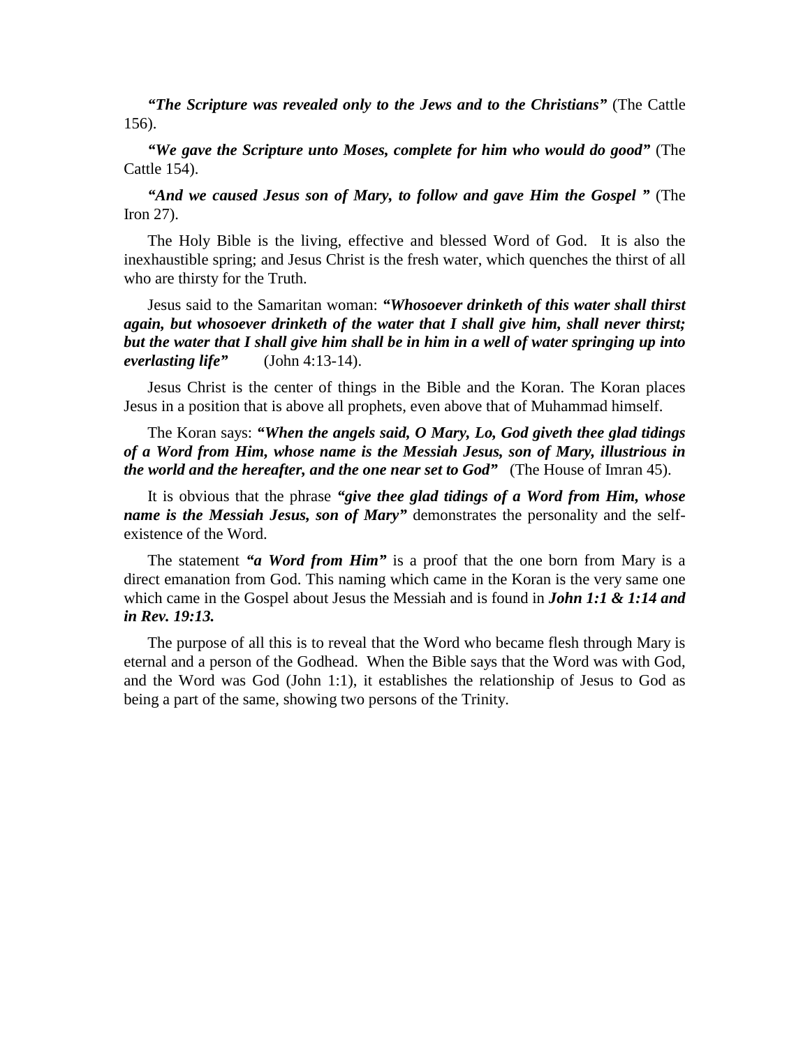***"The Scripture was revealed only to the Jews and to the Christians"*** (The Cattle 156).

***"We gave the Scripture unto Moses, complete for him who would do good"*** (The Cattle 154).

***"And we caused Jesus son of Mary, to follow and gave Him the Gospel "*** (The Iron 27).

The Holy Bible is the living, effective and blessed Word of God. It is also the inexhaustible spring; and Jesus Christ is the fresh water, which quenches the thirst of all who are thirsty for the Truth.

Jesus said to the Samaritan woman: ***"Whosoever drinketh of this water shall thirst again, but whosoever drinketh of the water that I shall give him, shall never thirst; but the water that I shall give him shall be in him in a well of water springing up into everlasting life"*** (John 4:13-14).

Jesus Christ is the center of things in the Bible and the Koran. The Koran places Jesus in a position that is above all prophets, even above that of Muhammad himself.

The Koran says: ***"When the angels said, O Mary, Lo, God giveth thee glad tidings of a Word from Him, whose name is the Messiah Jesus, son of Mary, illustrious in the world and the hereafter, and the one near set to God"*** (The House of Imran 45).

It is obvious that the phrase ***"give thee glad tidings of a Word from Him, whose name is the Messiah Jesus, son of Mary"*** demonstrates the personality and the self-existence of the Word.

The statement ***"a Word from Him"*** is a proof that the one born from Mary is a direct emanation from God. This naming which came in the Koran is the very same one which came in the Gospel about Jesus the Messiah and is found in ***John 1:1 & 1:14 and in Rev. 19:13.***

The purpose of all this is to reveal that the Word who became flesh through Mary is eternal and a person of the Godhead. When the Bible says that the Word was with God, and the Word was God (John 1:1), it establishes the relationship of Jesus to God as being a part of the same, showing two persons of the Trinity.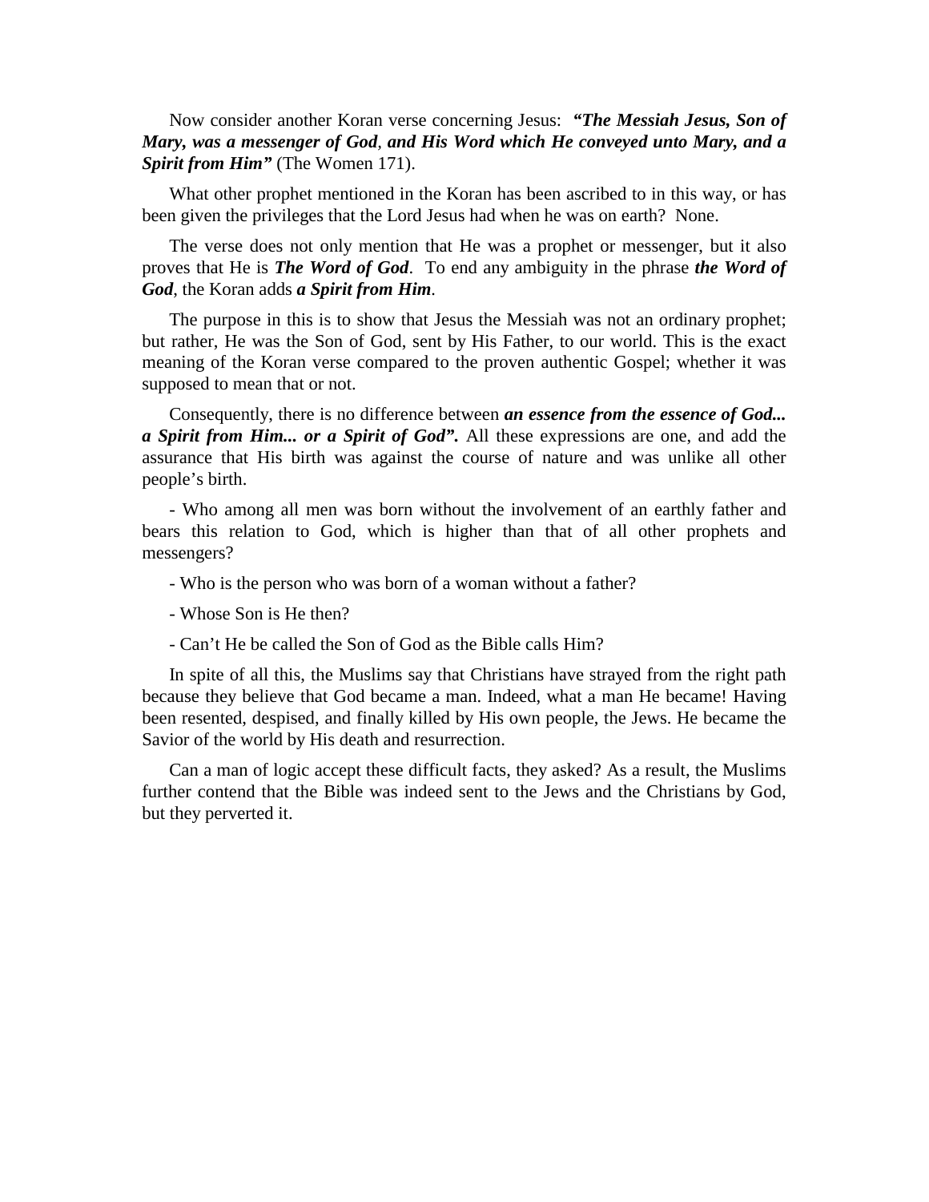Now consider another Koran verse concerning Jesus: ***"The Messiah Jesus, Son of Mary, was a messenger of God***, ***and His Word which He conveyed unto Mary, and a Spirit from Him"*** (The Women 171).

What other prophet mentioned in the Koran has been ascribed to in this way, or has been given the privileges that the Lord Jesus had when he was on earth? None.

The verse does not only mention that He was a prophet or messenger, but it also proves that He is ***The Word of God***. To end any ambiguity in the phrase ***the Word of God***, the Koran adds ***a Spirit from Him***.

The purpose in this is to show that Jesus the Messiah was not an ordinary prophet; but rather, He was the Son of God, sent by His Father, to our world. This is the exact meaning of the Koran verse compared to the proven authentic Gospel; whether it was supposed to mean that or not.

Consequently, there is no difference between ***an essence from the essence of God... a Spirit from Him... or a Spirit of God".*** All these expressions are one, and add the assurance that His birth was against the course of nature and was unlike all other people's birth.

- Who among all men was born without the involvement of an earthly father and bears this relation to God, which is higher than that of all other prophets and messengers?

- Who is the person who was born of a woman without a father?

- Whose Son is He then?

- Can't He be called the Son of God as the Bible calls Him?

In spite of all this, the Muslims say that Christians have strayed from the right path because they believe that God became a man. Indeed, what a man He became! Having been resented, despised, and finally killed by His own people, the Jews. He became the Savior of the world by His death and resurrection.

Can a man of logic accept these difficult facts, they asked? As a result, the Muslims further contend that the Bible was indeed sent to the Jews and the Christians by God, but they perverted it.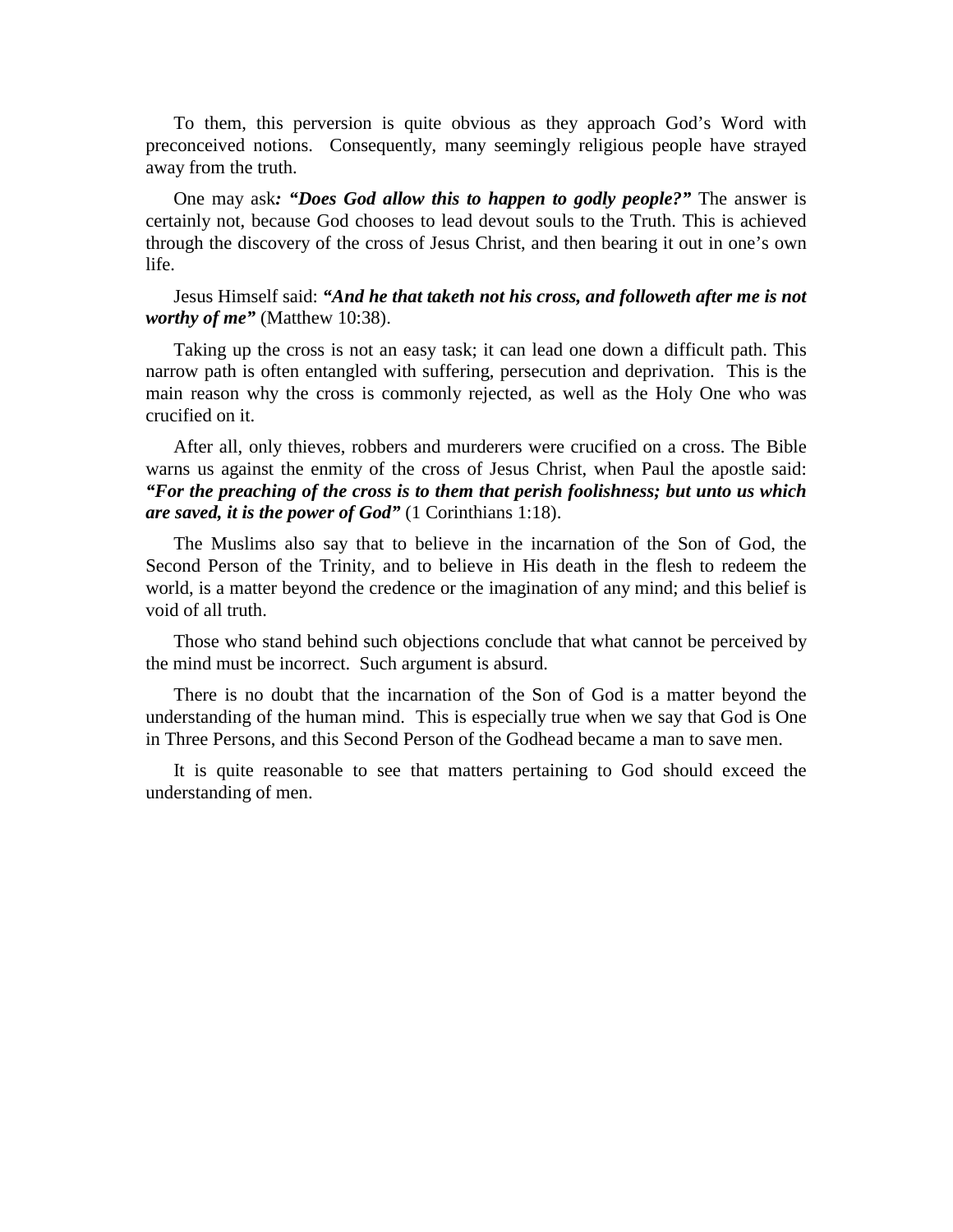To them, this perversion is quite obvious as they approach God's Word with preconceived notions. Consequently, many seemingly religious people have strayed away from the truth.

One may ask***: "Does God allow this to happen to godly people?"*** The answer is certainly not, because God chooses to lead devout souls to the Truth. This is achieved through the discovery of the cross of Jesus Christ, and then bearing it out in one's own life.

Jesus Himself said: ***"And he that taketh not his cross, and followeth after me is not worthy of me"*** (Matthew 10:38).

Taking up the cross is not an easy task; it can lead one down a difficult path. This narrow path is often entangled with suffering, persecution and deprivation. This is the main reason why the cross is commonly rejected, as well as the Holy One who was crucified on it.

After all, only thieves, robbers and murderers were crucified on a cross. The Bible warns us against the enmity of the cross of Jesus Christ, when Paul the apostle said: ***"For the preaching of the cross is to them that perish foolishness; but unto us which are saved, it is the power of God"*** (1 Corinthians 1:18).

The Muslims also say that to believe in the incarnation of the Son of God, the Second Person of the Trinity, and to believe in His death in the flesh to redeem the world, is a matter beyond the credence or the imagination of any mind; and this belief is void of all truth.

Those who stand behind such objections conclude that what cannot be perceived by the mind must be incorrect. Such argument is absurd.

There is no doubt that the incarnation of the Son of God is a matter beyond the understanding of the human mind. This is especially true when we say that God is One in Three Persons, and this Second Person of the Godhead became a man to save men.

It is quite reasonable to see that matters pertaining to God should exceed the understanding of men.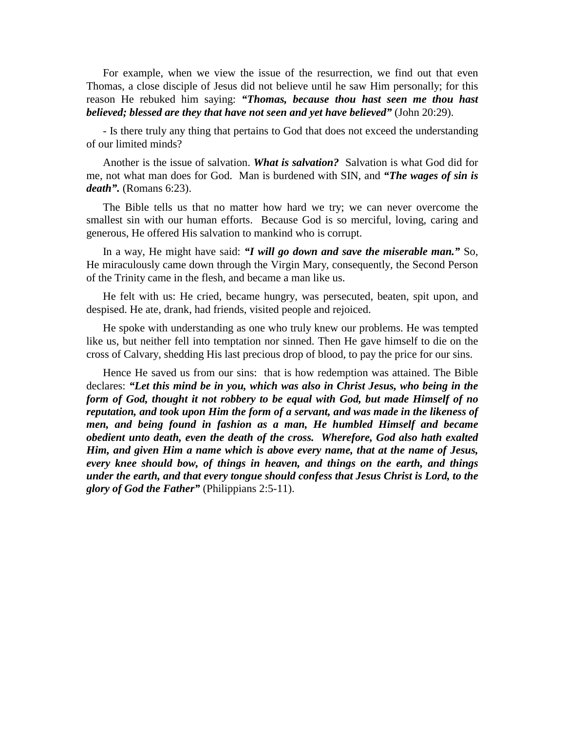For example, when we view the issue of the resurrection, we find out that even Thomas, a close disciple of Jesus did not believe until he saw Him personally; for this reason He rebuked him saying: ***"Thomas, because thou hast seen me thou hast believed; blessed are they that have not seen and yet have believed"*** (John 20:29).

- Is there truly any thing that pertains to God that does not exceed the understanding of our limited minds?

Another is the issue of salvation. ***What is salvation?*** Salvation is what God did for me, not what man does for God. Man is burdened with SIN, and ***"The wages of sin is death".*** (Romans 6:23).

The Bible tells us that no matter how hard we try; we can never overcome the smallest sin with our human efforts. Because God is so merciful, loving, caring and generous, He offered His salvation to mankind who is corrupt.

In a way, He might have said: ***"I will go down and save the miserable man."*** So, He miraculously came down through the Virgin Mary, consequently, the Second Person of the Trinity came in the flesh, and became a man like us.

He felt with us: He cried, became hungry, was persecuted, beaten, spit upon, and despised. He ate, drank, had friends, visited people and rejoiced.

He spoke with understanding as one who truly knew our problems. He was tempted like us, but neither fell into temptation nor sinned. Then He gave himself to die on the cross of Calvary, shedding His last precious drop of blood, to pay the price for our sins.

Hence He saved us from our sins: that is how redemption was attained. The Bible declares: ***"Let this mind be in you, which was also in Christ Jesus, who being in the form of God, thought it not robbery to be equal with God, but made Himself of no reputation, and took upon Him the form of a servant, and was made in the likeness of men, and being found in fashion as a man, He humbled Himself and became obedient unto death, even the death of the cross. Wherefore, God also hath exalted Him, and given Him a name which is above every name, that at the name of Jesus, every knee should bow, of things in heaven, and things on the earth, and things under the earth, and that every tongue should confess that Jesus Christ is Lord, to the glory of God the Father"*** (Philippians 2:5-11).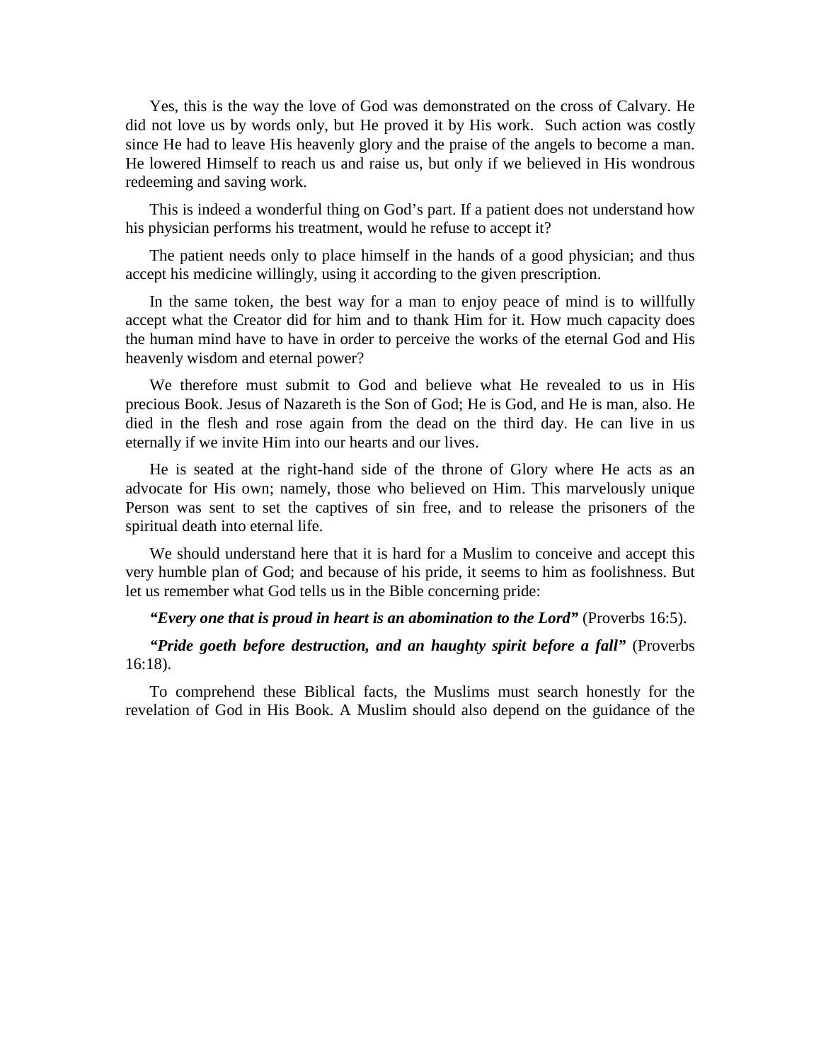Yes, this is the way the love of God was demonstrated on the cross of Calvary. He did not love us by words only, but He proved it by His work. Such action was costly since He had to leave His heavenly glory and the praise of the angels to become a man. He lowered Himself to reach us and raise us, but only if we believed in His wondrous redeeming and saving work.

This is indeed a wonderful thing on God's part. If a patient does not understand how his physician performs his treatment, would he refuse to accept it?

The patient needs only to place himself in the hands of a good physician; and thus accept his medicine willingly, using it according to the given prescription.

In the same token, the best way for a man to enjoy peace of mind is to willfully accept what the Creator did for him and to thank Him for it. How much capacity does the human mind have to have in order to perceive the works of the eternal God and His heavenly wisdom and eternal power?

We therefore must submit to God and believe what He revealed to us in His precious Book. Jesus of Nazareth is the Son of God; He is God, and He is man, also. He died in the flesh and rose again from the dead on the third day. He can live in us eternally if we invite Him into our hearts and our lives.

He is seated at the right-hand side of the throne of Glory where He acts as an advocate for His own; namely, those who believed on Him. This marvelously unique Person was sent to set the captives of sin free, and to release the prisoners of the spiritual death into eternal life.

We should understand here that it is hard for a Muslim to conceive and accept this very humble plan of God; and because of his pride, it seems to him as foolishness. But let us remember what God tells us in the Bible concerning pride:

***"Every one that is proud in heart is an abomination to the Lord"*** (Proverbs 16:5).

***"Pride goeth before destruction, and an haughty spirit before a fall"*** (Proverbs 16:18).

To comprehend these Biblical facts, the Muslims must search honestly for the revelation of God in His Book. A Muslim should also depend on the guidance of the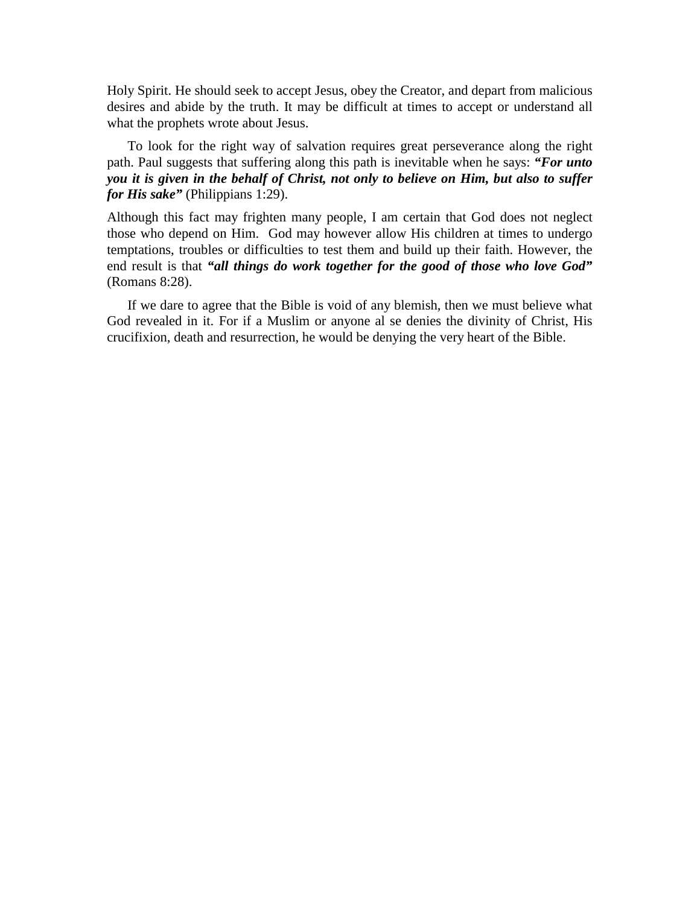Holy Spirit. He should seek to accept Jesus, obey the Creator, and depart from malicious desires and abide by the truth. It may be difficult at times to accept or understand all what the prophets wrote about Jesus.

To look for the right way of salvation requires great perseverance along the right path. Paul suggests that suffering along this path is inevitable when he says: ***"For unto you it is given in the behalf of Christ, not only to believe on Him, but also to suffer for His sake"*** (Philippians 1:29).

Although this fact may frighten many people, I am certain that God does not neglect those who depend on Him. God may however allow His children at times to undergo temptations, troubles or difficulties to test them and build up their faith. However, the end result is that ***"all things do work together for the good of those who love God"*** (Romans 8:28).

If we dare to agree that the Bible is void of any blemish, then we must believe what God revealed in it. For if a Muslim or anyone al se denies the divinity of Christ, His crucifixion, death and resurrection, he would be denying the very heart of the Bible.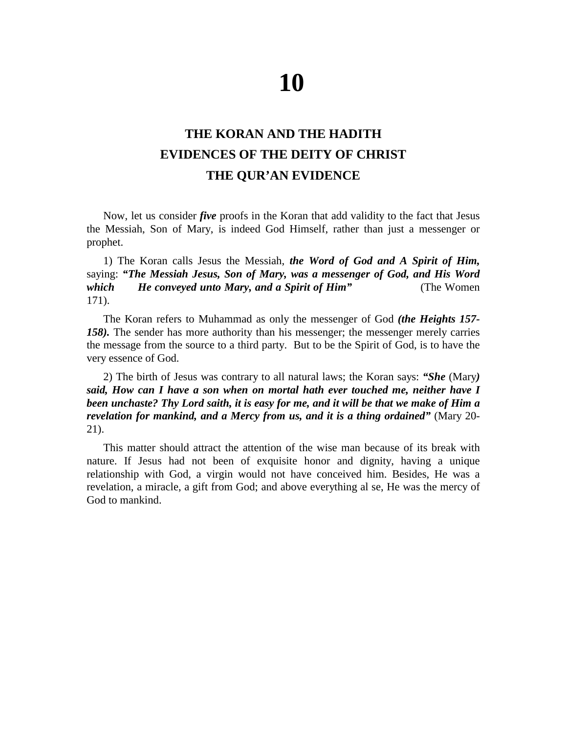# 10

## THE KORAN AND THE HADITH
## EVIDENCES OF THE DEITY OF CHRIST
## THE QUR'AN EVIDENCE

Now, let us consider ***five*** proofs in the Koran that add validity to the fact that Jesus the Messiah, Son of Mary, is indeed God Himself, rather than just a messenger or prophet.

1) The Koran calls Jesus the Messiah, ***the Word of God and A Spirit of Him,*** saying: ***"The Messiah Jesus, Son of Mary, was a messenger of God, and His Word which He conveyed unto Mary, and a Spirit of Him"*** (The Women 171).

The Koran refers to Muhammad as only the messenger of God ***(the Heights 157-158).*** The sender has more authority than his messenger; the messenger merely carries the message from the source to a third party. But to be the Spirit of God, is to have the very essence of God.

2) The birth of Jesus was contrary to all natural laws; the Koran says: ***"She*** (Mary***) said, How can I have a son when on mortal hath ever touched me, neither have I been unchaste? Thy Lord saith, it is easy for me, and it will be that we make of Him a revelation for mankind, and a Mercy from us, and it is a thing ordained"*** (Mary 20-21).

This matter should attract the attention of the wise man because of its break with nature. If Jesus had not been of exquisite honor and dignity, having a unique relationship with God, a virgin would not have conceived him. Besides, He was a revelation, a miracle, a gift from God; and above everything al se, He was the mercy of God to mankind.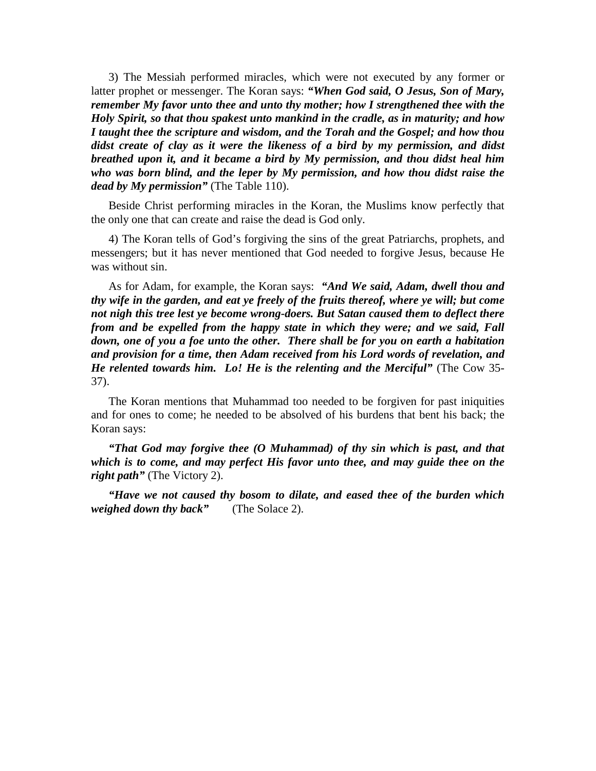3) The Messiah performed miracles, which were not executed by any former or latter prophet or messenger. The Koran says: ***"When God said, O Jesus, Son of Mary, remember My favor unto thee and unto thy mother; how I strengthened thee with the Holy Spirit, so that thou spakest unto mankind in the cradle, as in maturity; and how I taught thee the scripture and wisdom, and the Torah and the Gospel; and how thou didst create of clay as it were the likeness of a bird by my permission, and didst breathed upon it, and it became a bird by My permission, and thou didst heal him who was born blind, and the leper by My permission, and how thou didst raise the dead by My permission"*** (The Table 110).

Beside Christ performing miracles in the Koran, the Muslims know perfectly that the only one that can create and raise the dead is God only.

4) The Koran tells of God's forgiving the sins of the great Patriarchs, prophets, and messengers; but it has never mentioned that God needed to forgive Jesus, because He was without sin.

As for Adam, for example, the Koran says: ***"And We said, Adam, dwell thou and thy wife in the garden, and eat ye freely of the fruits thereof, where ye will; but come not nigh this tree lest ye become wrong-doers. But Satan caused them to deflect there from and be expelled from the happy state in which they were; and we said, Fall down, one of you a foe unto the other. There shall be for you on earth a habitation and provision for a time, then Adam received from his Lord words of revelation, and He relented towards him. Lo! He is the relenting and the Merciful"*** (The Cow 35-37).

The Koran mentions that Muhammad too needed to be forgiven for past iniquities and for ones to come; he needed to be absolved of his burdens that bent his back; the Koran says:

***"That God may forgive thee (O Muhammad) of thy sin which is past, and that which is to come, and may perfect His favor unto thee, and may guide thee on the right path"*** (The Victory 2).

***"Have we not caused thy bosom to dilate, and eased thee of the burden which weighed down thy back"*** (The Solace 2).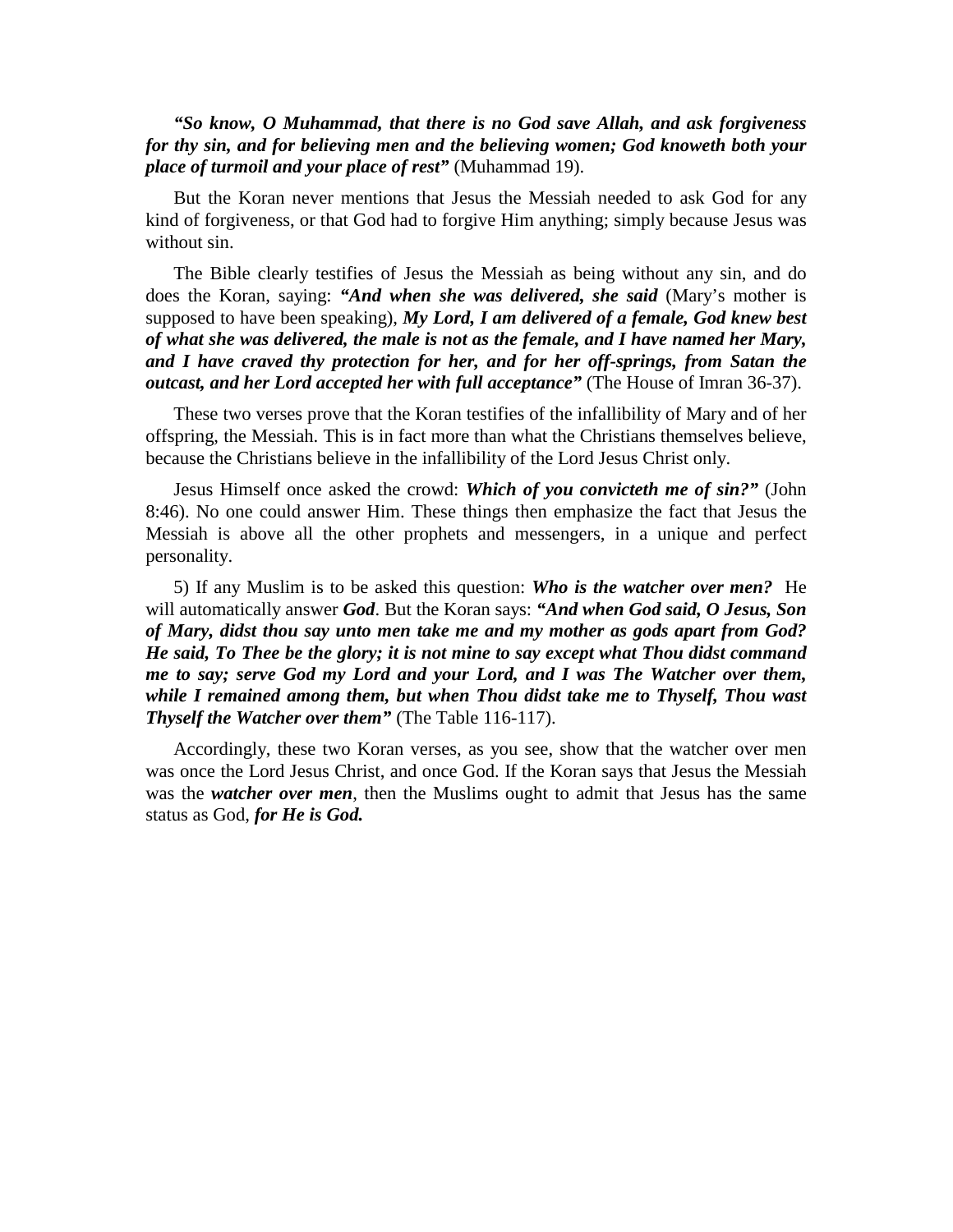***"So know, O Muhammad, that there is no God save Allah, and ask forgiveness for thy sin, and for believing men and the believing women; God knoweth both your place of turmoil and your place of rest"*** (Muhammad 19).

But the Koran never mentions that Jesus the Messiah needed to ask God for any kind of forgiveness, or that God had to forgive Him anything; simply because Jesus was without sin.

The Bible clearly testifies of Jesus the Messiah as being without any sin, and do does the Koran, saying: ***"And when she was delivered, she said*** (Mary's mother is supposed to have been speaking), ***My Lord, I am delivered of a female, God knew best of what she was delivered, the male is not as the female, and I have named her Mary, and I have craved thy protection for her, and for her off-springs, from Satan the outcast, and her Lord accepted her with full acceptance"*** (The House of Imran 36-37).

These two verses prove that the Koran testifies of the infallibility of Mary and of her offspring, the Messiah. This is in fact more than what the Christians themselves believe, because the Christians believe in the infallibility of the Lord Jesus Christ only.

Jesus Himself once asked the crowd: ***Which of you convicteth me of sin?"*** (John 8:46). No one could answer Him. These things then emphasize the fact that Jesus the Messiah is above all the other prophets and messengers, in a unique and perfect personality.

5) If any Muslim is to be asked this question: ***Who is the watcher over men?*** He will automatically answer ***God***. But the Koran says: ***"And when God said, O Jesus, Son of Mary, didst thou say unto men take me and my mother as gods apart from God? He said, To Thee be the glory; it is not mine to say except what Thou didst command me to say; serve God my Lord and your Lord, and I was The Watcher over them, while I remained among them, but when Thou didst take me to Thyself, Thou wast Thyself the Watcher over them"*** (The Table 116-117).

Accordingly, these two Koran verses, as you see, show that the watcher over men was once the Lord Jesus Christ, and once God. If the Koran says that Jesus the Messiah was the ***watcher over men***, then the Muslims ought to admit that Jesus has the same status as God, ***for He is God.***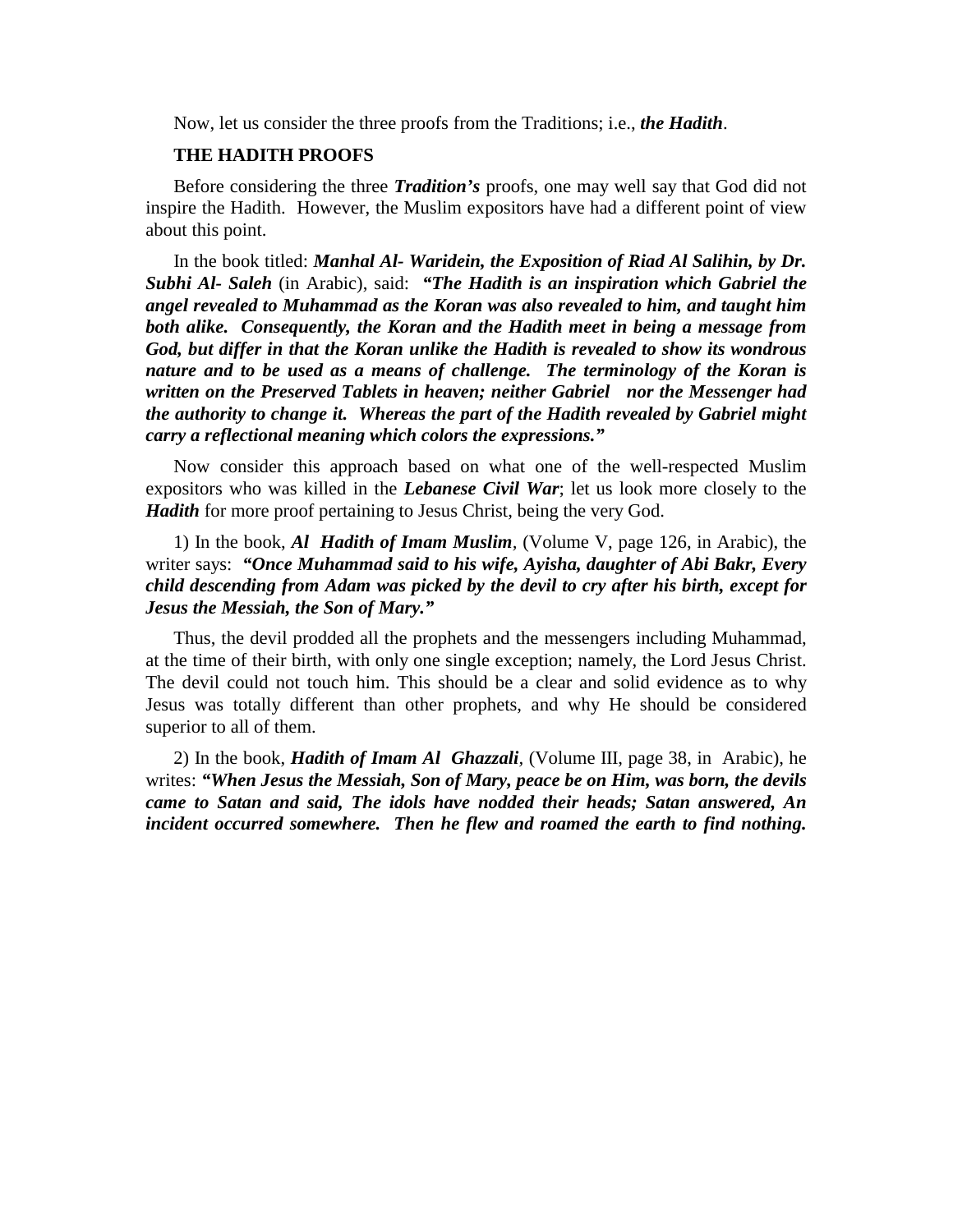Now, let us consider the three proofs from the Traditions; i.e., ***the Hadith***.

**THE HADITH PROOFS**

Before considering the three ***Tradition's*** proofs, one may well say that God did not inspire the Hadith. However, the Muslim expositors have had a different point of view about this point.

In the book titled: ***Manhal Al- Waridein, the Exposition of Riad Al Salihin, by Dr. Subhi Al- Saleh*** (in Arabic), said: ***"The Hadith is an inspiration which Gabriel the angel revealed to Muhammad as the Koran was also revealed to him, and taught him both alike. Consequently, the Koran and the Hadith meet in being a message from God, but differ in that the Koran unlike the Hadith is revealed to show its wondrous nature and to be used as a means of challenge. The terminology of the Koran is written on the Preserved Tablets in heaven; neither Gabriel nor the Messenger had the authority to change it. Whereas the part of the Hadith revealed by Gabriel might carry a reflectional meaning which colors the expressions."***

Now consider this approach based on what one of the well-respected Muslim expositors who was killed in the ***Lebanese Civil War***; let us look more closely to the ***Hadith*** for more proof pertaining to Jesus Christ, being the very God.

1) In the book, ***Al Hadith of Imam Muslim***, (Volume V, page 126, in Arabic), the writer says: ***"Once Muhammad said to his wife, Ayisha, daughter of Abi Bakr, Every child descending from Adam was picked by the devil to cry after his birth, except for Jesus the Messiah, the Son of Mary."***

Thus, the devil prodded all the prophets and the messengers including Muhammad, at the time of their birth, with only one single exception; namely, the Lord Jesus Christ. The devil could not touch him. This should be a clear and solid evidence as to why Jesus was totally different than other prophets, and why He should be considered superior to all of them.

2) In the book, ***Hadith of Imam Al Ghazzali***, (Volume III, page 38, in Arabic), he writes: ***"When Jesus the Messiah, Son of Mary, peace be on Him, was born, the devils came to Satan and said, The idols have nodded their heads; Satan answered, An incident occurred somewhere. Then he flew and roamed the earth to find nothing.***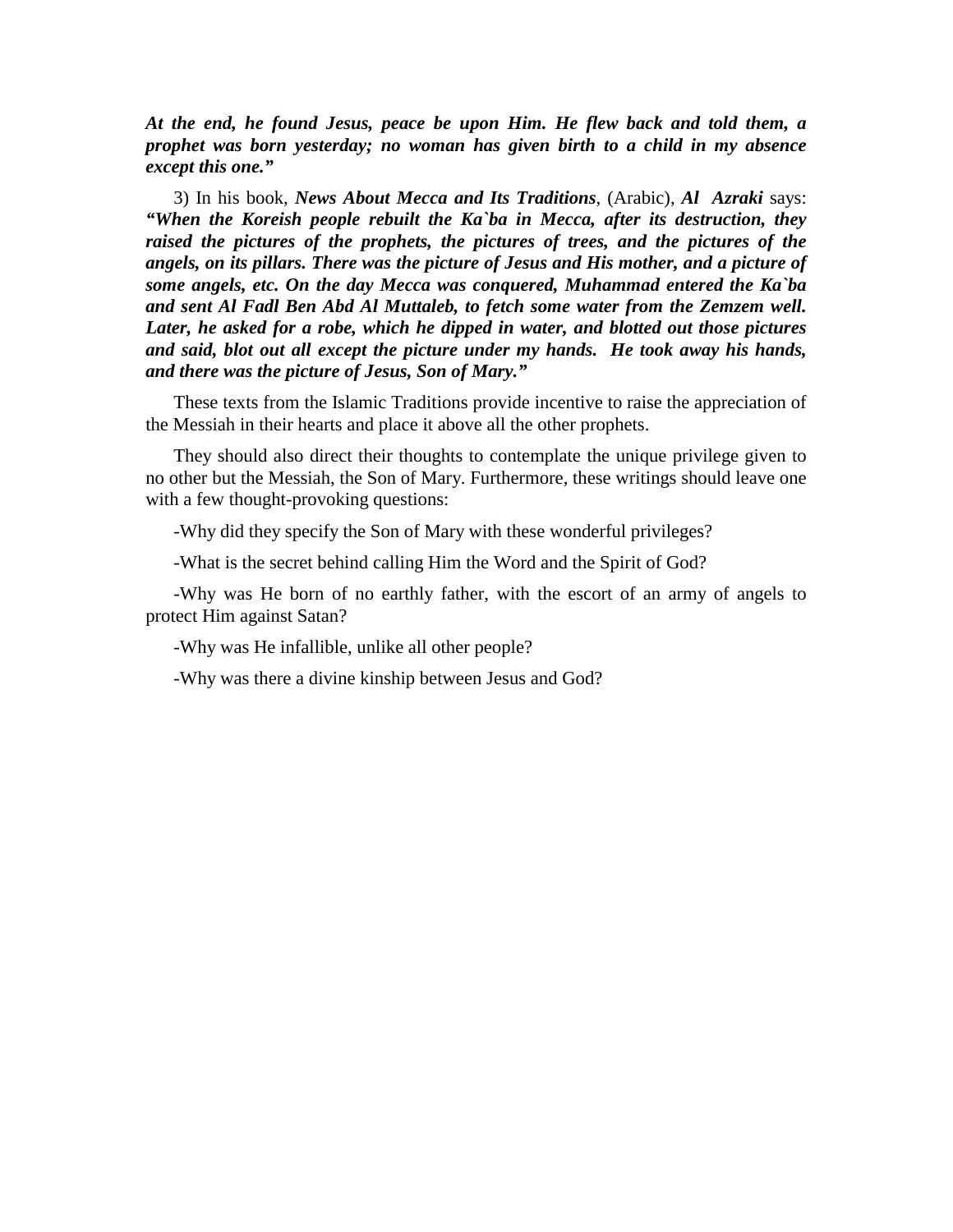***At the end, he found Jesus, peace be upon Him. He flew back and told them, a prophet was born yesterday; no woman has given birth to a child in my absence except this one."***

3) In his book, ***News About Mecca and Its Traditions***, (Arabic), ***Al Azraki*** says: ***"When the Koreish people rebuilt the Ka`ba in Mecca, after its destruction, they raised the pictures of the prophets, the pictures of trees, and the pictures of the angels, on its pillars. There was the picture of Jesus and His mother, and a picture of some angels, etc. On the day Mecca was conquered, Muhammad entered the Ka`ba and sent Al Fadl Ben Abd Al Muttaleb, to fetch some water from the Zemzem well. Later, he asked for a robe, which he dipped in water, and blotted out those pictures and said, blot out all except the picture under my hands. He took away his hands, and there was the picture of Jesus, Son of Mary."***

These texts from the Islamic Traditions provide incentive to raise the appreciation of the Messiah in their hearts and place it above all the other prophets.

They should also direct their thoughts to contemplate the unique privilege given to no other but the Messiah, the Son of Mary. Furthermore, these writings should leave one with a few thought-provoking questions:

-Why did they specify the Son of Mary with these wonderful privileges?

-What is the secret behind calling Him the Word and the Spirit of God?

-Why was He born of no earthly father, with the escort of an army of angels to protect Him against Satan?

-Why was He infallible, unlike all other people?

-Why was there a divine kinship between Jesus and God?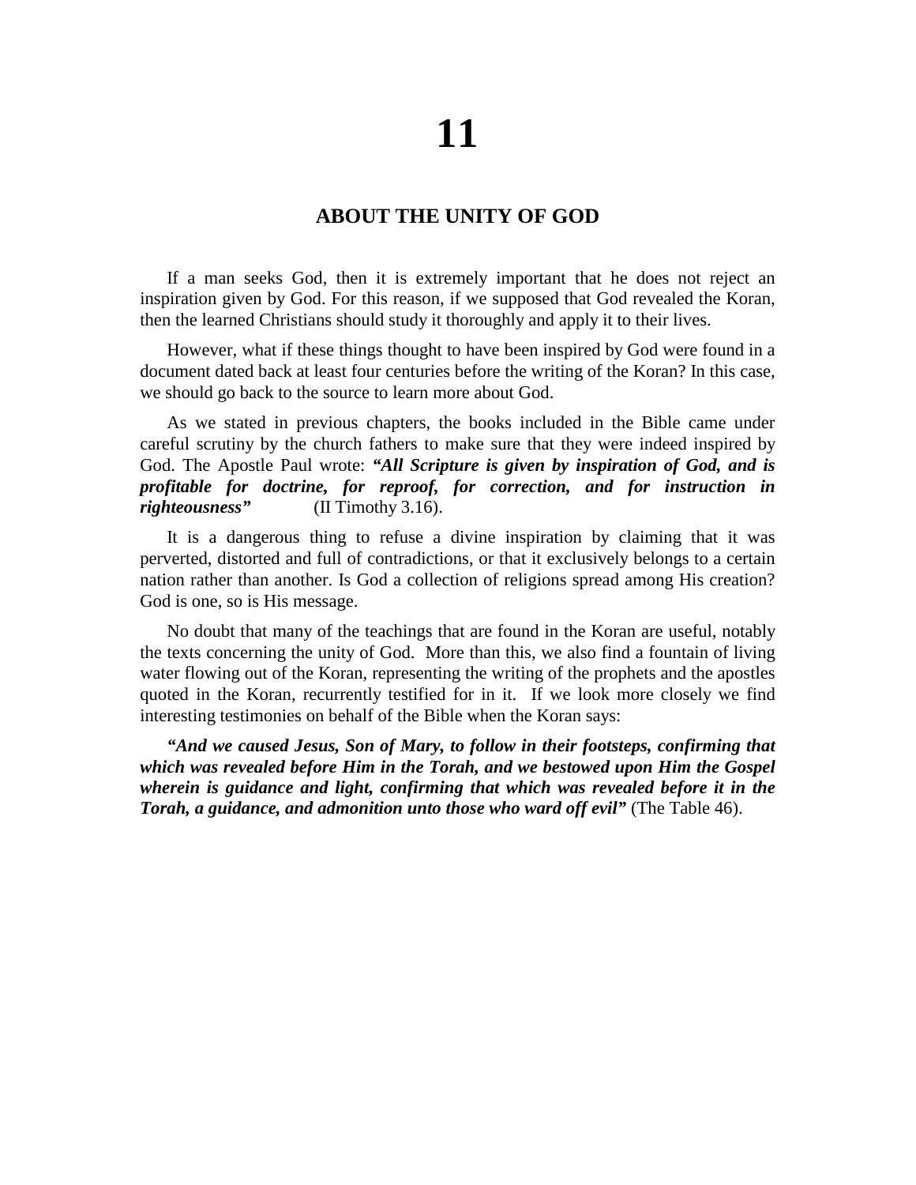# 11

## ABOUT THE UNITY OF GOD

If a man seeks God, then it is extremely important that he does not reject an inspiration given by God. For this reason, if we supposed that God revealed the Koran, then the learned Christians should study it thoroughly and apply it to their lives.

However, what if these things thought to have been inspired by God were found in a document dated back at least four centuries before the writing of the Koran? In this case, we should go back to the source to learn more about God.

As we stated in previous chapters, the books included in the Bible came under careful scrutiny by the church fathers to make sure that they were indeed inspired by God. The Apostle Paul wrote: ***"All Scripture is given by inspiration of God, and is profitable for doctrine, for reproof, for correction, and for instruction in righteousness"*** (II Timothy 3.16).

It is a dangerous thing to refuse a divine inspiration by claiming that it was perverted, distorted and full of contradictions, or that it exclusively belongs to a certain nation rather than another. Is God a collection of religions spread among His creation? God is one, so is His message.

No doubt that many of the teachings that are found in the Koran are useful, notably the texts concerning the unity of God. More than this, we also find a fountain of living water flowing out of the Koran, representing the writing of the prophets and the apostles quoted in the Koran, recurrently testified for in it. If we look more closely we find interesting testimonies on behalf of the Bible when the Koran says:

***"And we caused Jesus, Son of Mary, to follow in their footsteps, confirming that which was revealed before Him in the Torah, and we bestowed upon Him the Gospel wherein is guidance and light, confirming that which was revealed before it in the Torah, a guidance, and admonition unto those who ward off evil"*** (The Table 46).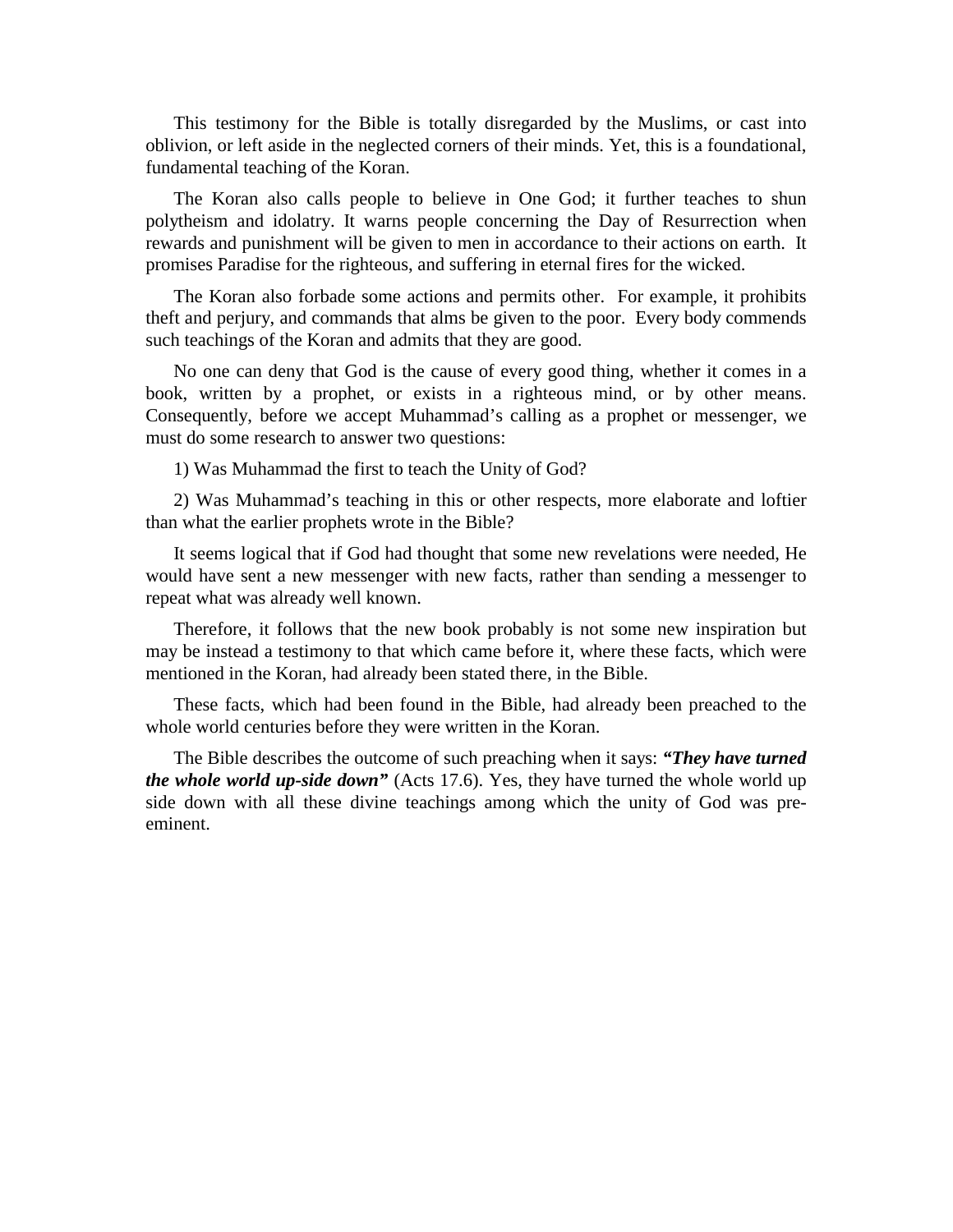This testimony for the Bible is totally disregarded by the Muslims, or cast into oblivion, or left aside in the neglected corners of their minds. Yet, this is a foundational, fundamental teaching of the Koran.

The Koran also calls people to believe in One God; it further teaches to shun polytheism and idolatry. It warns people concerning the Day of Resurrection when rewards and punishment will be given to men in accordance to their actions on earth. It promises Paradise for the righteous, and suffering in eternal fires for the wicked.

The Koran also forbade some actions and permits other. For example, it prohibits theft and perjury, and commands that alms be given to the poor. Every body commends such teachings of the Koran and admits that they are good.

No one can deny that God is the cause of every good thing, whether it comes in a book, written by a prophet, or exists in a righteous mind, or by other means. Consequently, before we accept Muhammad's calling as a prophet or messenger, we must do some research to answer two questions:

1) Was Muhammad the first to teach the Unity of God?

2) Was Muhammad's teaching in this or other respects, more elaborate and loftier than what the earlier prophets wrote in the Bible?

It seems logical that if God had thought that some new revelations were needed, He would have sent a new messenger with new facts, rather than sending a messenger to repeat what was already well known.

Therefore, it follows that the new book probably is not some new inspiration but may be instead a testimony to that which came before it, where these facts, which were mentioned in the Koran, had already been stated there, in the Bible.

These facts, which had been found in the Bible, had already been preached to the whole world centuries before they were written in the Koran.

The Bible describes the outcome of such preaching when it says: ***"They have turned the whole world up-side down"*** (Acts 17.6). Yes, they have turned the whole world up side down with all these divine teachings among which the unity of God was pre-eminent.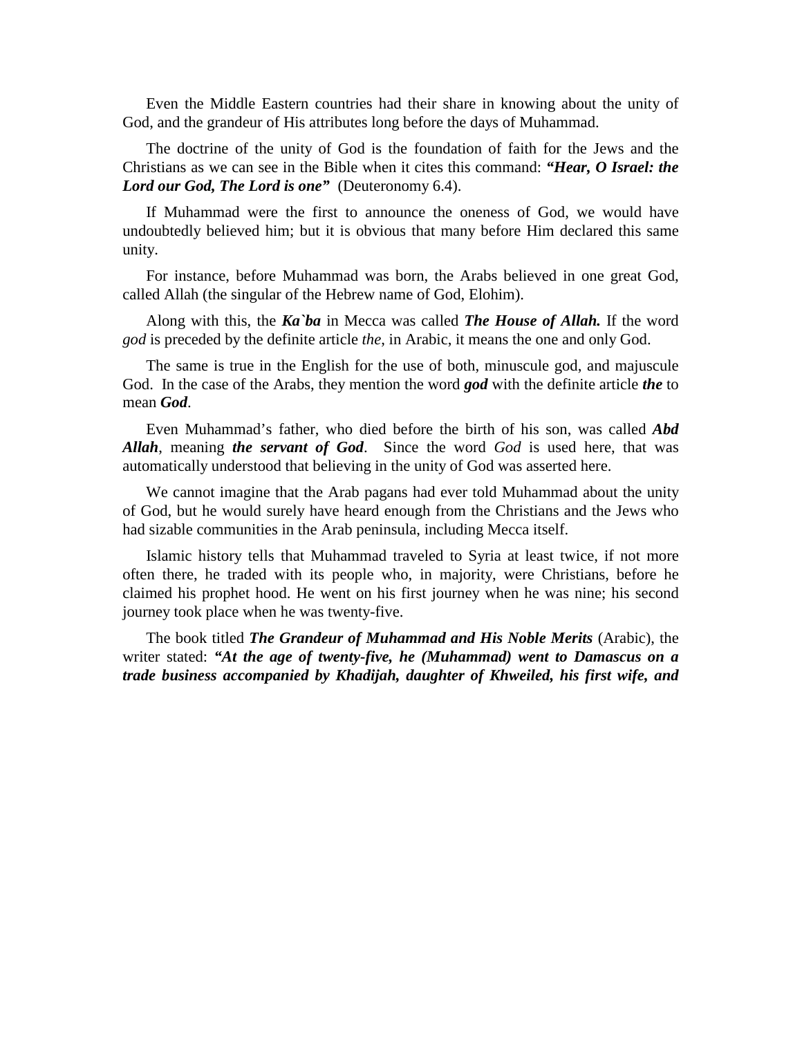Even the Middle Eastern countries had their share in knowing about the unity of God, and the grandeur of His attributes long before the days of Muhammad.

The doctrine of the unity of God is the foundation of faith for the Jews and the Christians as we can see in the Bible when it cites this command: ***"Hear, O Israel: the Lord our God, The Lord is one"*** (Deuteronomy 6.4).

If Muhammad were the first to announce the oneness of God, we would have undoubtedly believed him; but it is obvious that many before Him declared this same unity.

For instance, before Muhammad was born, the Arabs believed in one great God, called Allah (the singular of the Hebrew name of God, Elohim).

Along with this, the ***Ka`ba*** in Mecca was called ***The House of Allah.*** If the word *god* is preceded by the definite article *the*, in Arabic, it means the one and only God.

The same is true in the English for the use of both, minuscule god, and majuscule God. In the case of the Arabs, they mention the word ***god*** with the definite article ***the*** to mean ***God***.

Even Muhammad's father, who died before the birth of his son, was called ***Abd Allah***, meaning ***the servant of God***. Since the word *God* is used here, that was automatically understood that believing in the unity of God was asserted here.

We cannot imagine that the Arab pagans had ever told Muhammad about the unity of God, but he would surely have heard enough from the Christians and the Jews who had sizable communities in the Arab peninsula, including Mecca itself.

Islamic history tells that Muhammad traveled to Syria at least twice, if not more often there, he traded with its people who, in majority, were Christians, before he claimed his prophet hood. He went on his first journey when he was nine; his second journey took place when he was twenty-five.

The book titled ***The Grandeur of Muhammad and His Noble Merits*** (Arabic), the writer stated: ***"At the age of twenty-five, he (Muhammad) went to Damascus on a trade business accompanied by Khadijah, daughter of Khweiled, his first wife, and***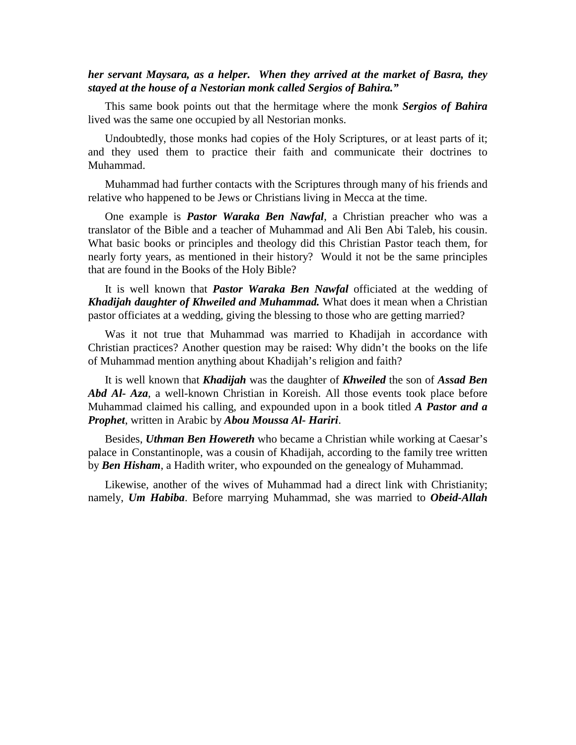***her servant Maysara, as a helper. When they arrived at the market of Basra, they stayed at the house of a Nestorian monk called Sergios of Bahira."***

This same book points out that the hermitage where the monk ***Sergios of Bahira*** lived was the same one occupied by all Nestorian monks.

Undoubtedly, those monks had copies of the Holy Scriptures, or at least parts of it; and they used them to practice their faith and communicate their doctrines to Muhammad.

Muhammad had further contacts with the Scriptures through many of his friends and relative who happened to be Jews or Christians living in Mecca at the time.

One example is ***Pastor Waraka Ben Nawfal***, a Christian preacher who was a translator of the Bible and a teacher of Muhammad and Ali Ben Abi Taleb, his cousin. What basic books or principles and theology did this Christian Pastor teach them, for nearly forty years, as mentioned in their history? Would it not be the same principles that are found in the Books of the Holy Bible?

It is well known that ***Pastor Waraka Ben Nawfal*** officiated at the wedding of ***Khadijah daughter of Khweiled and Muhammad.*** What does it mean when a Christian pastor officiates at a wedding, giving the blessing to those who are getting married?

Was it not true that Muhammad was married to Khadijah in accordance with Christian practices? Another question may be raised: Why didn't the books on the life of Muhammad mention anything about Khadijah's religion and faith?

It is well known that ***Khadijah*** was the daughter of ***Khweiled*** the son of ***Assad Ben Abd Al- Aza***, a well-known Christian in Koreish. All those events took place before Muhammad claimed his calling, and expounded upon in a book titled ***A Pastor and a Prophet***, written in Arabic by ***Abou Moussa Al- Hariri***.

Besides, ***Uthman Ben Howereth*** who became a Christian while working at Caesar's palace in Constantinople, was a cousin of Khadijah, according to the family tree written by ***Ben Hisham***, a Hadith writer, who expounded on the genealogy of Muhammad.

Likewise, another of the wives of Muhammad had a direct link with Christianity; namely, ***Um Habiba***. Before marrying Muhammad, she was married to ***Obeid-Allah***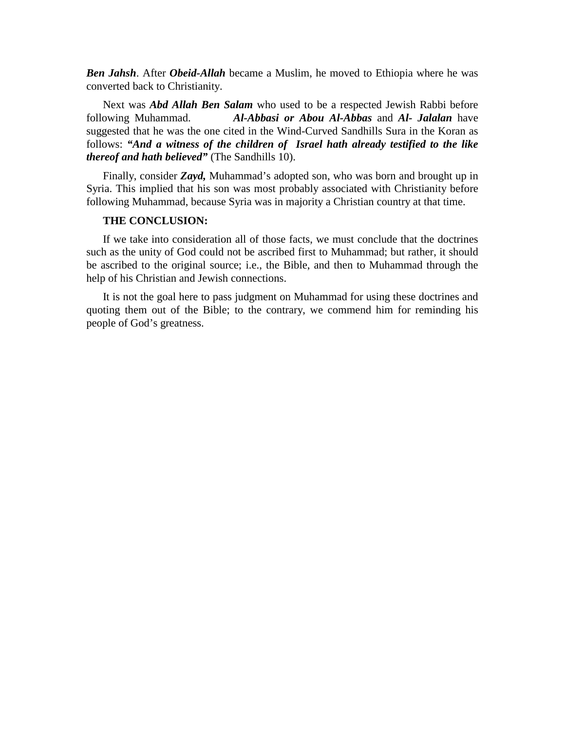***Ben Jahsh***. After ***Obeid-Allah*** became a Muslim, he moved to Ethiopia where he was converted back to Christianity.

Next was ***Abd Allah Ben Salam*** who used to be a respected Jewish Rabbi before following Muhammad. ***Al-Abbasi or Abou Al-Abbas*** and ***Al- Jalalan*** have suggested that he was the one cited in the Wind-Curved Sandhills Sura in the Koran as follows: ***"And a witness of the children of Israel hath already testified to the like thereof and hath believed"*** (The Sandhills 10).

Finally, consider ***Zayd,*** Muhammad's adopted son, who was born and brought up in Syria. This implied that his son was most probably associated with Christianity before following Muhammad, because Syria was in majority a Christian country at that time.

**THE CONCLUSION:**

If we take into consideration all of those facts, we must conclude that the doctrines such as the unity of God could not be ascribed first to Muhammad; but rather, it should be ascribed to the original source; i.e., the Bible, and then to Muhammad through the help of his Christian and Jewish connections.

It is not the goal here to pass judgment on Muhammad for using these doctrines and quoting them out of the Bible; to the contrary, we commend him for reminding his people of God's greatness.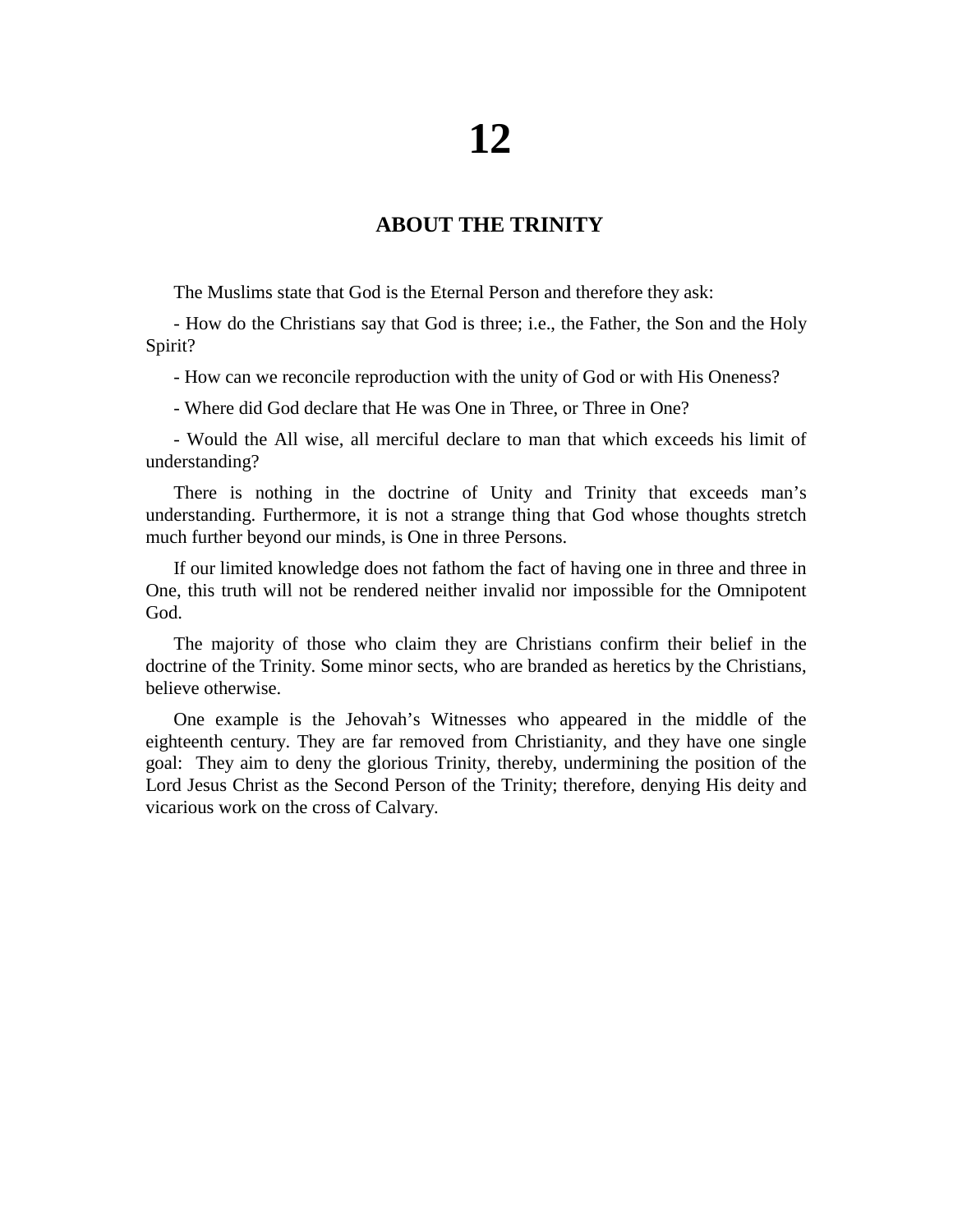# 12

## ABOUT THE TRINITY

The Muslims state that God is the Eternal Person and therefore they ask:

- How do the Christians say that God is three; i.e., the Father, the Son and the Holy Spirit?

- How can we reconcile reproduction with the unity of God or with His Oneness?

- Where did God declare that He was One in Three, or Three in One?

- Would the All wise, all merciful declare to man that which exceeds his limit of understanding?

There is nothing in the doctrine of Unity and Trinity that exceeds man's understanding. Furthermore, it is not a strange thing that God whose thoughts stretch much further beyond our minds, is One in three Persons.

If our limited knowledge does not fathom the fact of having one in three and three in One, this truth will not be rendered neither invalid nor impossible for the Omnipotent God.

The majority of those who claim they are Christians confirm their belief in the doctrine of the Trinity. Some minor sects, who are branded as heretics by the Christians, believe otherwise.

One example is the Jehovah's Witnesses who appeared in the middle of the eighteenth century. They are far removed from Christianity, and they have one single goal: They aim to deny the glorious Trinity, thereby, undermining the position of the Lord Jesus Christ as the Second Person of the Trinity; therefore, denying His deity and vicarious work on the cross of Calvary.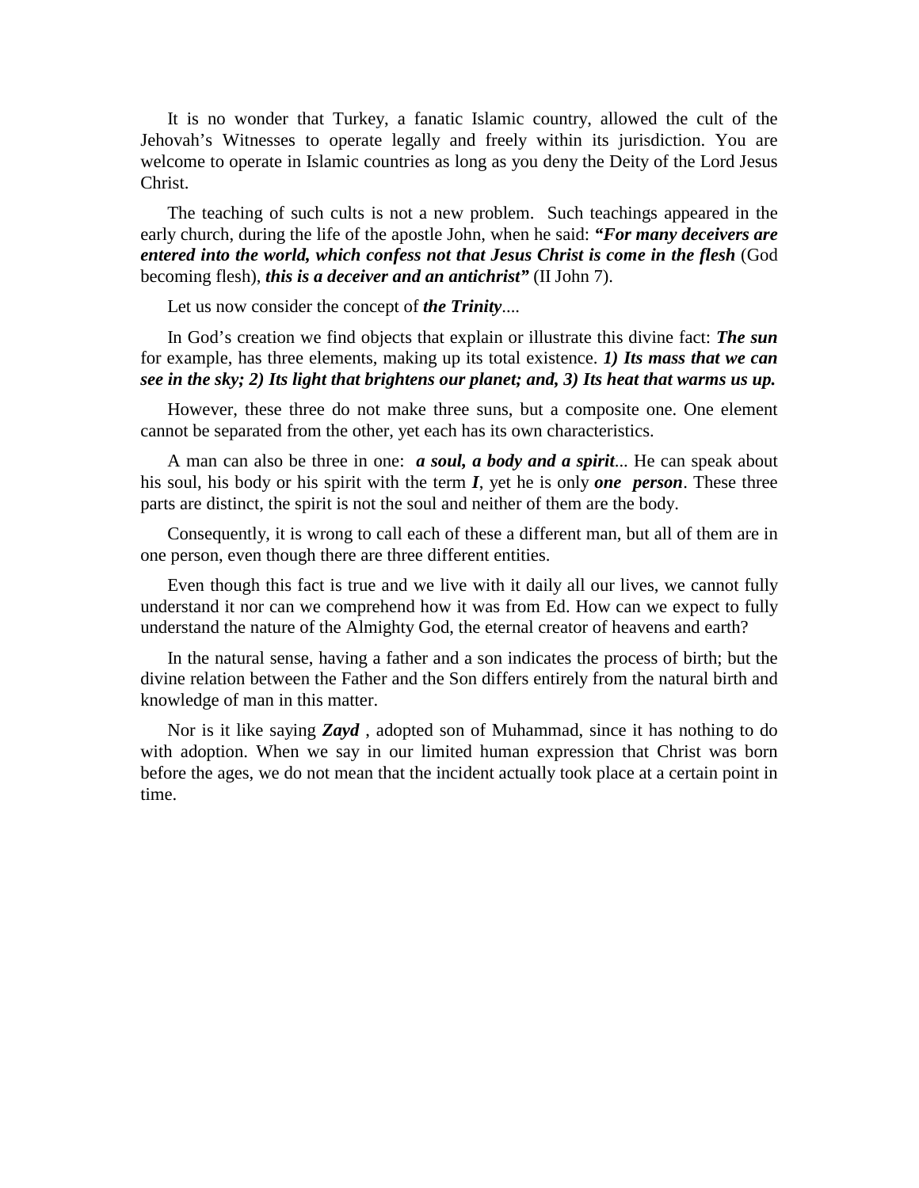It is no wonder that Turkey, a fanatic Islamic country, allowed the cult of the Jehovah's Witnesses to operate legally and freely within its jurisdiction. You are welcome to operate in Islamic countries as long as you deny the Deity of the Lord Jesus Christ.

The teaching of such cults is not a new problem. Such teachings appeared in the early church, during the life of the apostle John, when he said: ***"For many deceivers are entered into the world, which confess not that Jesus Christ is come in the flesh*** (God becoming flesh), ***this is a deceiver and an antichrist"*** (II John 7).

Let us now consider the concept of ***the Trinity***....

In God's creation we find objects that explain or illustrate this divine fact: ***The sun*** for example, has three elements, making up its total existence. ***1) Its mass that we can see in the sky; 2) Its light that brightens our planet; and, 3) Its heat that warms us up.***

However, these three do not make three suns, but a composite one. One element cannot be separated from the other, yet each has its own characteristics.

A man can also be three in one: ***a soul, a body and a spirit***... He can speak about his soul, his body or his spirit with the term ***I***, yet he is only ***one person***. These three parts are distinct, the spirit is not the soul and neither of them are the body.

Consequently, it is wrong to call each of these a different man, but all of them are in one person, even though there are three different entities.

Even though this fact is true and we live with it daily all our lives, we cannot fully understand it nor can we comprehend how it was from Ed. How can we expect to fully understand the nature of the Almighty God, the eternal creator of heavens and earth?

In the natural sense, having a father and a son indicates the process of birth; but the divine relation between the Father and the Son differs entirely from the natural birth and knowledge of man in this matter.

Nor is it like saying ***Zayd***, adopted son of Muhammad, since it has nothing to do with adoption. When we say in our limited human expression that Christ was born before the ages, we do not mean that the incident actually took place at a certain point in time.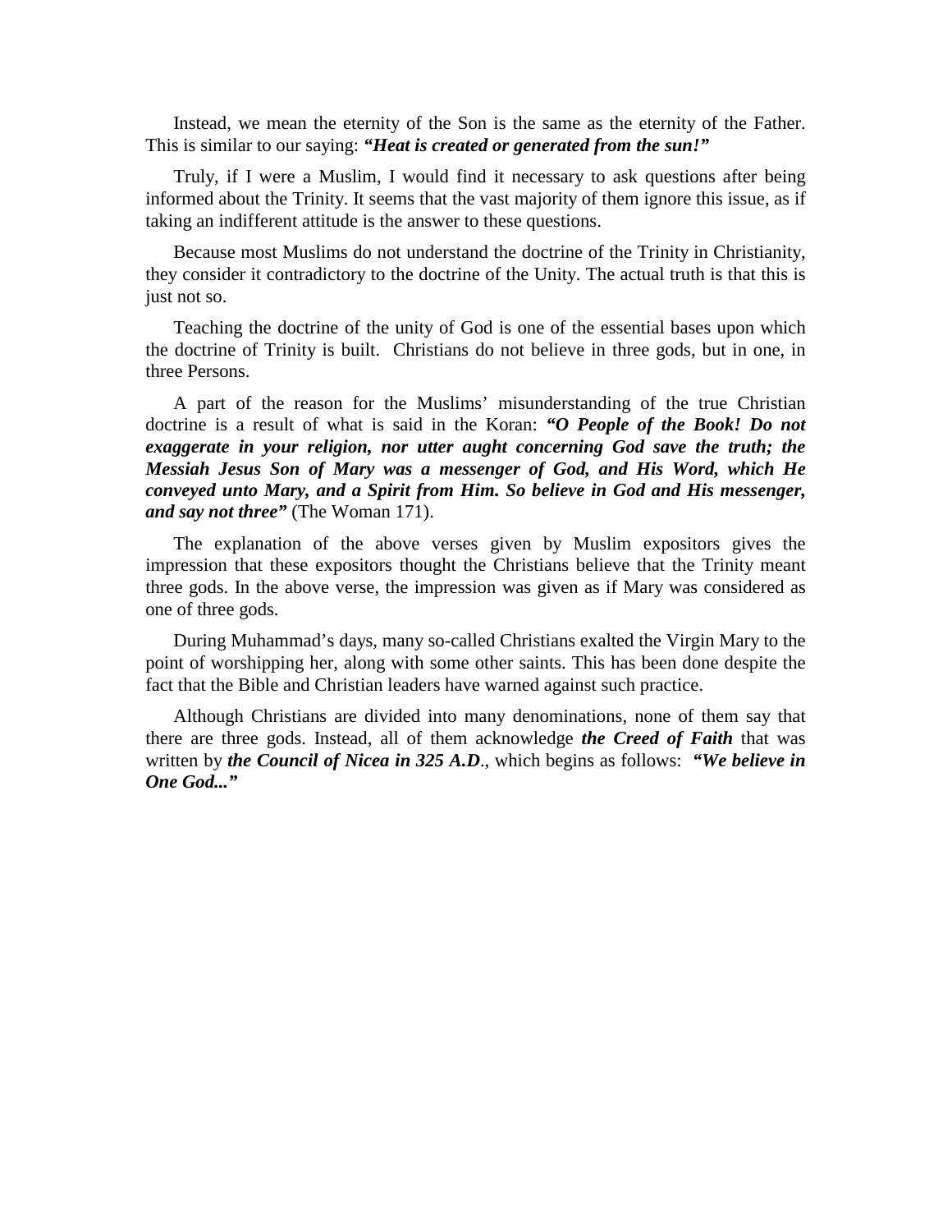Instead, we mean the eternity of the Son is the same as the eternity of the Father. This is similar to our saying: ***"Heat is created or generated from the sun!"***

Truly, if I were a Muslim, I would find it necessary to ask questions after being informed about the Trinity. It seems that the vast majority of them ignore this issue, as if taking an indifferent attitude is the answer to these questions.

Because most Muslims do not understand the doctrine of the Trinity in Christianity, they consider it contradictory to the doctrine of the Unity. The actual truth is that this is just not so.

Teaching the doctrine of the unity of God is one of the essential bases upon which the doctrine of Trinity is built. Christians do not believe in three gods, but in one, in three Persons.

A part of the reason for the Muslims' misunderstanding of the true Christian doctrine is a result of what is said in the Koran: ***"O People of the Book! Do not exaggerate in your religion, nor utter aught concerning God save the truth; the Messiah Jesus Son of Mary was a messenger of God, and His Word, which He conveyed unto Mary, and a Spirit from Him. So believe in God and His messenger, and say not three"*** (The Woman 171).

The explanation of the above verses given by Muslim expositors gives the impression that these expositors thought the Christians believe that the Trinity meant three gods. In the above verse, the impression was given as if Mary was considered as one of three gods.

During Muhammad's days, many so-called Christians exalted the Virgin Mary to the point of worshipping her, along with some other saints. This has been done despite the fact that the Bible and Christian leaders have warned against such practice.

Although Christians are divided into many denominations, none of them say that there are three gods. Instead, all of them acknowledge ***the Creed of Faith*** that was written by ***the Council of Nicea in 325 A.D***., which begins as follows: ***"We believe in One God..."***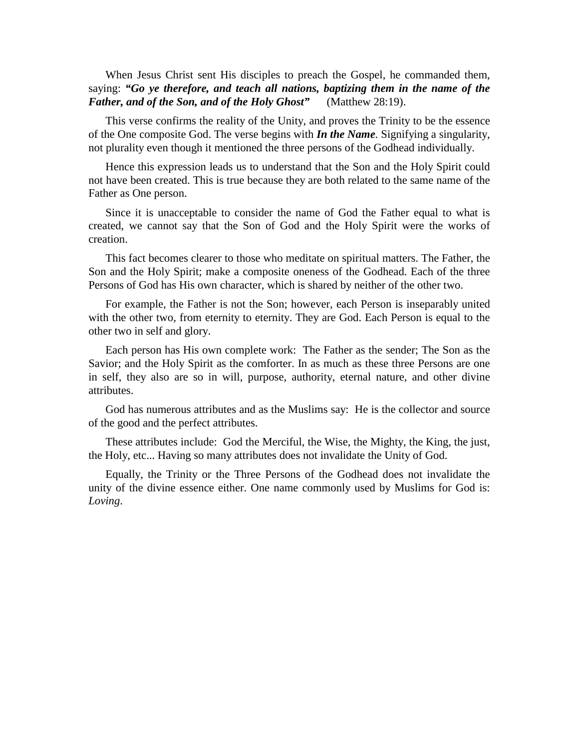When Jesus Christ sent His disciples to preach the Gospel, he commanded them, saying: ***"Go ye therefore, and teach all nations, baptizing them in the name of the Father, and of the Son, and of the Holy Ghost"*** (Matthew 28:19).

This verse confirms the reality of the Unity, and proves the Trinity to be the essence of the One composite God. The verse begins with ***In the Name***. Signifying a singularity, not plurality even though it mentioned the three persons of the Godhead individually.

Hence this expression leads us to understand that the Son and the Holy Spirit could not have been created. This is true because they are both related to the same name of the Father as One person.

Since it is unacceptable to consider the name of God the Father equal to what is created, we cannot say that the Son of God and the Holy Spirit were the works of creation.

This fact becomes clearer to those who meditate on spiritual matters. The Father, the Son and the Holy Spirit; make a composite oneness of the Godhead. Each of the three Persons of God has His own character, which is shared by neither of the other two.

For example, the Father is not the Son; however, each Person is inseparably united with the other two, from eternity to eternity. They are God. Each Person is equal to the other two in self and glory.

Each person has His own complete work: The Father as the sender; The Son as the Savior; and the Holy Spirit as the comforter. In as much as these three Persons are one in self, they also are so in will, purpose, authority, eternal nature, and other divine attributes.

God has numerous attributes and as the Muslims say: He is the collector and source of the good and the perfect attributes.

These attributes include: God the Merciful, the Wise, the Mighty, the King, the just, the Holy, etc... Having so many attributes does not invalidate the Unity of God.

Equally, the Trinity or the Three Persons of the Godhead does not invalidate the unity of the divine essence either. One name commonly used by Muslims for God is: *Loving*.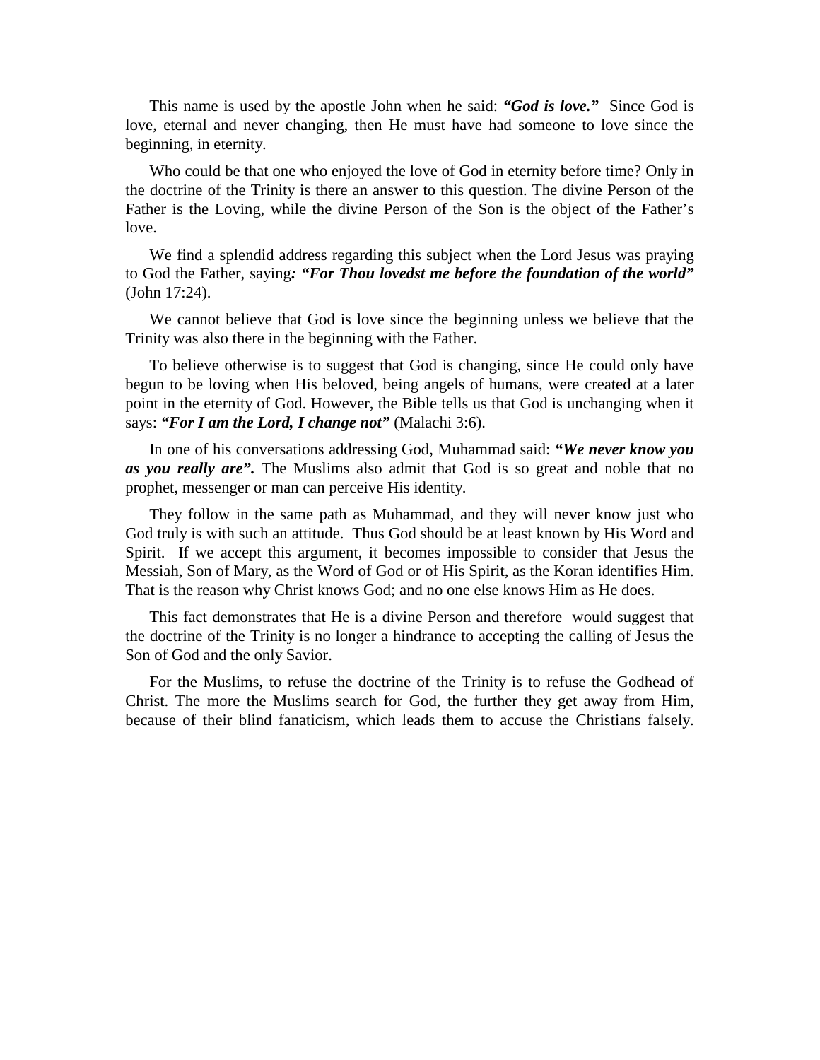This name is used by the apostle John when he said: ***"God is love."*** Since God is love, eternal and never changing, then He must have had someone to love since the beginning, in eternity.

Who could be that one who enjoyed the love of God in eternity before time? Only in the doctrine of the Trinity is there an answer to this question. The divine Person of the Father is the Loving, while the divine Person of the Son is the object of the Father's love.

We find a splendid address regarding this subject when the Lord Jesus was praying to God the Father, saying***: "For Thou lovedst me before the foundation of the world"*** (John 17:24).

We cannot believe that God is love since the beginning unless we believe that the Trinity was also there in the beginning with the Father.

To believe otherwise is to suggest that God is changing, since He could only have begun to be loving when His beloved, being angels of humans, were created at a later point in the eternity of God. However, the Bible tells us that God is unchanging when it says: ***"For I am the Lord, I change not"*** (Malachi 3:6).

In one of his conversations addressing God, Muhammad said: ***"We never know you as you really are".*** The Muslims also admit that God is so great and noble that no prophet, messenger or man can perceive His identity.

They follow in the same path as Muhammad, and they will never know just who God truly is with such an attitude. Thus God should be at least known by His Word and Spirit. If we accept this argument, it becomes impossible to consider that Jesus the Messiah, Son of Mary, as the Word of God or of His Spirit, as the Koran identifies Him. That is the reason why Christ knows God; and no one else knows Him as He does.

This fact demonstrates that He is a divine Person and therefore would suggest that the doctrine of the Trinity is no longer a hindrance to accepting the calling of Jesus the Son of God and the only Savior.

For the Muslims, to refuse the doctrine of the Trinity is to refuse the Godhead of Christ. The more the Muslims search for God, the further they get away from Him, because of their blind fanaticism, which leads them to accuse the Christians falsely.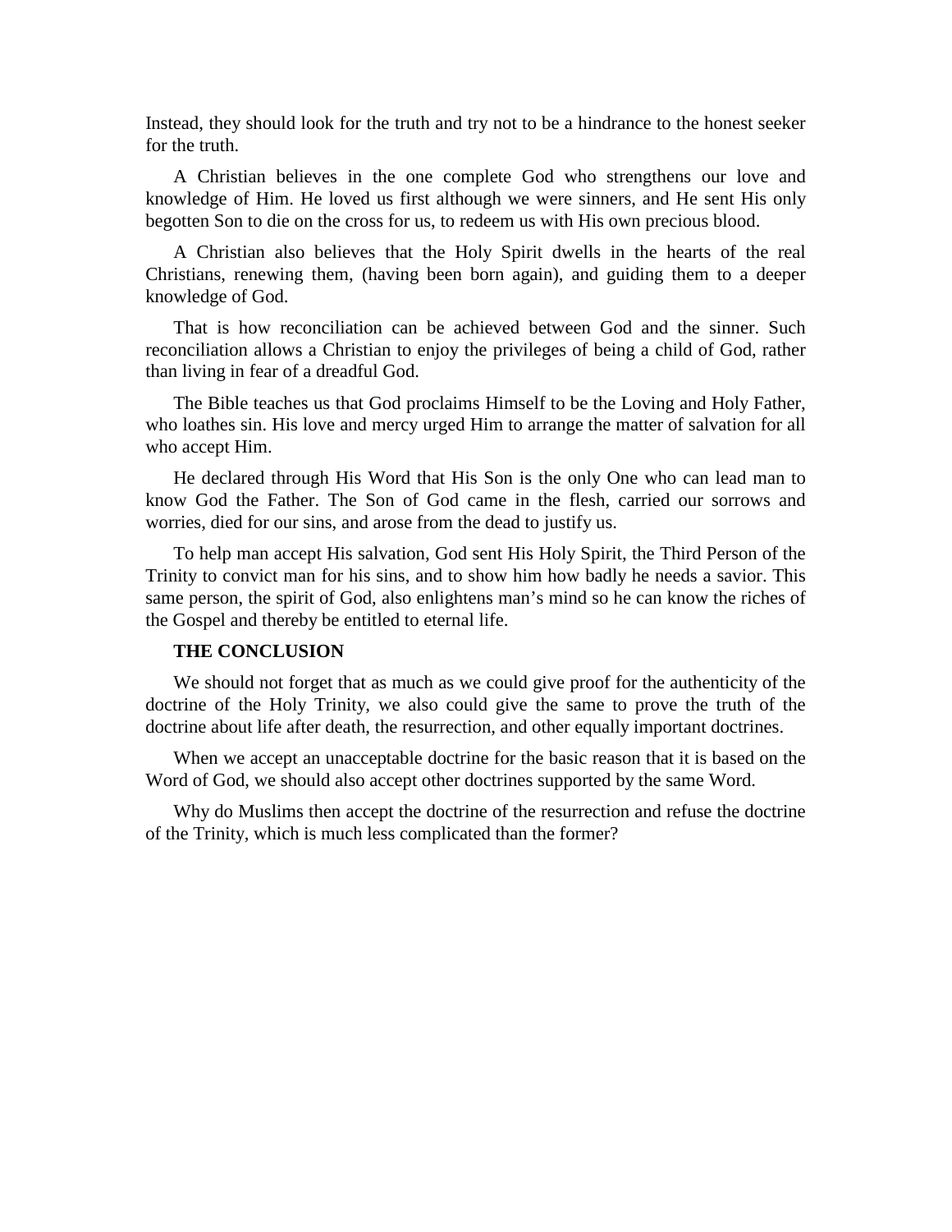Instead, they should look for the truth and try not to be a hindrance to the honest seeker for the truth.

A Christian believes in the one complete God who strengthens our love and knowledge of Him. He loved us first although we were sinners, and He sent His only begotten Son to die on the cross for us, to redeem us with His own precious blood.

A Christian also believes that the Holy Spirit dwells in the hearts of the real Christians, renewing them, (having been born again), and guiding them to a deeper knowledge of God.

That is how reconciliation can be achieved between God and the sinner. Such reconciliation allows a Christian to enjoy the privileges of being a child of God, rather than living in fear of a dreadful God.

The Bible teaches us that God proclaims Himself to be the Loving and Holy Father, who loathes sin. His love and mercy urged Him to arrange the matter of salvation for all who accept Him.

He declared through His Word that His Son is the only One who can lead man to know God the Father. The Son of God came in the flesh, carried our sorrows and worries, died for our sins, and arose from the dead to justify us.

To help man accept His salvation, God sent His Holy Spirit, the Third Person of the Trinity to convict man for his sins, and to show him how badly he needs a savior. This same person, the spirit of God, also enlightens man's mind so he can know the riches of the Gospel and thereby be entitled to eternal life.

**THE CONCLUSION**

We should not forget that as much as we could give proof for the authenticity of the doctrine of the Holy Trinity, we also could give the same to prove the truth of the doctrine about life after death, the resurrection, and other equally important doctrines.

When we accept an unacceptable doctrine for the basic reason that it is based on the Word of God, we should also accept other doctrines supported by the same Word.

Why do Muslims then accept the doctrine of the resurrection and refuse the doctrine of the Trinity, which is much less complicated than the former?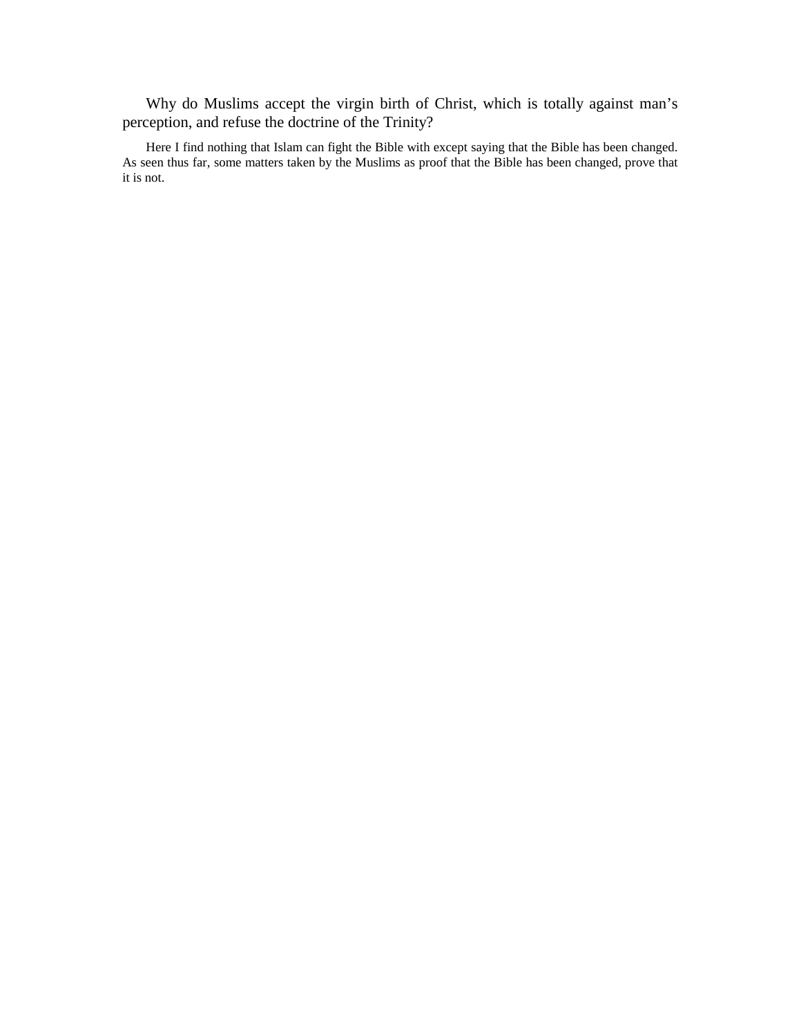Why do Muslims accept the virgin birth of Christ, which is totally against man's perception, and refuse the doctrine of the Trinity?

Here I find nothing that Islam can fight the Bible with except saying that the Bible has been changed. As seen thus far, some matters taken by the Muslims as proof that the Bible has been changed, prove that it is not.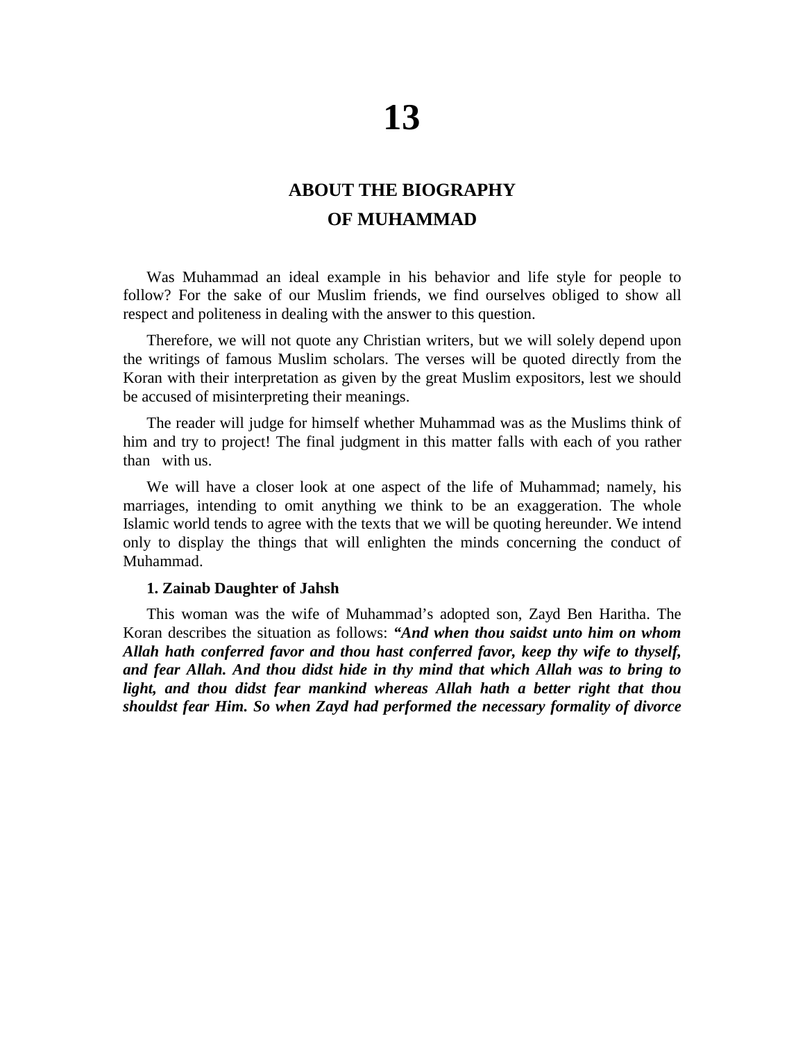# 13

## ABOUT THE BIOGRAPHY OF MUHAMMAD

Was Muhammad an ideal example in his behavior and life style for people to follow? For the sake of our Muslim friends, we find ourselves obliged to show all respect and politeness in dealing with the answer to this question.

Therefore, we will not quote any Christian writers, but we will solely depend upon the writings of famous Muslim scholars. The verses will be quoted directly from the Koran with their interpretation as given by the great Muslim expositors, lest we should be accused of misinterpreting their meanings.

The reader will judge for himself whether Muhammad was as the Muslims think of him and try to project! The final judgment in this matter falls with each of you rather than with us.

We will have a closer look at one aspect of the life of Muhammad; namely, his marriages, intending to omit anything we think to be an exaggeration. The whole Islamic world tends to agree with the texts that we will be quoting hereunder. We intend only to display the things that will enlighten the minds concerning the conduct of Muhammad.

**1. Zainab Daughter of Jahsh**

This woman was the wife of Muhammad's adopted son, Zayd Ben Haritha. The Koran describes the situation as follows: ***"And when thou saidst unto him on whom Allah hath conferred favor and thou hast conferred favor, keep thy wife to thyself, and fear Allah. And thou didst hide in thy mind that which Allah was to bring to light, and thou didst fear mankind whereas Allah hath a better right that thou shouldst fear Him. So when Zayd had performed the necessary formality of divorce***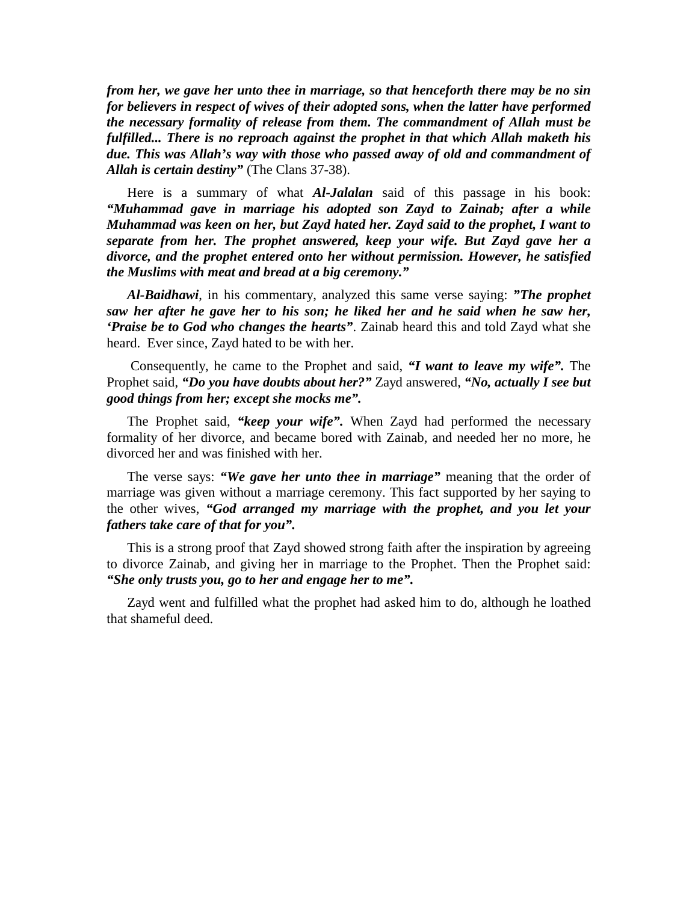***from her, we gave her unto thee in marriage, so that henceforth there may be no sin for believers in respect of wives of their adopted sons, when the latter have performed the necessary formality of release from them. The commandment of Allah must be fulfilled... There is no reproach against the prophet in that which Allah maketh his due. This was Allah's way with those who passed away of old and commandment of Allah is certain destiny"*** (The Clans 37-38).

Here is a summary of what ***Al-Jalalan*** said of this passage in his book: ***"Muhammad gave in marriage his adopted son Zayd to Zainab; after a while Muhammad was keen on her, but Zayd hated her. Zayd said to the prophet, I want to separate from her. The prophet answered, keep your wife. But Zayd gave her a divorce, and the prophet entered onto her without permission. However, he satisfied the Muslims with meat and bread at a big ceremony."***

***Al-Baidhawi***, in his commentary, analyzed this same verse saying: ***"The prophet saw her after he gave her to his son; he liked her and he said when he saw her, 'Praise be to God who changes the hearts"***. Zainab heard this and told Zayd what she heard. Ever since, Zayd hated to be with her.

Consequently, he came to the Prophet and said, ***"I want to leave my wife".*** The Prophet said, ***"Do you have doubts about her?"*** Zayd answered, ***"No, actually I see but good things from her; except she mocks me".***

The Prophet said, ***"keep your wife".*** When Zayd had performed the necessary formality of her divorce, and became bored with Zainab, and needed her no more, he divorced her and was finished with her.

The verse says: ***"We gave her unto thee in marriage"*** meaning that the order of marriage was given without a marriage ceremony. This fact supported by her saying to the other wives, ***"God arranged my marriage with the prophet, and you let your fathers take care of that for you".***

This is a strong proof that Zayd showed strong faith after the inspiration by agreeing to divorce Zainab, and giving her in marriage to the Prophet. Then the Prophet said: ***"She only trusts you, go to her and engage her to me".***

Zayd went and fulfilled what the prophet had asked him to do, although he loathed that shameful deed.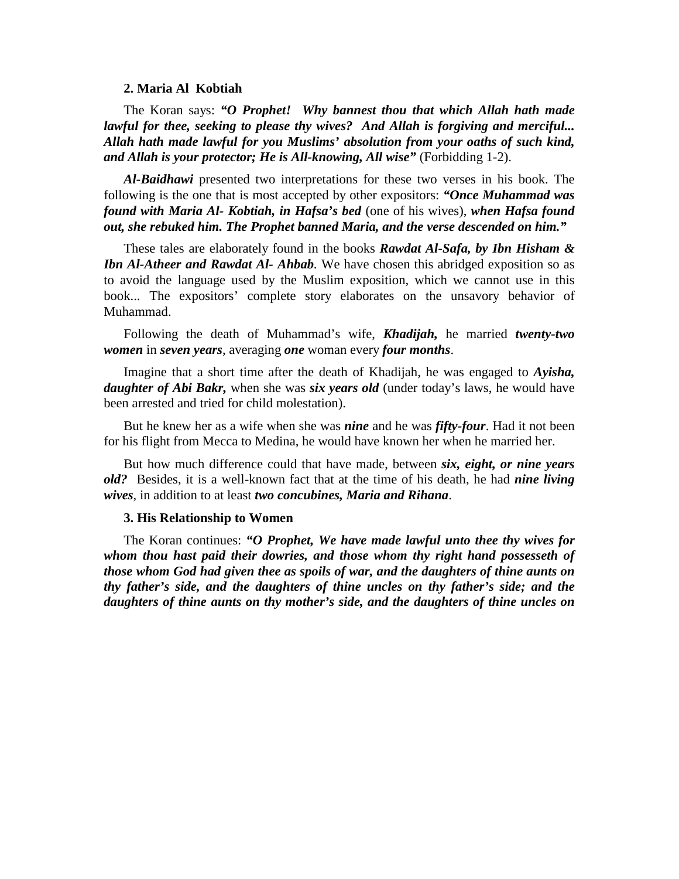**2. Maria Al  Kobtiah**

The Koran says: ***"O Prophet!  Why bannest thou that which Allah hath made lawful for thee, seeking to please thy wives?  And Allah is forgiving and merciful... Allah hath made lawful for you Muslims' absolution from your oaths of such kind, and Allah is your protector; He is All-knowing, All wise"*** (Forbidding 1-2).

***Al-Baidhawi*** presented two interpretations for these two verses in his book. The following is the one that is most accepted by other expositors: ***"Once Muhammad was found with Maria Al- Kobtiah, in Hafsa's bed*** (one of his wives), ***when Hafsa found out, she rebuked him. The Prophet banned Maria, and the verse descended on him."***

These tales are elaborately found in the books ***Rawdat Al-Safa, by Ibn Hisham & Ibn Al-Atheer and Rawdat Al- Ahbab***. We have chosen this abridged exposition so as to avoid the language used by the Muslim exposition, which we cannot use in this book... The expositors' complete story elaborates on the unsavory behavior of Muhammad.

Following the death of Muhammad's wife, ***Khadijah,*** he married ***twenty-two women*** in ***seven years***, averaging ***one*** woman every ***four months***.

Imagine that a short time after the death of Khadijah, he was engaged to ***Ayisha, daughter of Abi Bakr,*** when she was ***six years old*** (under today's laws, he would have been arrested and tried for child molestation).

But he knew her as a wife when she was ***nine*** and he was ***fifty-four***. Had it not been for his flight from Mecca to Medina, he would have known her when he married her.

But how much difference could that have made, between ***six, eight, or nine years old?***  Besides, it is a well-known fact that at the time of his death, he had ***nine living wives***, in addition to at least ***two concubines, Maria and Rihana***.

**3. His Relationship to Women**

The Koran continues: ***"O Prophet, We have made lawful unto thee thy wives for whom thou hast paid their dowries, and those whom thy right hand possesseth of those whom God had given thee as spoils of war, and the daughters of thine aunts on thy father's side, and the daughters of thine uncles on thy father's side; and the daughters of thine aunts on thy mother's side, and the daughters of thine uncles on***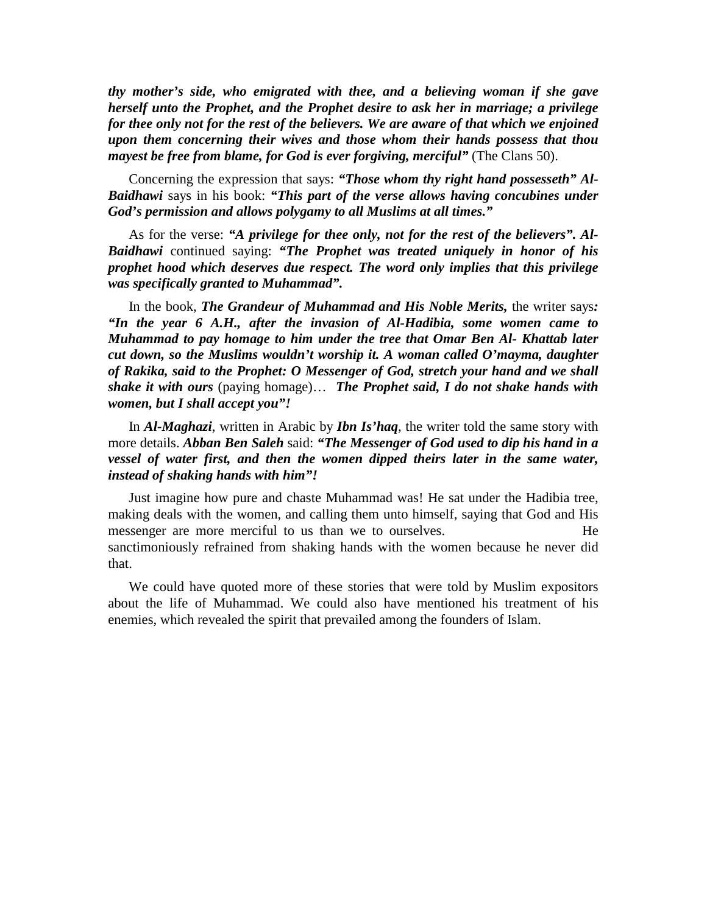***thy mother's side, who emigrated with thee, and a believing woman if she gave herself unto the Prophet, and the Prophet desire to ask her in marriage; a privilege for thee only not for the rest of the believers. We are aware of that which we enjoined upon them concerning their wives and those whom their hands possess that thou mayest be free from blame, for God is ever forgiving, merciful"*** (The Clans 50).

Concerning the expression that says: ***"Those whom thy right hand possesseth" Al-Baidhawi*** says in his book: ***"This part of the verse allows having concubines under God's permission and allows polygamy to all Muslims at all times."***

As for the verse: ***"A privilege for thee only, not for the rest of the believers". Al-Baidhawi*** continued saying: ***"The Prophet was treated uniquely in honor of his prophet hood which deserves due respect. The word only implies that this privilege was specifically granted to Muhammad".***

In the book, ***The Grandeur of Muhammad and His Noble Merits,*** the writer says***: "In the year 6 A.H., after the invasion of Al-Hadibia, some women came to Muhammad to pay homage to him under the tree that Omar Ben Al- Khattab later cut down, so the Muslims wouldn't worship it. A woman called O'mayma, daughter of Rakika, said to the Prophet: O Messenger of God, stretch your hand and we shall shake it with ours*** (paying homage)… ***The Prophet said, I do not shake hands with women, but I shall accept you"!***

In ***Al-Maghazi***, written in Arabic by ***Ibn Is'haq***, the writer told the same story with more details. ***Abban Ben Saleh*** said: ***"The Messenger of God used to dip his hand in a vessel of water first, and then the women dipped theirs later in the same water, instead of shaking hands with him"!***

Just imagine how pure and chaste Muhammad was! He sat under the Hadibia tree, making deals with the women, and calling them unto himself, saying that God and His messenger are more merciful to us than we to ourselves. He sanctimoniously refrained from shaking hands with the women because he never did that.

We could have quoted more of these stories that were told by Muslim expositors about the life of Muhammad. We could also have mentioned his treatment of his enemies, which revealed the spirit that prevailed among the founders of Islam.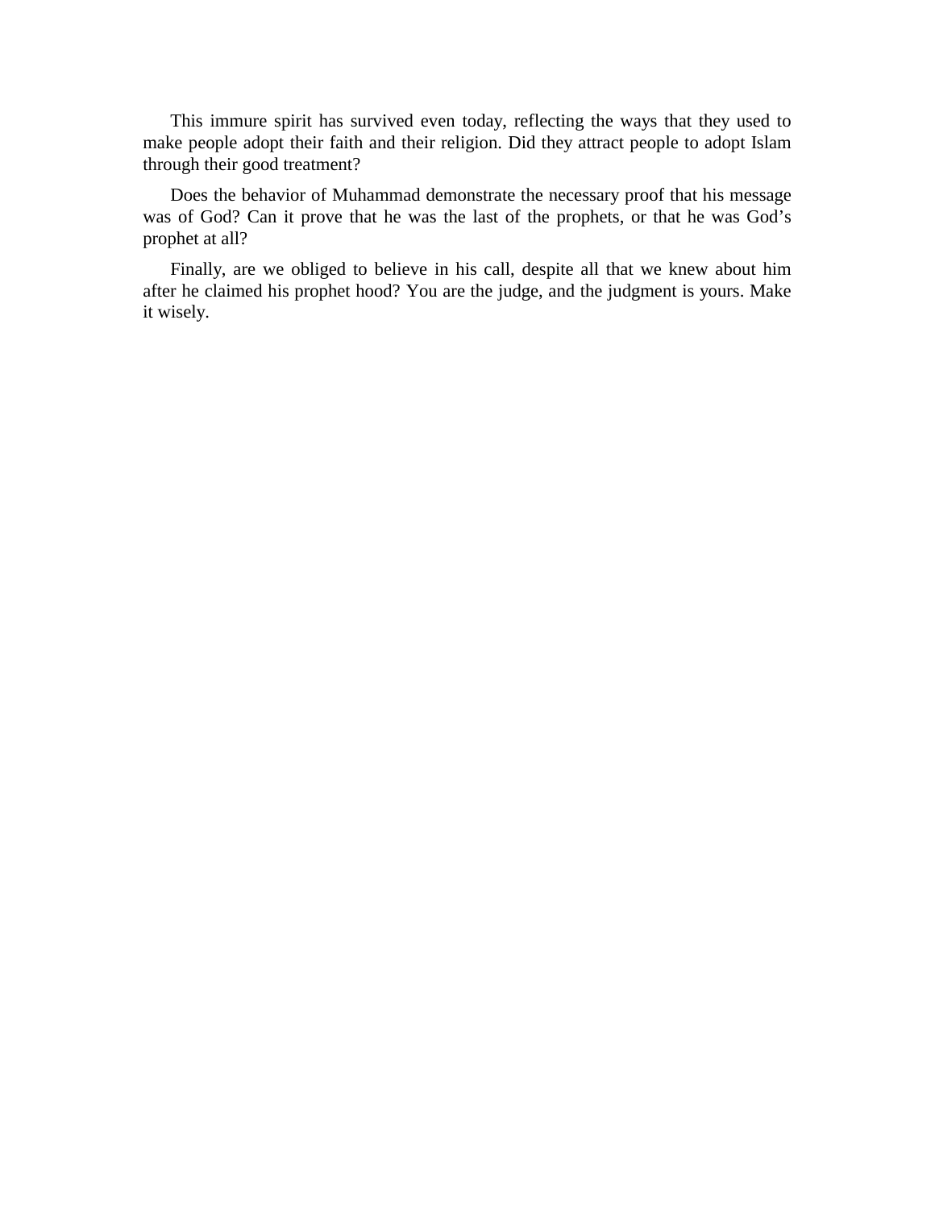This immure spirit has survived even today, reflecting the ways that they used to make people adopt their faith and their religion. Did they attract people to adopt Islam through their good treatment?

Does the behavior of Muhammad demonstrate the necessary proof that his message was of God? Can it prove that he was the last of the prophets, or that he was God's prophet at all?

Finally, are we obliged to believe in his call, despite all that we knew about him after he claimed his prophet hood? You are the judge, and the judgment is yours. Make it wisely.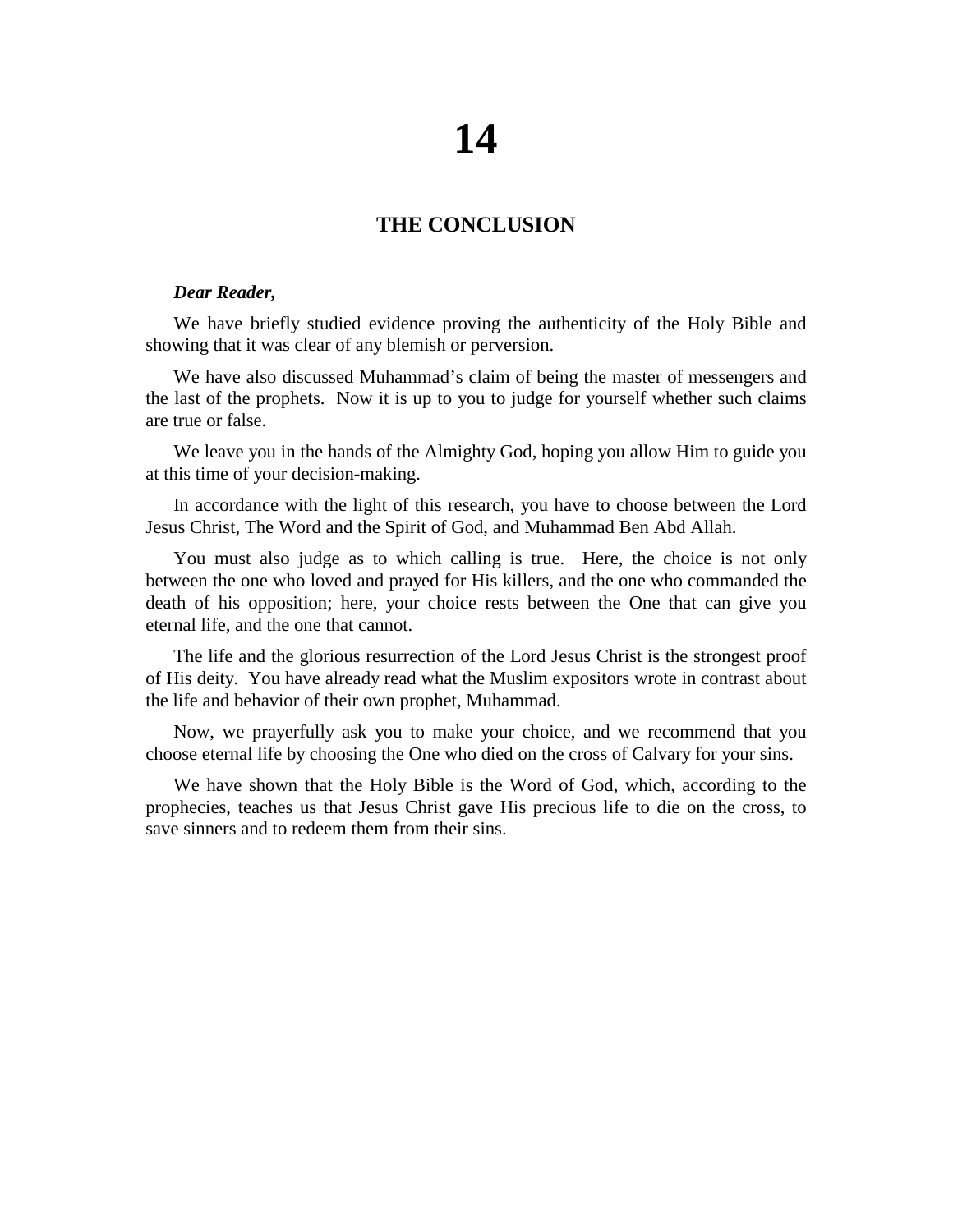# 14

## THE CONCLUSION

***Dear Reader,***

We have briefly studied evidence proving the authenticity of the Holy Bible and showing that it was clear of any blemish or perversion.

We have also discussed Muhammad's claim of being the master of messengers and the last of the prophets. Now it is up to you to judge for yourself whether such claims are true or false.

We leave you in the hands of the Almighty God, hoping you allow Him to guide you at this time of your decision-making.

In accordance with the light of this research, you have to choose between the Lord Jesus Christ, The Word and the Spirit of God, and Muhammad Ben Abd Allah.

You must also judge as to which calling is true. Here, the choice is not only between the one who loved and prayed for His killers, and the one who commanded the death of his opposition; here, your choice rests between the One that can give you eternal life, and the one that cannot.

The life and the glorious resurrection of the Lord Jesus Christ is the strongest proof of His deity. You have already read what the Muslim expositors wrote in contrast about the life and behavior of their own prophet, Muhammad.

Now, we prayerfully ask you to make your choice, and we recommend that you choose eternal life by choosing the One who died on the cross of Calvary for your sins.

We have shown that the Holy Bible is the Word of God, which, according to the prophecies, teaches us that Jesus Christ gave His precious life to die on the cross, to save sinners and to redeem them from their sins.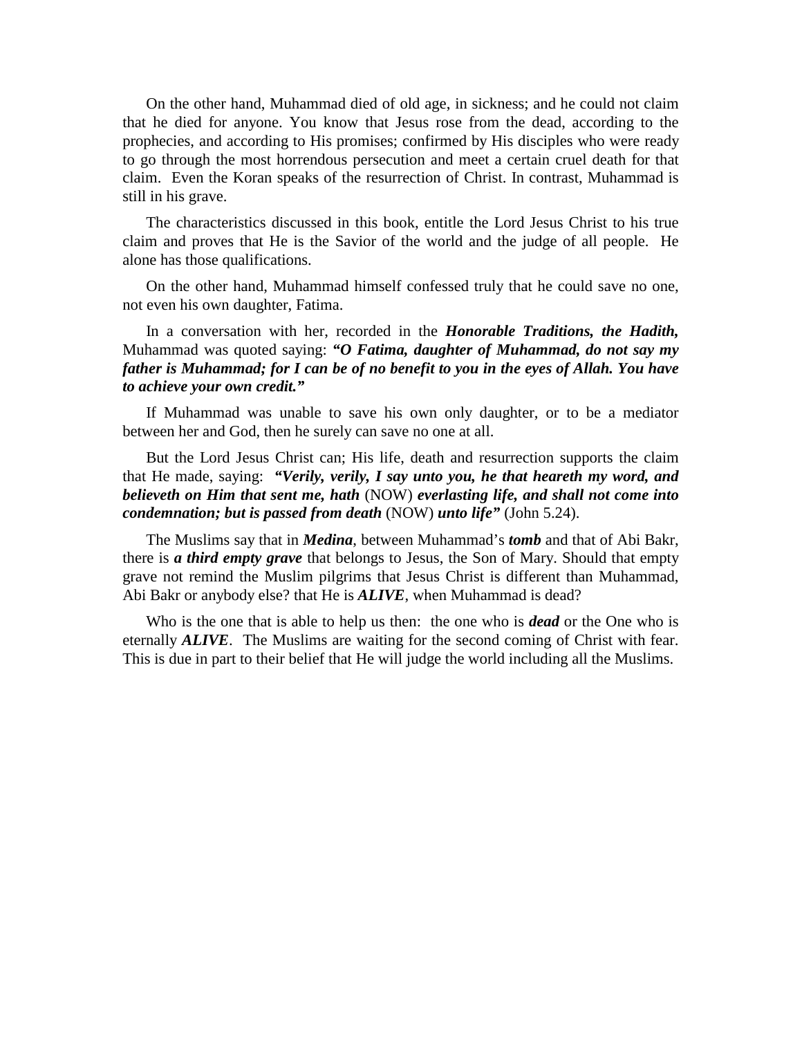On the other hand, Muhammad died of old age, in sickness; and he could not claim that he died for anyone. You know that Jesus rose from the dead, according to the prophecies, and according to His promises; confirmed by His disciples who were ready to go through the most horrendous persecution and meet a certain cruel death for that claim. Even the Koran speaks of the resurrection of Christ. In contrast, Muhammad is still in his grave.

The characteristics discussed in this book, entitle the Lord Jesus Christ to his true claim and proves that He is the Savior of the world and the judge of all people. He alone has those qualifications.

On the other hand, Muhammad himself confessed truly that he could save no one, not even his own daughter, Fatima.

In a conversation with her, recorded in the ***Honorable Traditions, the Hadith,*** Muhammad was quoted saying: ***"O Fatima, daughter of Muhammad, do not say my father is Muhammad; for I can be of no benefit to you in the eyes of Allah. You have to achieve your own credit."***

If Muhammad was unable to save his own only daughter, or to be a mediator between her and God, then he surely can save no one at all.

But the Lord Jesus Christ can; His life, death and resurrection supports the claim that He made, saying: ***"Verily, verily, I say unto you, he that heareth my word, and believeth on Him that sent me, hath*** (NOW) ***everlasting life, and shall not come into condemnation; but is passed from death*** (NOW) ***unto life"*** (John 5.24).

The Muslims say that in ***Medina***, between Muhammad's ***tomb*** and that of Abi Bakr, there is ***a third empty grave*** that belongs to Jesus, the Son of Mary. Should that empty grave not remind the Muslim pilgrims that Jesus Christ is different than Muhammad, Abi Bakr or anybody else? that He is ***ALIVE***, when Muhammad is dead?

Who is the one that is able to help us then: the one who is ***dead*** or the One who is eternally ***ALIVE***. The Muslims are waiting for the second coming of Christ with fear. This is due in part to their belief that He will judge the world including all the Muslims.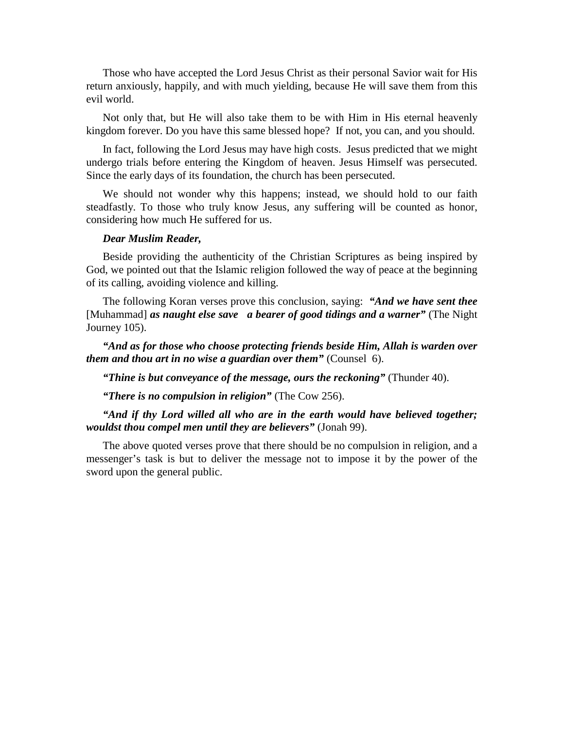Those who have accepted the Lord Jesus Christ as their personal Savior wait for His return anxiously, happily, and with much yielding, because He will save them from this evil world.

Not only that, but He will also take them to be with Him in His eternal heavenly kingdom forever. Do you have this same blessed hope? If not, you can, and you should.

In fact, following the Lord Jesus may have high costs. Jesus predicted that we might undergo trials before entering the Kingdom of heaven. Jesus Himself was persecuted. Since the early days of its foundation, the church has been persecuted.

We should not wonder why this happens; instead, we should hold to our faith steadfastly. To those who truly know Jesus, any suffering will be counted as honor, considering how much He suffered for us.

***Dear Muslim Reader,***

Beside providing the authenticity of the Christian Scriptures as being inspired by God, we pointed out that the Islamic religion followed the way of peace at the beginning of its calling, avoiding violence and killing.

The following Koran verses prove this conclusion, saying: ***"And we have sent thee*** [Muhammad] ***as naught else save a bearer of good tidings and a warner"*** (The Night Journey 105).

***"And as for those who choose protecting friends beside Him, Allah is warden over them and thou art in no wise a guardian over them"*** (Counsel 6).

***"Thine is but conveyance of the message, ours the reckoning"*** (Thunder 40).

***"There is no compulsion in religion"*** (The Cow 256).

***"And if thy Lord willed all who are in the earth would have believed together; wouldst thou compel men until they are believers"*** (Jonah 99).

The above quoted verses prove that there should be no compulsion in religion, and a messenger's task is but to deliver the message not to impose it by the power of the sword upon the general public.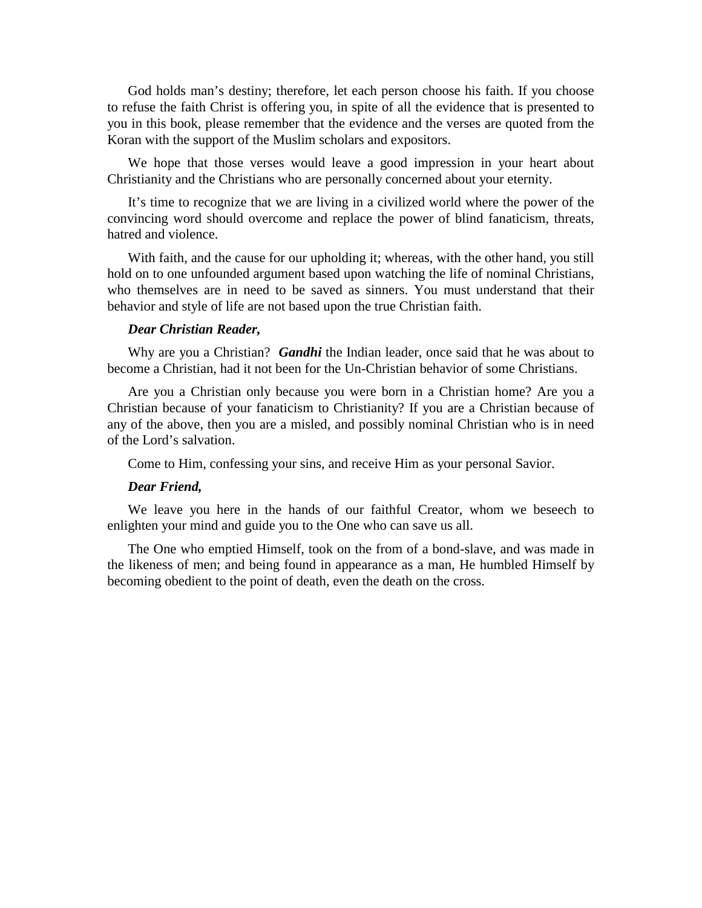God holds man's destiny; therefore, let each person choose his faith. If you choose to refuse the faith Christ is offering you, in spite of all the evidence that is presented to you in this book, please remember that the evidence and the verses are quoted from the Koran with the support of the Muslim scholars and expositors.

We hope that those verses would leave a good impression in your heart about Christianity and the Christians who are personally concerned about your eternity.

It's time to recognize that we are living in a civilized world where the power of the convincing word should overcome and replace the power of blind fanaticism, threats, hatred and violence.

With faith, and the cause for our upholding it; whereas, with the other hand, you still hold on to one unfounded argument based upon watching the life of nominal Christians, who themselves are in need to be saved as sinners. You must understand that their behavior and style of life are not based upon the true Christian faith.

***Dear Christian Reader,***

Why are you a Christian? ***Gandhi*** the Indian leader, once said that he was about to become a Christian, had it not been for the Un-Christian behavior of some Christians.

Are you a Christian only because you were born in a Christian home? Are you a Christian because of your fanaticism to Christianity? If you are a Christian because of any of the above, then you are a misled, and possibly nominal Christian who is in need of the Lord's salvation.

Come to Him, confessing your sins, and receive Him as your personal Savior.

***Dear Friend,***

We leave you here in the hands of our faithful Creator, whom we beseech to enlighten your mind and guide you to the One who can save us all.

The One who emptied Himself, took on the from of a bond-slave, and was made in the likeness of men; and being found in appearance as a man, He humbled Himself by becoming obedient to the point of death, even the death on the cross.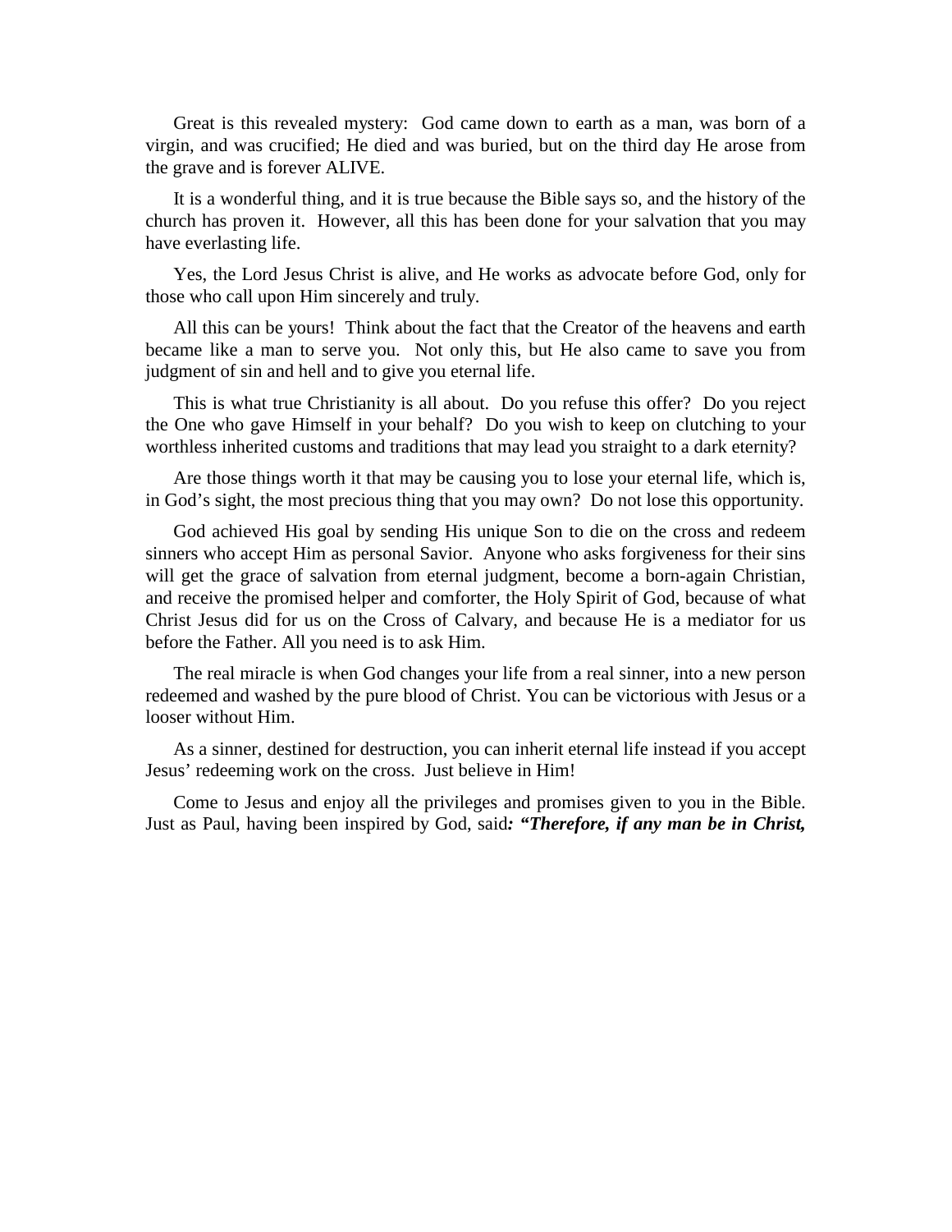Great is this revealed mystery: God came down to earth as a man, was born of a virgin, and was crucified; He died and was buried, but on the third day He arose from the grave and is forever ALIVE.

It is a wonderful thing, and it is true because the Bible says so, and the history of the church has proven it. However, all this has been done for your salvation that you may have everlasting life.

Yes, the Lord Jesus Christ is alive, and He works as advocate before God, only for those who call upon Him sincerely and truly.

All this can be yours! Think about the fact that the Creator of the heavens and earth became like a man to serve you. Not only this, but He also came to save you from judgment of sin and hell and to give you eternal life.

This is what true Christianity is all about. Do you refuse this offer? Do you reject the One who gave Himself in your behalf? Do you wish to keep on clutching to your worthless inherited customs and traditions that may lead you straight to a dark eternity?

Are those things worth it that may be causing you to lose your eternal life, which is, in God's sight, the most precious thing that you may own? Do not lose this opportunity.

God achieved His goal by sending His unique Son to die on the cross and redeem sinners who accept Him as personal Savior. Anyone who asks forgiveness for their sins will get the grace of salvation from eternal judgment, become a born-again Christian, and receive the promised helper and comforter, the Holy Spirit of God, because of what Christ Jesus did for us on the Cross of Calvary, and because He is a mediator for us before the Father. All you need is to ask Him.

The real miracle is when God changes your life from a real sinner, into a new person redeemed and washed by the pure blood of Christ. You can be victorious with Jesus or a looser without Him.

As a sinner, destined for destruction, you can inherit eternal life instead if you accept Jesus' redeeming work on the cross. Just believe in Him!

Come to Jesus and enjoy all the privileges and promises given to you in the Bible. Just as Paul, having been inspired by God, said***: "Therefore, if any man be in Christ,***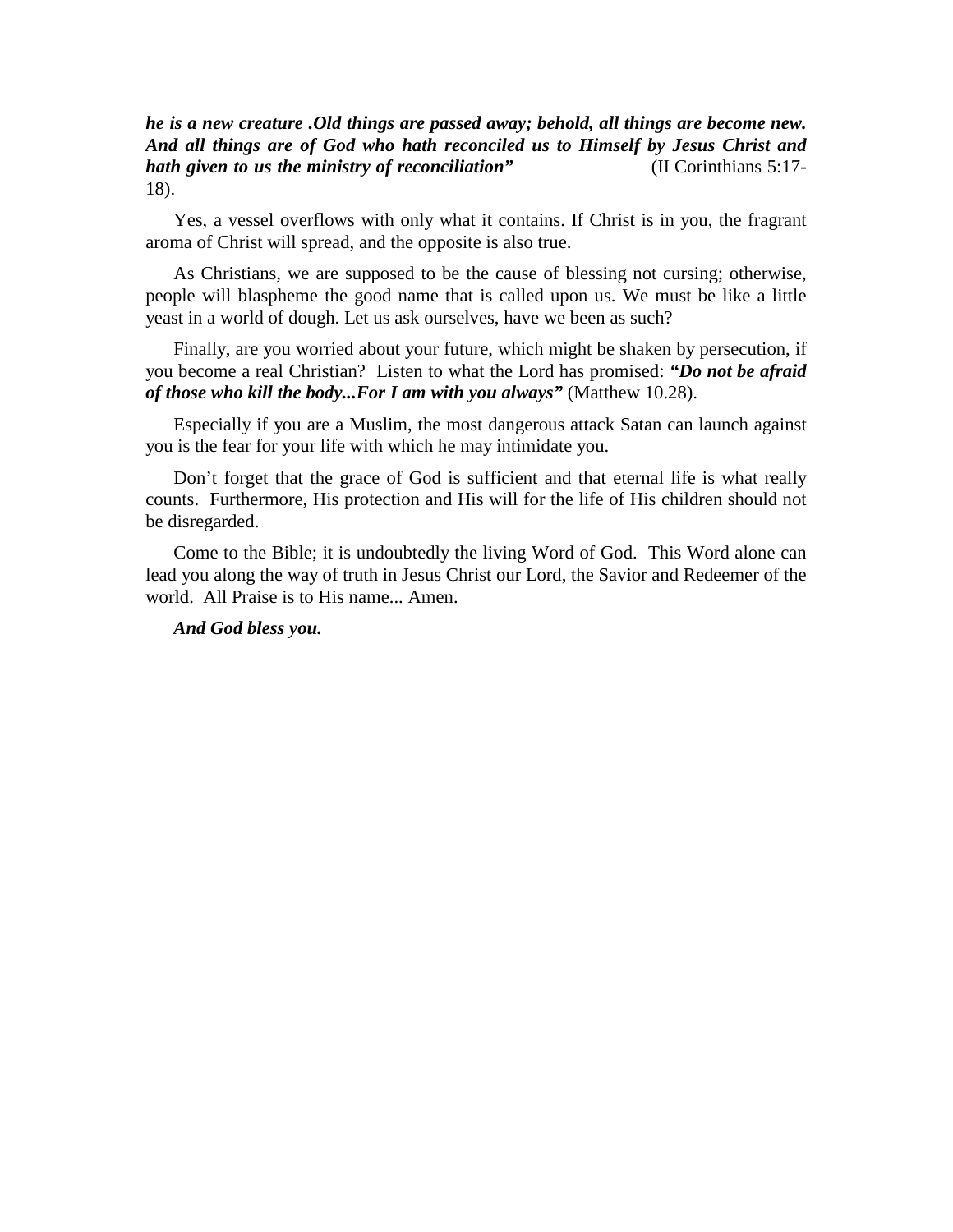***he is a new creature .Old things are passed away; behold, all things are become new. And all things are of God who hath reconciled us to Himself by Jesus Christ and hath given to us the ministry of reconciliation"*** (II Corinthians 5:17-18).

Yes, a vessel overflows with only what it contains. If Christ is in you, the fragrant aroma of Christ will spread, and the opposite is also true.

As Christians, we are supposed to be the cause of blessing not cursing; otherwise, people will blaspheme the good name that is called upon us. We must be like a little yeast in a world of dough. Let us ask ourselves, have we been as such?

Finally, are you worried about your future, which might be shaken by persecution, if you become a real Christian? Listen to what the Lord has promised: ***"Do not be afraid of those who kill the body...For I am with you always"*** (Matthew 10.28).

Especially if you are a Muslim, the most dangerous attack Satan can launch against you is the fear for your life with which he may intimidate you.

Don't forget that the grace of God is sufficient and that eternal life is what really counts. Furthermore, His protection and His will for the life of His children should not be disregarded.

Come to the Bible; it is undoubtedly the living Word of God. This Word alone can lead you along the way of truth in Jesus Christ our Lord, the Savior and Redeemer of the world. All Praise is to His name... Amen.

***And God bless you.***